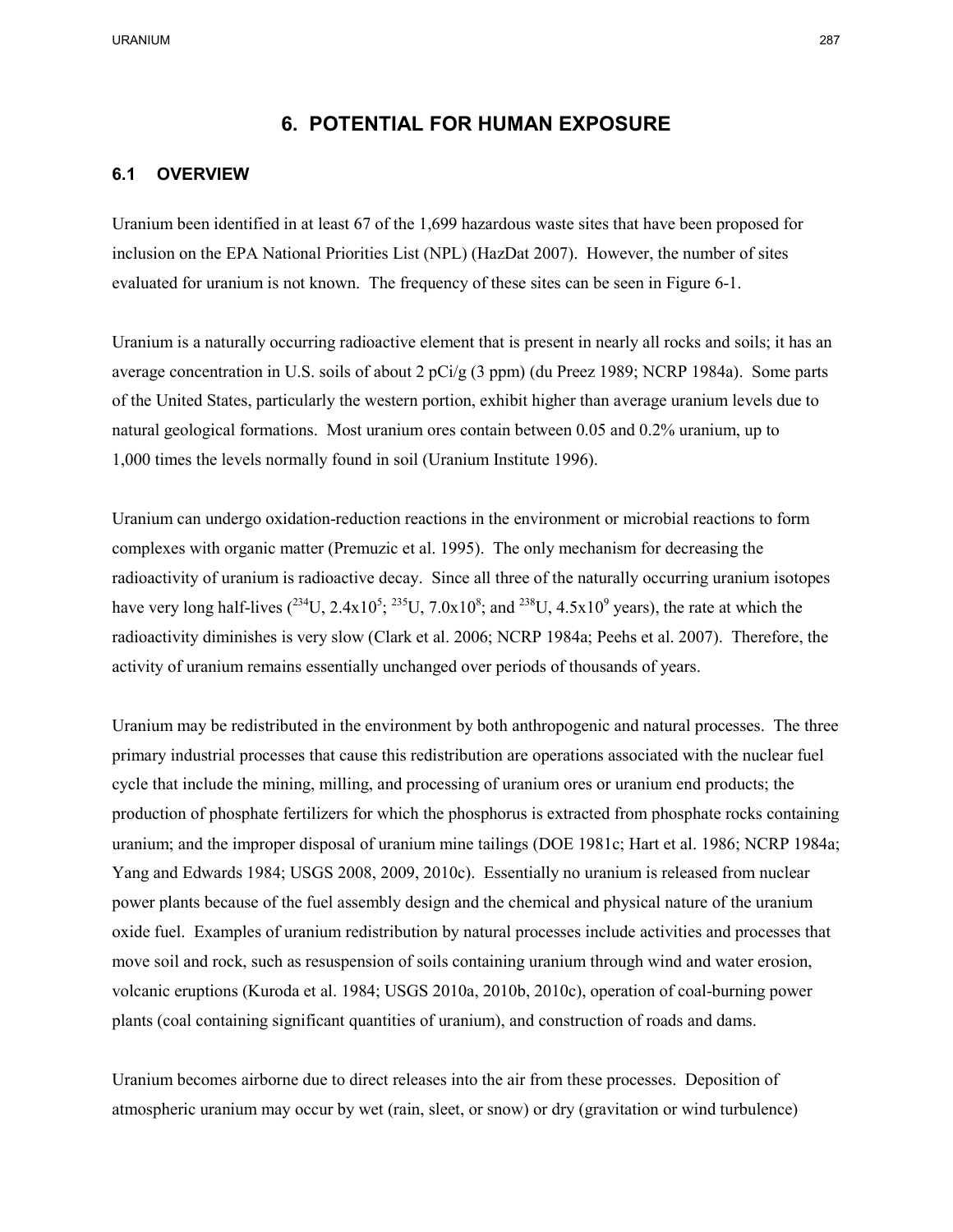# 6. POTENTIAL FOR HUMAN EXPOSURE

## 6.1 OVERVIEW

Uranium been identified in at least 67 of the 1,699 hazardous waste sites that have been proposed for inclusion on the EPA National Priorities List (NPL) (HazDat 2007). However, the number of sites evaluated for uranium is not known. The frequency of these sites can be seen in Figure 6-1.

Uranium is a naturally occurring radioactive element that is present in nearly all rocks and soils; it has an average concentration in U.S. soils of about 2 pCi/g (3 ppm) (du Preez 1989; NCRP 1984a). Some parts of the United States, particularly the western portion, exhibit higher than average uranium levels due to natural geological formations. Most uranium ores contain between 0.05 and 0.2% uranium, up to 1,000 times the levels normally found in soil (Uranium Institute 1996).

Uranium can undergo oxidation-reduction reactions in the environment or microbial reactions to form complexes with organic matter (Premuzic et al. 1995). The only mechanism for decreasing the radioactivity of uranium is radioactive decay. Since all three of the naturally occurring uranium isotopes have very long half-lives ($^{234}U$, $2.4 \times 10^5$; $^{235}U$, $7.0 \times 10^8$; and $^{238}U$, $4.5 \times 10^9$ years), the rate at which the radioactivity diminishes is very slow (Clark et al. 2006; NCRP 1984a; Peehs et al. 2007). Therefore, the activity of uranium remains essentially unchanged over periods of thousands of years.

Uranium may be redistributed in the environment by both anthropogenic and natural processes. The three primary industrial processes that cause this redistribution are operations associated with the nuclear fuel cycle that include the mining, milling, and processing of uranium ores or uranium end products; the production of phosphate fertilizers for which the phosphorus is extracted from phosphate rocks containing uranium; and the improper disposal of uranium mine tailings (DOE 1981c; Hart et al. 1986; NCRP 1984a; Yang and Edwards 1984; USGS 2008, 2009, 2010c). Essentially no uranium is released from nuclear power plants because of the fuel assembly design and the chemical and physical nature of the uranium oxide fuel. Examples of uranium redistribution by natural processes include activities and processes that move soil and rock, such as resuspension of soils containing uranium through wind and water erosion, volcanic eruptions (Kuroda et al. 1984; USGS 2010a, 2010b, 2010c), operation of coal-burning power plants (coal containing significant quantities of uranium), and construction of roads and dams.

Uranium becomes airborne due to direct releases into the air from these processes. Deposition of atmospheric uranium may occur by wet (rain, sleet, or snow) or dry (gravitation or wind turbulence)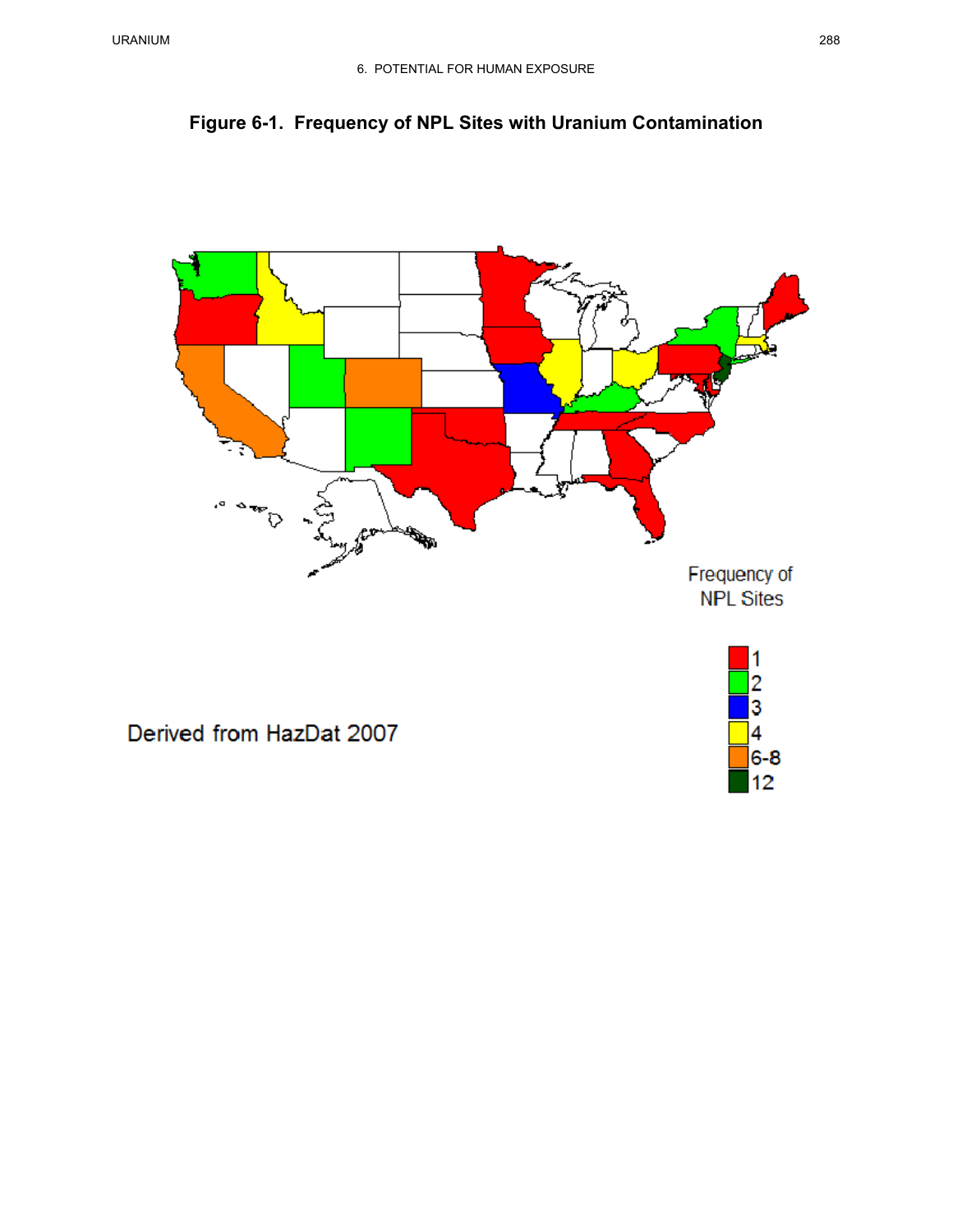**Figure 6-1. Frequency of NPL Sites with Uranium Contamination**

Frequency of NPL Sites

1
2
3
4
6-8
12

Derived from HazDat 2007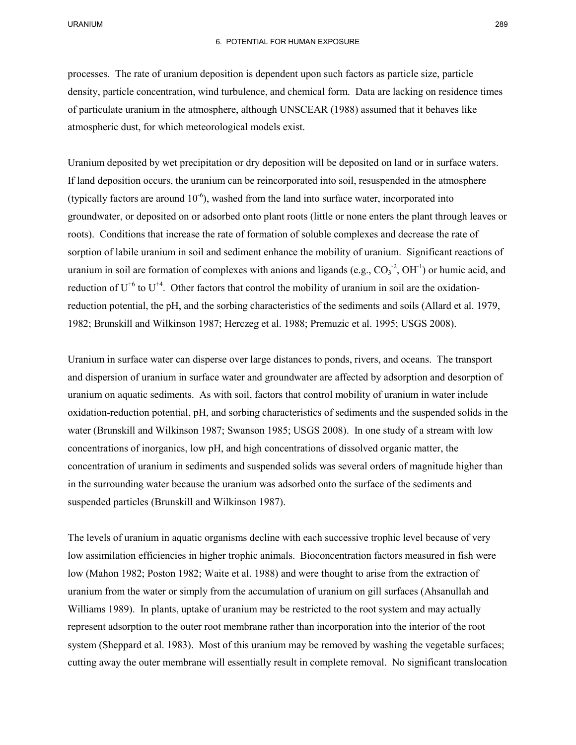processes. The rate of uranium deposition is dependent upon such factors as particle size, particle density, particle concentration, wind turbulence, and chemical form. Data are lacking on residence times of particulate uranium in the atmosphere, although UNSCEAR (1988) assumed that it behaves like atmospheric dust, for which meteorological models exist.

Uranium deposited by wet precipitation or dry deposition will be deposited on land or in surface waters. If land deposition occurs, the uranium can be reincorporated into soil, resuspended in the atmosphere (typically factors are around $10^{-6}$), washed from the land into surface water, incorporated into groundwater, or deposited on or adsorbed onto plant roots (little or none enters the plant through leaves or roots). Conditions that increase the rate of formation of soluble complexes and decrease the rate of sorption of labile uranium in soil and sediment enhance the mobility of uranium. Significant reactions of uranium in soil are formation of complexes with anions and ligands (e.g., $CO_3^{-2}$, $OH^{-1}$) or humic acid, and reduction of $U^{+6}$ to $U^{+4}$. Other factors that control the mobility of uranium in soil are the oxidation-reduction potential, the pH, and the sorbing characteristics of the sediments and soils (Allard et al. 1979, 1982; Brunskill and Wilkinson 1987; Herczeg et al. 1988; Premuzic et al. 1995; USGS 2008).

Uranium in surface water can disperse over large distances to ponds, rivers, and oceans. The transport and dispersion of uranium in surface water and groundwater are affected by adsorption and desorption of uranium on aquatic sediments. As with soil, factors that control mobility of uranium in water include oxidation-reduction potential, pH, and sorbing characteristics of sediments and the suspended solids in the water (Brunskill and Wilkinson 1987; Swanson 1985; USGS 2008). In one study of a stream with low concentrations of inorganics, low pH, and high concentrations of dissolved organic matter, the concentration of uranium in sediments and suspended solids was several orders of magnitude higher than in the surrounding water because the uranium was adsorbed onto the surface of the sediments and suspended particles (Brunskill and Wilkinson 1987).

The levels of uranium in aquatic organisms decline with each successive trophic level because of very low assimilation efficiencies in higher trophic animals. Bioconcentration factors measured in fish were low (Mahon 1982; Poston 1982; Waite et al. 1988) and were thought to arise from the extraction of uranium from the water or simply from the accumulation of uranium on gill surfaces (Ahsanullah and Williams 1989). In plants, uptake of uranium may be restricted to the root system and may actually represent adsorption to the outer root membrane rather than incorporation into the interior of the root system (Sheppard et al. 1983). Most of this uranium may be removed by washing the vegetable surfaces; cutting away the outer membrane will essentially result in complete removal. No significant translocation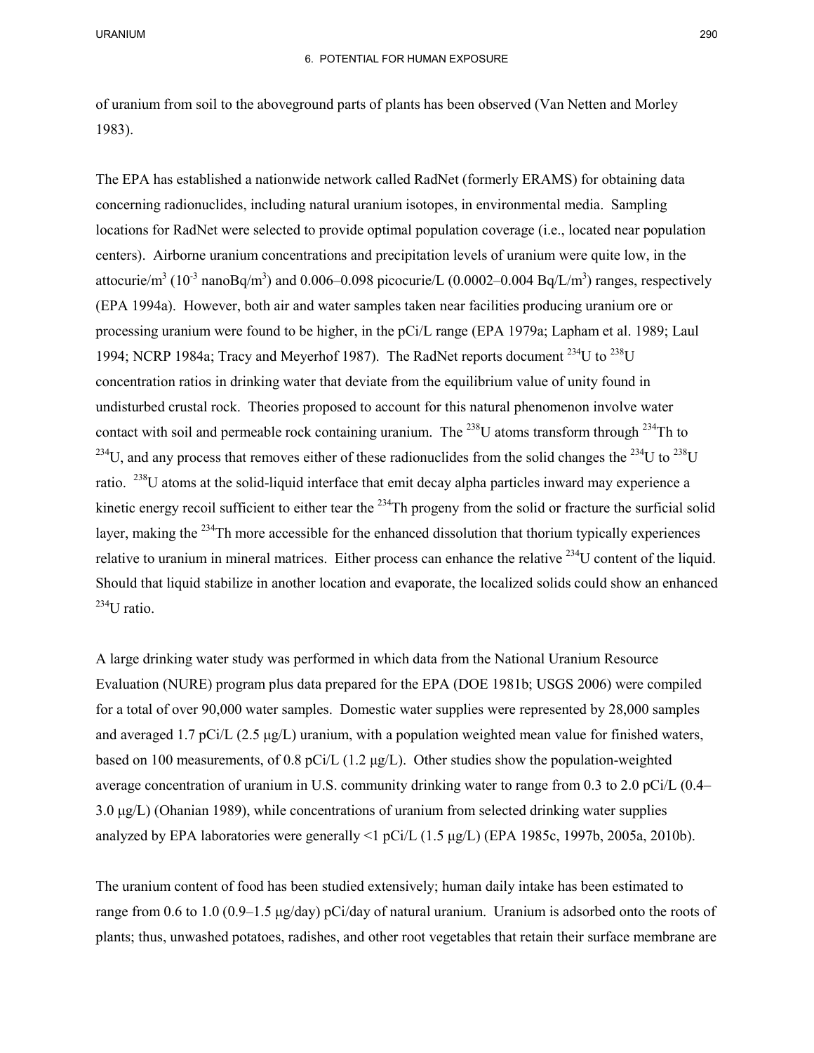of uranium from soil to the aboveground parts of plants has been observed (Van Netten and Morley 1983).

The EPA has established a nationwide network called RadNet (formerly ERAMS) for obtaining data concerning radionuclides, including natural uranium isotopes, in environmental media. Sampling locations for RadNet were selected to provide optimal population coverage (i.e., located near population centers). Airborne uranium concentrations and precipitation levels of uranium were quite low, in the attocurie/m$^3$ ($10^{-3}$ nanoBq/m$^3$) and 0.006–0.098 picocurie/L (0.0002–0.004 Bq/L/m$^3$) ranges, respectively (EPA 1994a). However, both air and water samples taken near facilities producing uranium ore or processing uranium were found to be higher, in the pCi/L range (EPA 1979a; Lapham et al. 1989; Laul 1994; NCRP 1984a; Tracy and Meyerhof 1987). The RadNet reports document $^{234}$U to $^{238}$U concentration ratios in drinking water that deviate from the equilibrium value of unity found in undisturbed crustal rock. Theories proposed to account for this natural phenomenon involve water contact with soil and permeable rock containing uranium. The $^{238}$U atoms transform through $^{234}$Th to $^{234}$U, and any process that removes either of these radionuclides from the solid changes the $^{234}$U to $^{238}$U ratio. $^{238}$U atoms at the solid-liquid interface that emit decay alpha particles inward may experience a kinetic energy recoil sufficient to either tear the $^{234}$Th progeny from the solid or fracture the surficial solid layer, making the $^{234}$Th more accessible for the enhanced dissolution that thorium typically experiences relative to uranium in mineral matrices. Either process can enhance the relative $^{234}$U content of the liquid. Should that liquid stabilize in another location and evaporate, the localized solids could show an enhanced $^{234}$U ratio.

A large drinking water study was performed in which data from the National Uranium Resource Evaluation (NURE) program plus data prepared for the EPA (DOE 1981b; USGS 2006) were compiled for a total of over 90,000 water samples. Domestic water supplies were represented by 28,000 samples and averaged 1.7 pCi/L (2.5 μg/L) uranium, with a population weighted mean value for finished waters, based on 100 measurements, of 0.8 pCi/L (1.2 μg/L). Other studies show the population-weighted average concentration of uranium in U.S. community drinking water to range from 0.3 to 2.0 pCi/L (0.4–3.0 μg/L) (Ohanian 1989), while concentrations of uranium from selected drinking water supplies analyzed by EPA laboratories were generally <1 pCi/L (1.5 μg/L) (EPA 1985c, 1997b, 2005a, 2010b).

The uranium content of food has been studied extensively; human daily intake has been estimated to range from 0.6 to 1.0 (0.9–1.5 μg/day) pCi/day of natural uranium. Uranium is adsorbed onto the roots of plants; thus, unwashed potatoes, radishes, and other root vegetables that retain their surface membrane are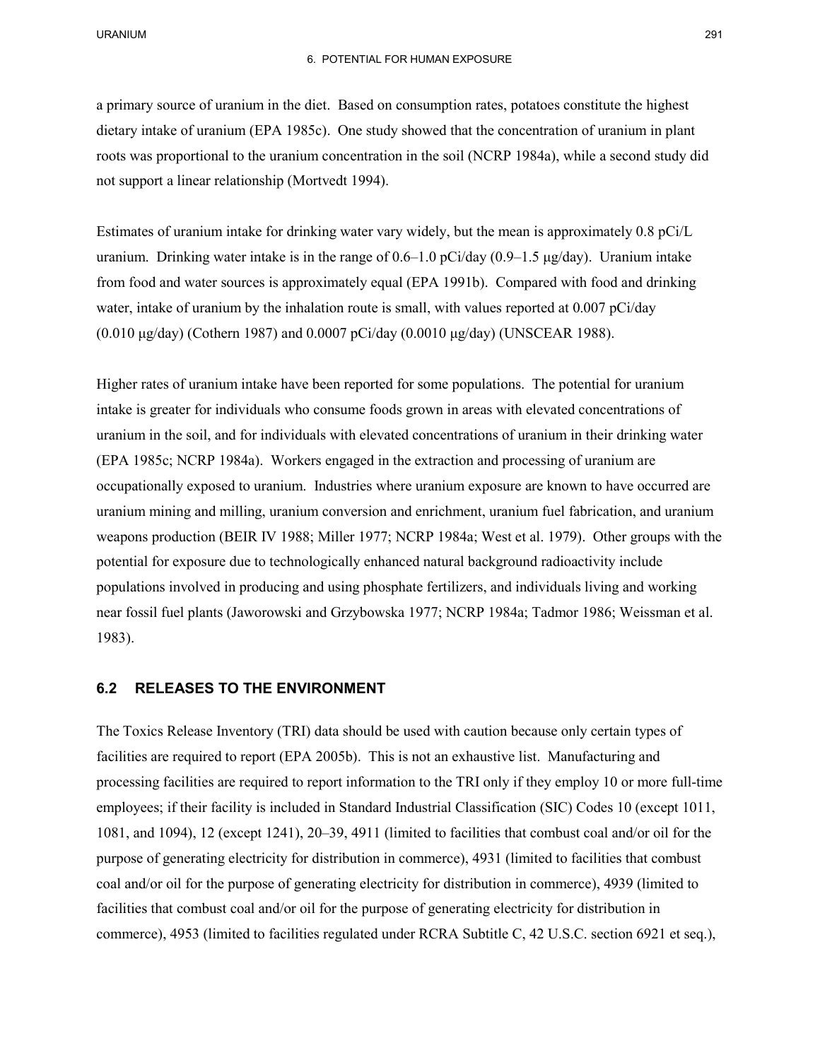a primary source of uranium in the diet. Based on consumption rates, potatoes constitute the highest dietary intake of uranium (EPA 1985c). One study showed that the concentration of uranium in plant roots was proportional to the uranium concentration in the soil (NCRP 1984a), while a second study did not support a linear relationship (Mortvedt 1994).

Estimates of uranium intake for drinking water vary widely, but the mean is approximately 0.8 pCi/L uranium. Drinking water intake is in the range of 0.6–1.0 pCi/day (0.9–1.5 μg/day). Uranium intake from food and water sources is approximately equal (EPA 1991b). Compared with food and drinking water, intake of uranium by the inhalation route is small, with values reported at 0.007 pCi/day (0.010 μg/day) (Cothern 1987) and 0.0007 pCi/day (0.0010 μg/day) (UNSCEAR 1988).

Higher rates of uranium intake have been reported for some populations. The potential for uranium intake is greater for individuals who consume foods grown in areas with elevated concentrations of uranium in the soil, and for individuals with elevated concentrations of uranium in their drinking water (EPA 1985c; NCRP 1984a). Workers engaged in the extraction and processing of uranium are occupationally exposed to uranium. Industries where uranium exposure are known to have occurred are uranium mining and milling, uranium conversion and enrichment, uranium fuel fabrication, and uranium weapons production (BEIR IV 1988; Miller 1977; NCRP 1984a; West et al. 1979). Other groups with the potential for exposure due to technologically enhanced natural background radioactivity include populations involved in producing and using phosphate fertilizers, and individuals living and working near fossil fuel plants (Jaworowski and Grzybowska 1977; NCRP 1984a; Tadmor 1986; Weissman et al. 1983).

## 6.2 RELEASES TO THE ENVIRONMENT

The Toxics Release Inventory (TRI) data should be used with caution because only certain types of facilities are required to report (EPA 2005b). This is not an exhaustive list. Manufacturing and processing facilities are required to report information to the TRI only if they employ 10 or more full-time employees; if their facility is included in Standard Industrial Classification (SIC) Codes 10 (except 1011, 1081, and 1094), 12 (except 1241), 20–39, 4911 (limited to facilities that combust coal and/or oil for the purpose of generating electricity for distribution in commerce), 4931 (limited to facilities that combust coal and/or oil for the purpose of generating electricity for distribution in commerce), 4939 (limited to facilities that combust coal and/or oil for the purpose of generating electricity for distribution in commerce), 4953 (limited to facilities regulated under RCRA Subtitle C, 42 U.S.C. section 6921 et seq.),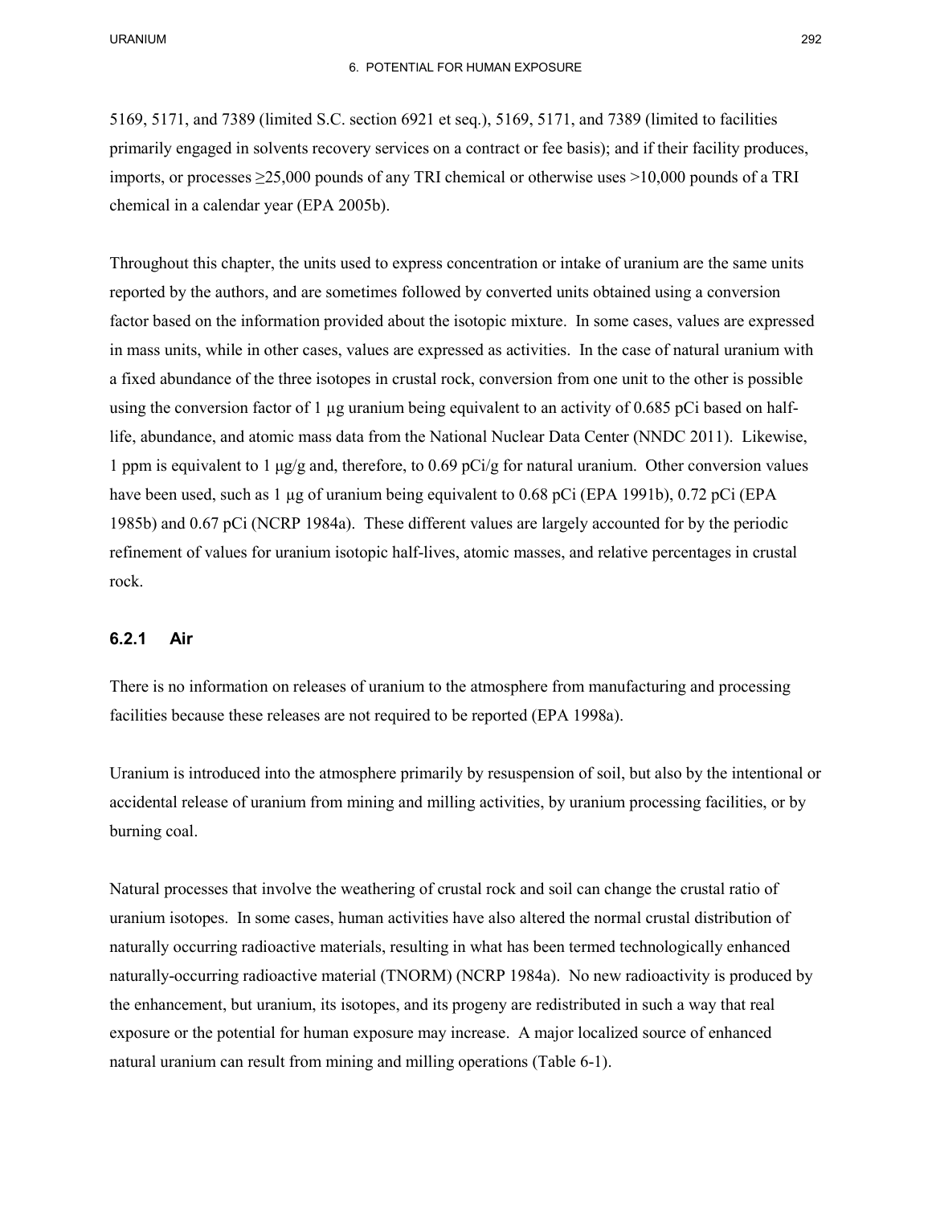5169, 5171, and 7389 (limited S.C. section 6921 et seq.), 5169, 5171, and 7389 (limited to facilities primarily engaged in solvents recovery services on a contract or fee basis); and if their facility produces, imports, or processes ≥25,000 pounds of any TRI chemical or otherwise uses >10,000 pounds of a TRI chemical in a calendar year (EPA 2005b).

Throughout this chapter, the units used to express concentration or intake of uranium are the same units reported by the authors, and are sometimes followed by converted units obtained using a conversion factor based on the information provided about the isotopic mixture. In some cases, values are expressed in mass units, while in other cases, values are expressed as activities. In the case of natural uranium with a fixed abundance of the three isotopes in crustal rock, conversion from one unit to the other is possible using the conversion factor of 1 μg uranium being equivalent to an activity of 0.685 pCi based on half-life, abundance, and atomic mass data from the National Nuclear Data Center (NNDC 2011). Likewise, 1 ppm is equivalent to 1 μg/g and, therefore, to 0.69 pCi/g for natural uranium. Other conversion values have been used, such as 1 μg of uranium being equivalent to 0.68 pCi (EPA 1991b), 0.72 pCi (EPA 1985b) and 0.67 pCi (NCRP 1984a). These different values are largely accounted for by the periodic refinement of values for uranium isotopic half-lives, atomic masses, and relative percentages in crustal rock.

### 6.2.1 Air

There is no information on releases of uranium to the atmosphere from manufacturing and processing facilities because these releases are not required to be reported (EPA 1998a).

Uranium is introduced into the atmosphere primarily by resuspension of soil, but also by the intentional or accidental release of uranium from mining and milling activities, by uranium processing facilities, or by burning coal.

Natural processes that involve the weathering of crustal rock and soil can change the crustal ratio of uranium isotopes. In some cases, human activities have also altered the normal crustal distribution of naturally occurring radioactive materials, resulting in what has been termed technologically enhanced naturally-occurring radioactive material (TNORM) (NCRP 1984a). No new radioactivity is produced by the enhancement, but uranium, its isotopes, and its progeny are redistributed in such a way that real exposure or the potential for human exposure may increase. A major localized source of enhanced natural uranium can result from mining and milling operations (Table 6-1).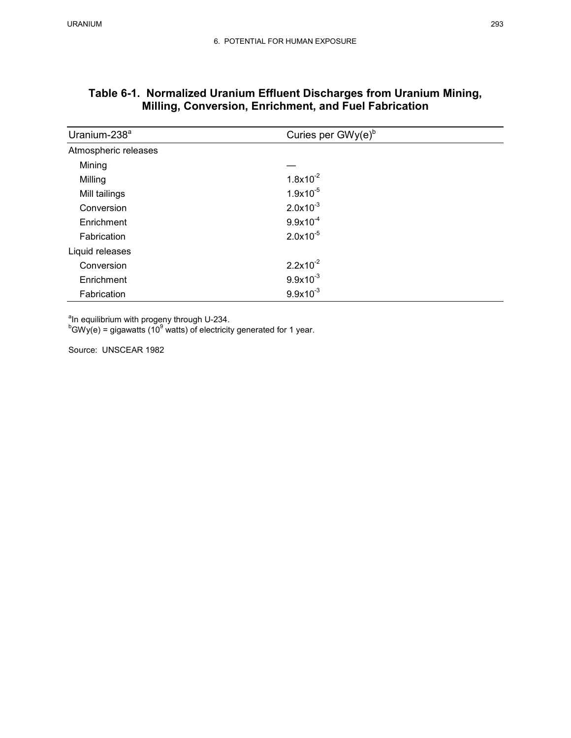### Table 6-1. Normalized Uranium Effluent Discharges from Uranium Mining, Milling, Conversion, Enrichment, and Fuel Fabrication

| Uranium-238[a] | Curies per GWy(e)[b] |
|---|---|
| Atmospheric releases | |
| Mining | — |
| Milling | $1.8 \times 10^{-2}$ |
| Mill tailings | $1.9 \times 10^{-5}$ |
| Conversion | $2.0 \times 10^{-3}$ |
| Enrichment | $9.9 \times 10^{-4}$ |
| Fabrication | $2.0 \times 10^{-5}$ |
| Liquid releases | |
| Conversion | $2.2 \times 10^{-2}$ |
| Enrichment | $9.9 \times 10^{-3}$ |
| Fabrication | $9.9 \times 10^{-3}$ |

[a]In equilibrium with progeny through U-234.
[b]GWy(e) = gigawatts ($10^9$ watts) of electricity generated for 1 year.

Source: UNSCEAR 1982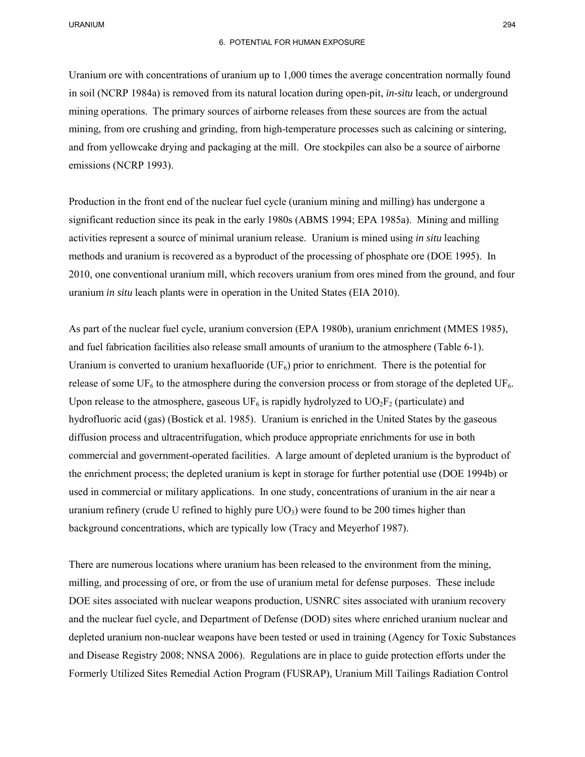Uranium ore with concentrations of uranium up to 1,000 times the average concentration normally found in soil (NCRP 1984a) is removed from its natural location during open-pit, *in-situ* leach, or underground mining operations. The primary sources of airborne releases from these sources are from the actual mining, from ore crushing and grinding, from high-temperature processes such as calcining or sintering, and from yellowcake drying and packaging at the mill. Ore stockpiles can also be a source of airborne emissions (NCRP 1993).

Production in the front end of the nuclear fuel cycle (uranium mining and milling) has undergone a significant reduction since its peak in the early 1980s (ABMS 1994; EPA 1985a). Mining and milling activities represent a source of minimal uranium release. Uranium is mined using *in situ* leaching methods and uranium is recovered as a byproduct of the processing of phosphate ore (DOE 1995). In 2010, one conventional uranium mill, which recovers uranium from ores mined from the ground, and four uranium *in situ* leach plants were in operation in the United States (EIA 2010).

As part of the nuclear fuel cycle, uranium conversion (EPA 1980b), uranium enrichment (MMES 1985), and fuel fabrication facilities also release small amounts of uranium to the atmosphere (Table 6-1). Uranium is converted to uranium hexafluoride ($UF_6$) prior to enrichment. There is the potential for release of some $UF_6$ to the atmosphere during the conversion process or from storage of the depleted $UF_6$. Upon release to the atmosphere, gaseous $UF_6$ is rapidly hydrolyzed to $UO_2F_2$ (particulate) and hydrofluoric acid (gas) (Bostick et al. 1985). Uranium is enriched in the United States by the gaseous diffusion process and ultracentrifugation, which produce appropriate enrichments for use in both commercial and government-operated facilities. A large amount of depleted uranium is the byproduct of the enrichment process; the depleted uranium is kept in storage for further potential use (DOE 1994b) or used in commercial or military applications. In one study, concentrations of uranium in the air near a uranium refinery (crude U refined to highly pure $UO_3$) were found to be 200 times higher than background concentrations, which are typically low (Tracy and Meyerhof 1987).

There are numerous locations where uranium has been released to the environment from the mining, milling, and processing of ore, or from the use of uranium metal for defense purposes. These include DOE sites associated with nuclear weapons production, USNRC sites associated with uranium recovery and the nuclear fuel cycle, and Department of Defense (DOD) sites where enriched uranium nuclear and depleted uranium non-nuclear weapons have been tested or used in training (Agency for Toxic Substances and Disease Registry 2008; NNSA 2006). Regulations are in place to guide protection efforts under the Formerly Utilized Sites Remedial Action Program (FUSRAP), Uranium Mill Tailings Radiation Control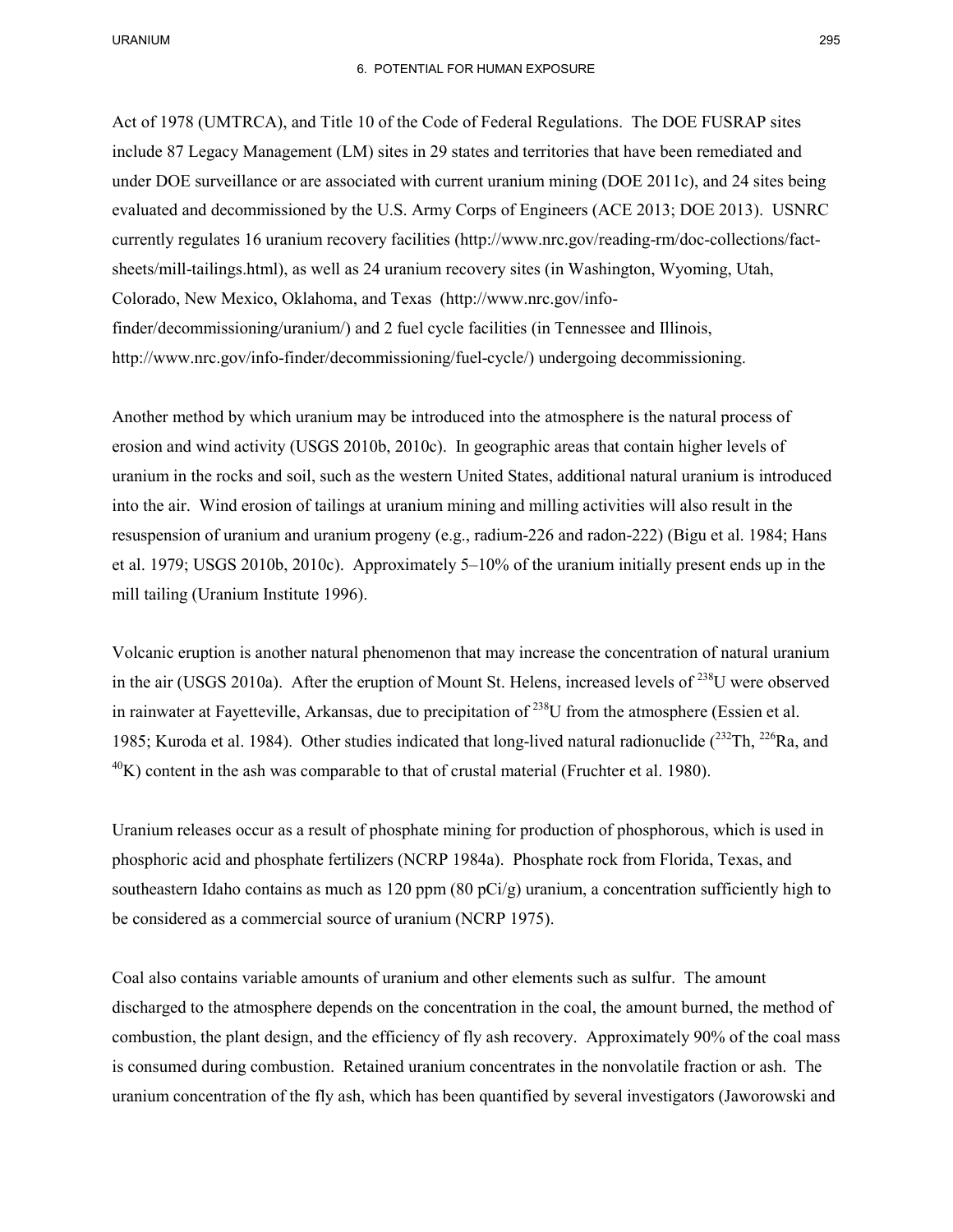Act of 1978 (UMTRCA), and Title 10 of the Code of Federal Regulations. The DOE FUSRAP sites include 87 Legacy Management (LM) sites in 29 states and territories that have been remediated and under DOE surveillance or are associated with current uranium mining (DOE 2011c), and 24 sites being evaluated and decommissioned by the U.S. Army Corps of Engineers (ACE 2013; DOE 2013). USNRC currently regulates 16 uranium recovery facilities (http://www.nrc.gov/reading-rm/doc-collections/fact-sheets/mill-tailings.html), as well as 24 uranium recovery sites (in Washington, Wyoming, Utah, Colorado, New Mexico, Oklahoma, and Texas (http://www.nrc.gov/info-finder/decommissioning/uranium/) and 2 fuel cycle facilities (in Tennessee and Illinois, http://www.nrc.gov/info-finder/decommissioning/fuel-cycle/) undergoing decommissioning.

Another method by which uranium may be introduced into the atmosphere is the natural process of erosion and wind activity (USGS 2010b, 2010c). In geographic areas that contain higher levels of uranium in the rocks and soil, such as the western United States, additional natural uranium is introduced into the air. Wind erosion of tailings at uranium mining and milling activities will also result in the resuspension of uranium and uranium progeny (e.g., radium-226 and radon-222) (Bigu et al. 1984; Hans et al. 1979; USGS 2010b, 2010c). Approximately 5–10% of the uranium initially present ends up in the mill tailing (Uranium Institute 1996).

Volcanic eruption is another natural phenomenon that may increase the concentration of natural uranium in the air (USGS 2010a). After the eruption of Mount St. Helens, increased levels of $^{238}$U were observed in rainwater at Fayetteville, Arkansas, due to precipitation of $^{238}$U from the atmosphere (Essien et al. 1985; Kuroda et al. 1984). Other studies indicated that long-lived natural radionuclide ($^{232}$Th, $^{226}$Ra, and $^{40}$K) content in the ash was comparable to that of crustal material (Fruchter et al. 1980).

Uranium releases occur as a result of phosphate mining for production of phosphorous, which is used in phosphoric acid and phosphate fertilizers (NCRP 1984a). Phosphate rock from Florida, Texas, and southeastern Idaho contains as much as 120 ppm (80 pCi/g) uranium, a concentration sufficiently high to be considered as a commercial source of uranium (NCRP 1975).

Coal also contains variable amounts of uranium and other elements such as sulfur. The amount discharged to the atmosphere depends on the concentration in the coal, the amount burned, the method of combustion, the plant design, and the efficiency of fly ash recovery. Approximately 90% of the coal mass is consumed during combustion. Retained uranium concentrates in the nonvolatile fraction or ash. The uranium concentration of the fly ash, which has been quantified by several investigators (Jaworowski and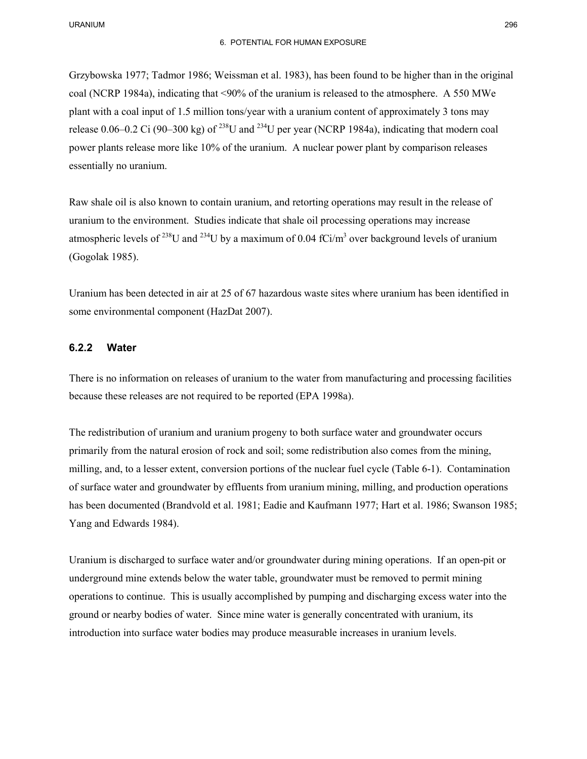Grzybowska 1977; Tadmor 1986; Weissman et al. 1983), has been found to be higher than in the original coal (NCRP 1984a), indicating that <90% of the uranium is released to the atmosphere. A 550 MWe plant with a coal input of 1.5 million tons/year with a uranium content of approximately 3 tons may release 0.06–0.2 Ci (90–300 kg) of $^{238}U$ and $^{234}U$ per year (NCRP 1984a), indicating that modern coal power plants release more like 10% of the uranium. A nuclear power plant by comparison releases essentially no uranium.

Raw shale oil is also known to contain uranium, and retorting operations may result in the release of uranium to the environment. Studies indicate that shale oil processing operations may increase atmospheric levels of $^{238}U$ and $^{234}U$ by a maximum of 0.04 fCi/m$^3$ over background levels of uranium (Gogolak 1985).

Uranium has been detected in air at 25 of 67 hazardous waste sites where uranium has been identified in some environmental component (HazDat 2007).

### 6.2.2 Water

There is no information on releases of uranium to the water from manufacturing and processing facilities because these releases are not required to be reported (EPA 1998a).

The redistribution of uranium and uranium progeny to both surface water and groundwater occurs primarily from the natural erosion of rock and soil; some redistribution also comes from the mining, milling, and, to a lesser extent, conversion portions of the nuclear fuel cycle (Table 6-1). Contamination of surface water and groundwater by effluents from uranium mining, milling, and production operations has been documented (Brandvold et al. 1981; Eadie and Kaufmann 1977; Hart et al. 1986; Swanson 1985; Yang and Edwards 1984).

Uranium is discharged to surface water and/or groundwater during mining operations. If an open-pit or underground mine extends below the water table, groundwater must be removed to permit mining operations to continue. This is usually accomplished by pumping and discharging excess water into the ground or nearby bodies of water. Since mine water is generally concentrated with uranium, its introduction into surface water bodies may produce measurable increases in uranium levels.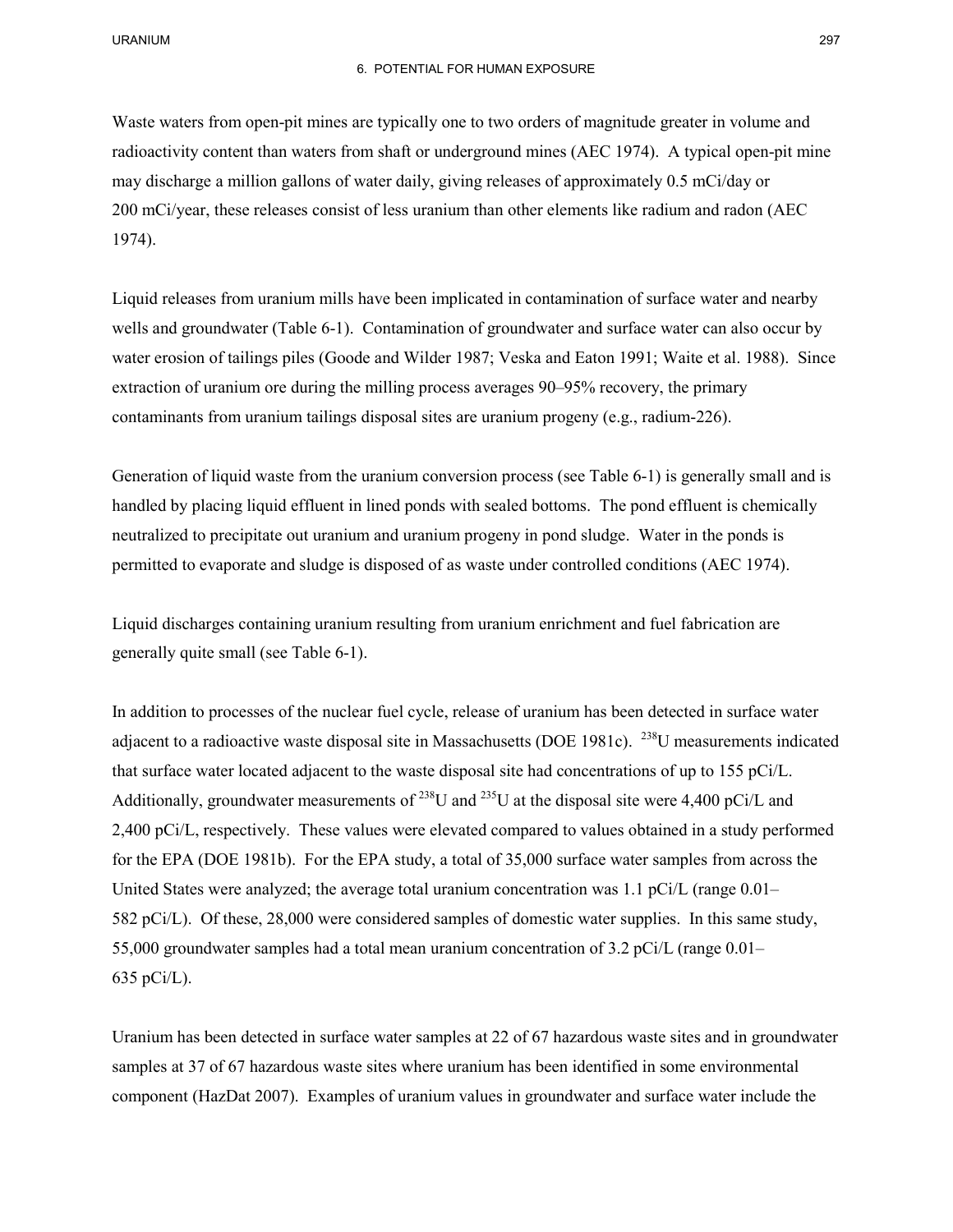Waste waters from open-pit mines are typically one to two orders of magnitude greater in volume and radioactivity content than waters from shaft or underground mines (AEC 1974). A typical open-pit mine may discharge a million gallons of water daily, giving releases of approximately 0.5 mCi/day or 200 mCi/year, these releases consist of less uranium than other elements like radium and radon (AEC 1974).

Liquid releases from uranium mills have been implicated in contamination of surface water and nearby wells and groundwater (Table 6-1). Contamination of groundwater and surface water can also occur by water erosion of tailings piles (Goode and Wilder 1987; Veska and Eaton 1991; Waite et al. 1988). Since extraction of uranium ore during the milling process averages 90–95% recovery, the primary contaminants from uranium tailings disposal sites are uranium progeny (e.g., radium-226).

Generation of liquid waste from the uranium conversion process (see Table 6-1) is generally small and is handled by placing liquid effluent in lined ponds with sealed bottoms. The pond effluent is chemically neutralized to precipitate out uranium and uranium progeny in pond sludge. Water in the ponds is permitted to evaporate and sludge is disposed of as waste under controlled conditions (AEC 1974).

Liquid discharges containing uranium resulting from uranium enrichment and fuel fabrication are generally quite small (see Table 6-1).

In addition to processes of the nuclear fuel cycle, release of uranium has been detected in surface water adjacent to a radioactive waste disposal site in Massachusetts (DOE 1981c). $^{238}$U measurements indicated that surface water located adjacent to the waste disposal site had concentrations of up to 155 pCi/L. Additionally, groundwater measurements of $^{238}$U and $^{235}$U at the disposal site were 4,400 pCi/L and 2,400 pCi/L, respectively. These values were elevated compared to values obtained in a study performed for the EPA (DOE 1981b). For the EPA study, a total of 35,000 surface water samples from across the United States were analyzed; the average total uranium concentration was 1.1 pCi/L (range 0.01–582 pCi/L). Of these, 28,000 were considered samples of domestic water supplies. In this same study, 55,000 groundwater samples had a total mean uranium concentration of 3.2 pCi/L (range 0.01–635 pCi/L).

Uranium has been detected in surface water samples at 22 of 67 hazardous waste sites and in groundwater samples at 37 of 67 hazardous waste sites where uranium has been identified in some environmental component (HazDat 2007). Examples of uranium values in groundwater and surface water include the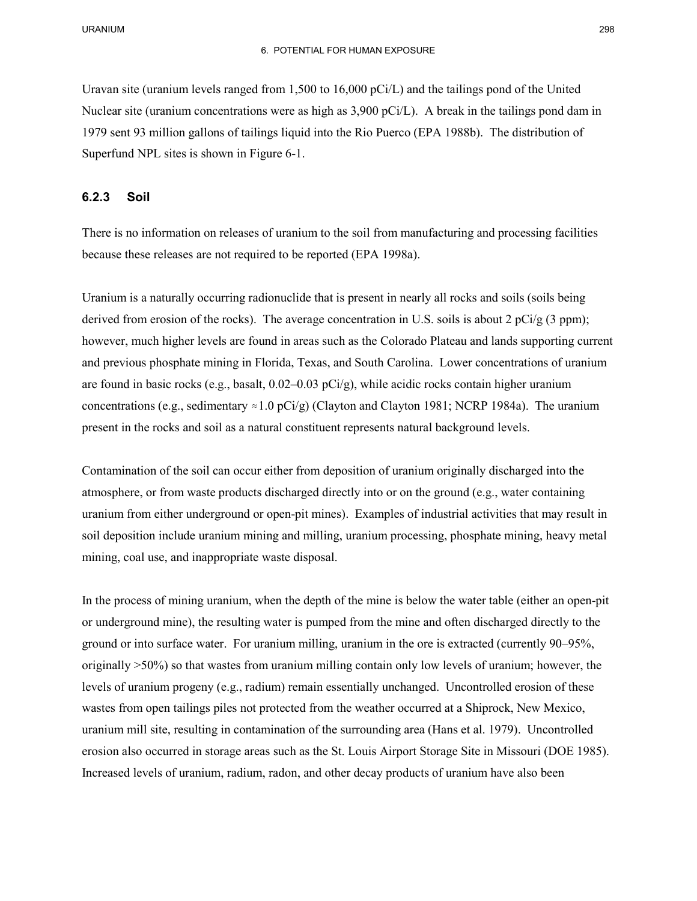Uravan site (uranium levels ranged from 1,500 to 16,000 pCi/L) and the tailings pond of the United Nuclear site (uranium concentrations were as high as 3,900 pCi/L). A break in the tailings pond dam in 1979 sent 93 million gallons of tailings liquid into the Rio Puerco (EPA 1988b). The distribution of Superfund NPL sites is shown in Figure 6-1.

### 6.2.3 Soil

There is no information on releases of uranium to the soil from manufacturing and processing facilities because these releases are not required to be reported (EPA 1998a).

Uranium is a naturally occurring radionuclide that is present in nearly all rocks and soils (soils being derived from erosion of the rocks). The average concentration in U.S. soils is about 2 pCi/g (3 ppm); however, much higher levels are found in areas such as the Colorado Plateau and lands supporting current and previous phosphate mining in Florida, Texas, and South Carolina. Lower concentrations of uranium are found in basic rocks (e.g., basalt, 0.02–0.03 pCi/g), while acidic rocks contain higher uranium concentrations (e.g., sedimentary ≈1.0 pCi/g) (Clayton and Clayton 1981; NCRP 1984a). The uranium present in the rocks and soil as a natural constituent represents natural background levels.

Contamination of the soil can occur either from deposition of uranium originally discharged into the atmosphere, or from waste products discharged directly into or on the ground (e.g., water containing uranium from either underground or open-pit mines). Examples of industrial activities that may result in soil deposition include uranium mining and milling, uranium processing, phosphate mining, heavy metal mining, coal use, and inappropriate waste disposal.

In the process of mining uranium, when the depth of the mine is below the water table (either an open-pit or underground mine), the resulting water is pumped from the mine and often discharged directly to the ground or into surface water. For uranium milling, uranium in the ore is extracted (currently 90–95%, originally >50%) so that wastes from uranium milling contain only low levels of uranium; however, the levels of uranium progeny (e.g., radium) remain essentially unchanged. Uncontrolled erosion of these wastes from open tailings piles not protected from the weather occurred at a Shiprock, New Mexico, uranium mill site, resulting in contamination of the surrounding area (Hans et al. 1979). Uncontrolled erosion also occurred in storage areas such as the St. Louis Airport Storage Site in Missouri (DOE 1985). Increased levels of uranium, radium, radon, and other decay products of uranium have also been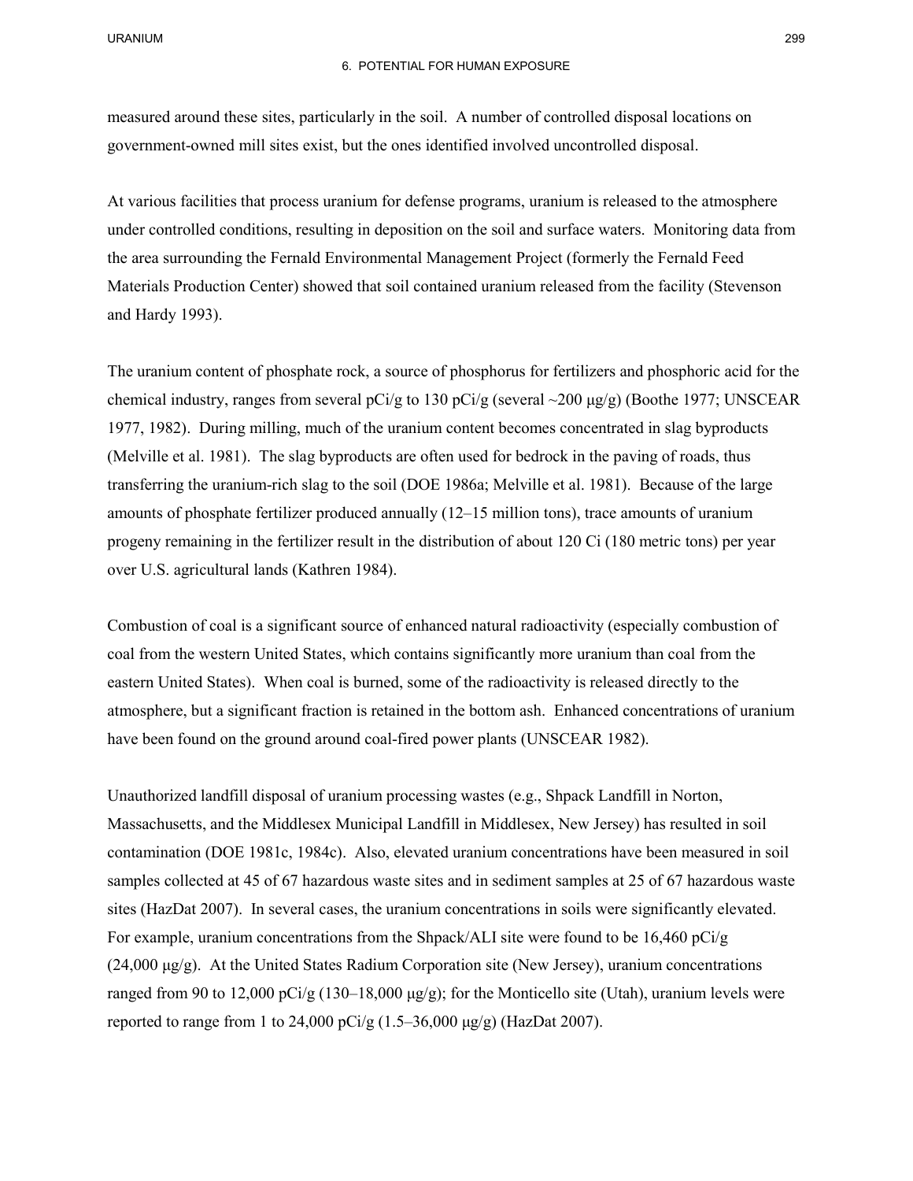measured around these sites, particularly in the soil. A number of controlled disposal locations on government-owned mill sites exist, but the ones identified involved uncontrolled disposal.

At various facilities that process uranium for defense programs, uranium is released to the atmosphere under controlled conditions, resulting in deposition on the soil and surface waters. Monitoring data from the area surrounding the Fernald Environmental Management Project (formerly the Fernald Feed Materials Production Center) showed that soil contained uranium released from the facility (Stevenson and Hardy 1993).

The uranium content of phosphate rock, a source of phosphorus for fertilizers and phosphoric acid for the chemical industry, ranges from several pCi/g to 130 pCi/g (several ~200 μg/g) (Boothe 1977; UNSCEAR 1977, 1982). During milling, much of the uranium content becomes concentrated in slag byproducts (Melville et al. 1981). The slag byproducts are often used for bedrock in the paving of roads, thus transferring the uranium-rich slag to the soil (DOE 1986a; Melville et al. 1981). Because of the large amounts of phosphate fertilizer produced annually (12–15 million tons), trace amounts of uranium progeny remaining in the fertilizer result in the distribution of about 120 Ci (180 metric tons) per year over U.S. agricultural lands (Kathren 1984).

Combustion of coal is a significant source of enhanced natural radioactivity (especially combustion of coal from the western United States, which contains significantly more uranium than coal from the eastern United States). When coal is burned, some of the radioactivity is released directly to the atmosphere, but a significant fraction is retained in the bottom ash. Enhanced concentrations of uranium have been found on the ground around coal-fired power plants (UNSCEAR 1982).

Unauthorized landfill disposal of uranium processing wastes (e.g., Shpack Landfill in Norton, Massachusetts, and the Middlesex Municipal Landfill in Middlesex, New Jersey) has resulted in soil contamination (DOE 1981c, 1984c). Also, elevated uranium concentrations have been measured in soil samples collected at 45 of 67 hazardous waste sites and in sediment samples at 25 of 67 hazardous waste sites (HazDat 2007). In several cases, the uranium concentrations in soils were significantly elevated. For example, uranium concentrations from the Shpack/ALI site were found to be 16,460 pCi/g (24,000 μg/g). At the United States Radium Corporation site (New Jersey), uranium concentrations ranged from 90 to 12,000 pCi/g (130–18,000 μg/g); for the Monticello site (Utah), uranium levels were reported to range from 1 to 24,000 pCi/g (1.5–36,000 μg/g) (HazDat 2007).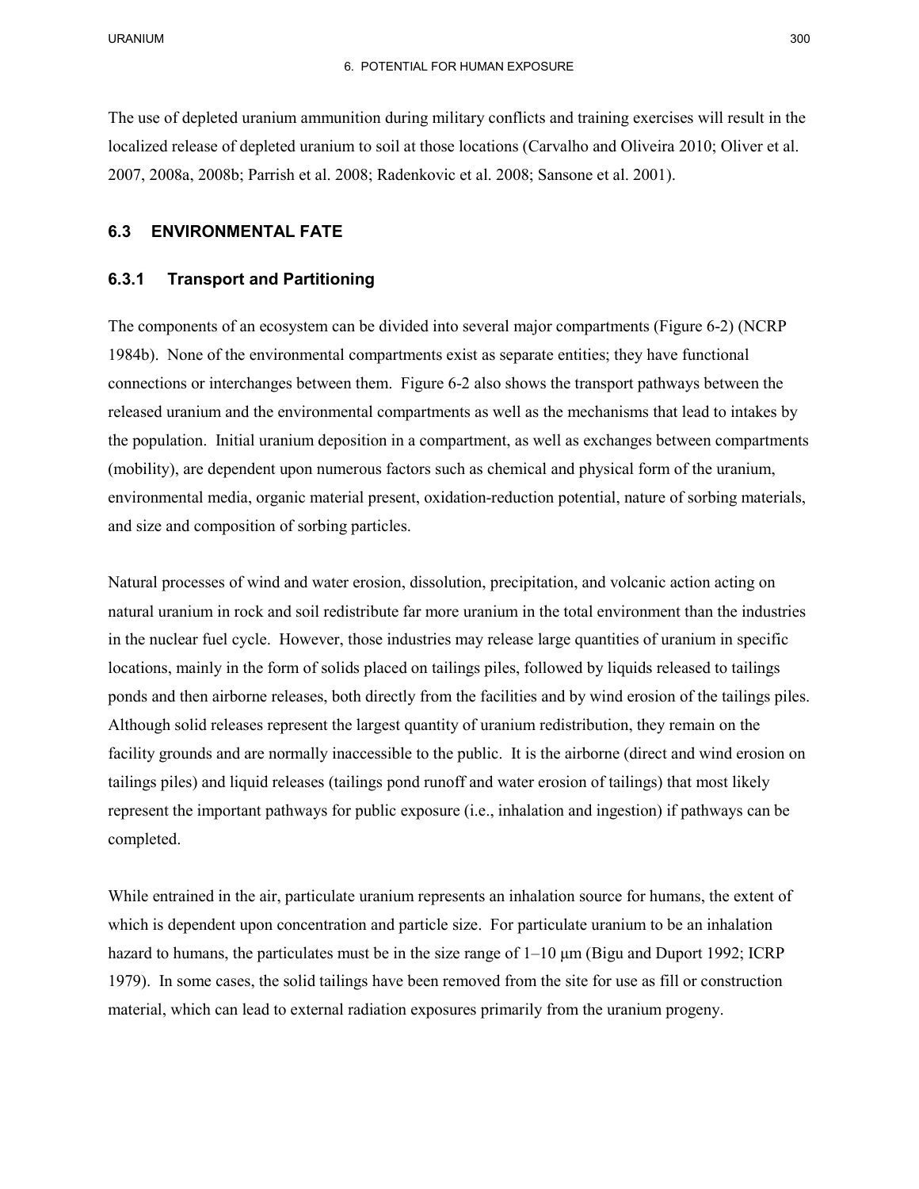The use of depleted uranium ammunition during military conflicts and training exercises will result in the localized release of depleted uranium to soil at those locations (Carvalho and Oliveira 2010; Oliver et al. 2007, 2008a, 2008b; Parrish et al. 2008; Radenkovic et al. 2008; Sansone et al. 2001).

## 6.3 ENVIRONMENTAL FATE

### 6.3.1 Transport and Partitioning

The components of an ecosystem can be divided into several major compartments (Figure 6-2) (NCRP 1984b). None of the environmental compartments exist as separate entities; they have functional connections or interchanges between them. Figure 6-2 also shows the transport pathways between the released uranium and the environmental compartments as well as the mechanisms that lead to intakes by the population. Initial uranium deposition in a compartment, as well as exchanges between compartments (mobility), are dependent upon numerous factors such as chemical and physical form of the uranium, environmental media, organic material present, oxidation-reduction potential, nature of sorbing materials, and size and composition of sorbing particles.

Natural processes of wind and water erosion, dissolution, precipitation, and volcanic action acting on natural uranium in rock and soil redistribute far more uranium in the total environment than the industries in the nuclear fuel cycle. However, those industries may release large quantities of uranium in specific locations, mainly in the form of solids placed on tailings piles, followed by liquids released to tailings ponds and then airborne releases, both directly from the facilities and by wind erosion of the tailings piles. Although solid releases represent the largest quantity of uranium redistribution, they remain on the facility grounds and are normally inaccessible to the public. It is the airborne (direct and wind erosion on tailings piles) and liquid releases (tailings pond runoff and water erosion of tailings) that most likely represent the important pathways for public exposure (i.e., inhalation and ingestion) if pathways can be completed.

While entrained in the air, particulate uranium represents an inhalation source for humans, the extent of which is dependent upon concentration and particle size. For particulate uranium to be an inhalation hazard to humans, the particulates must be in the size range of 1–10 μm (Bigu and Duport 1992; ICRP 1979). In some cases, the solid tailings have been removed from the site for use as fill or construction material, which can lead to external radiation exposures primarily from the uranium progeny.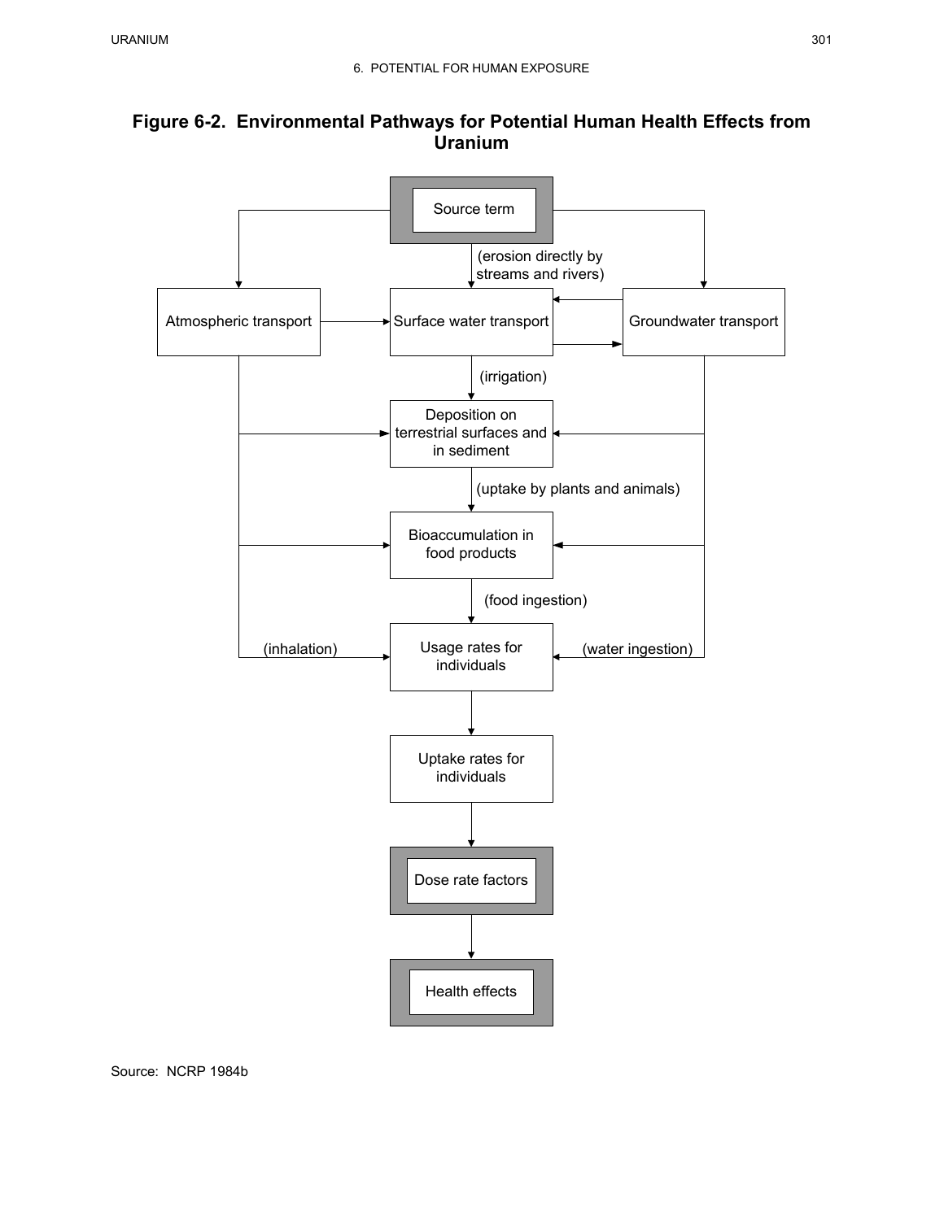**Figure 6-2. Environmental Pathways for Potential Human Health Effects from Uranium**

Source term

(erosion directly by streams and rivers)

Atmospheric transport

Surface water transport

Groundwater transport

(irrigation)

Deposition on terrestrial surfaces and in sediment

(uptake by plants and animals)

Bioaccumulation in food products

(food ingestion)

(inhalation)

Usage rates for individuals

(water ingestion)

Uptake rates for individuals

Dose rate factors

Health effects

Source: NCRP 1984b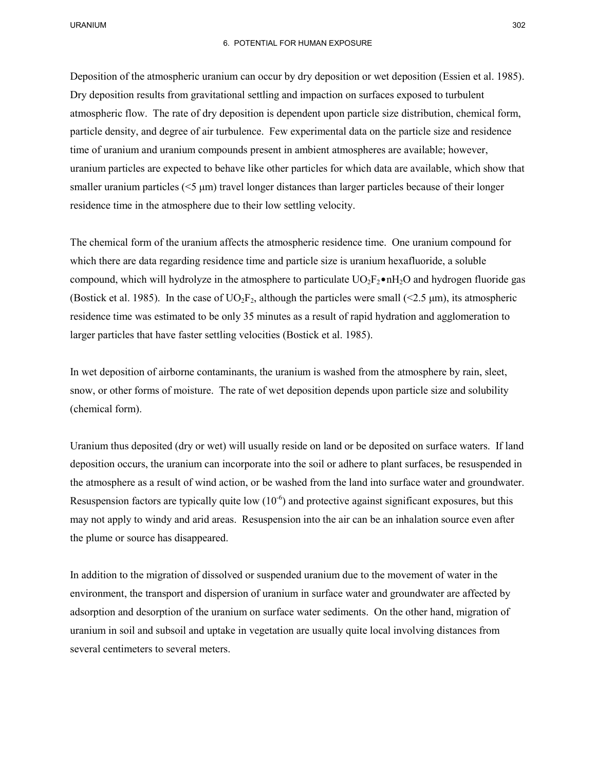Deposition of the atmospheric uranium can occur by dry deposition or wet deposition (Essien et al. 1985). Dry deposition results from gravitational settling and impaction on surfaces exposed to turbulent atmospheric flow. The rate of dry deposition is dependent upon particle size distribution, chemical form, particle density, and degree of air turbulence. Few experimental data on the particle size and residence time of uranium and uranium compounds present in ambient atmospheres are available; however, uranium particles are expected to behave like other particles for which data are available, which show that smaller uranium particles (<5 μm) travel longer distances than larger particles because of their longer residence time in the atmosphere due to their low settling velocity.

The chemical form of the uranium affects the atmospheric residence time. One uranium compound for which there are data regarding residence time and particle size is uranium hexafluoride, a soluble compound, which will hydrolyze in the atmosphere to particulate $UO_2F_2 \bullet nH_2O$ and hydrogen fluoride gas (Bostick et al. 1985). In the case of $UO_2F_2$, although the particles were small (<2.5 μm), its atmospheric residence time was estimated to be only 35 minutes as a result of rapid hydration and agglomeration to larger particles that have faster settling velocities (Bostick et al. 1985).

In wet deposition of airborne contaminants, the uranium is washed from the atmosphere by rain, sleet, snow, or other forms of moisture. The rate of wet deposition depends upon particle size and solubility (chemical form).

Uranium thus deposited (dry or wet) will usually reside on land or be deposited on surface waters. If land deposition occurs, the uranium can incorporate into the soil or adhere to plant surfaces, be resuspended in the atmosphere as a result of wind action, or be washed from the land into surface water and groundwater. Resuspension factors are typically quite low ($10^{-6}$) and protective against significant exposures, but this may not apply to windy and arid areas. Resuspension into the air can be an inhalation source even after the plume or source has disappeared.

In addition to the migration of dissolved or suspended uranium due to the movement of water in the environment, the transport and dispersion of uranium in surface water and groundwater are affected by adsorption and desorption of the uranium on surface water sediments. On the other hand, migration of uranium in soil and subsoil and uptake in vegetation are usually quite local involving distances from several centimeters to several meters.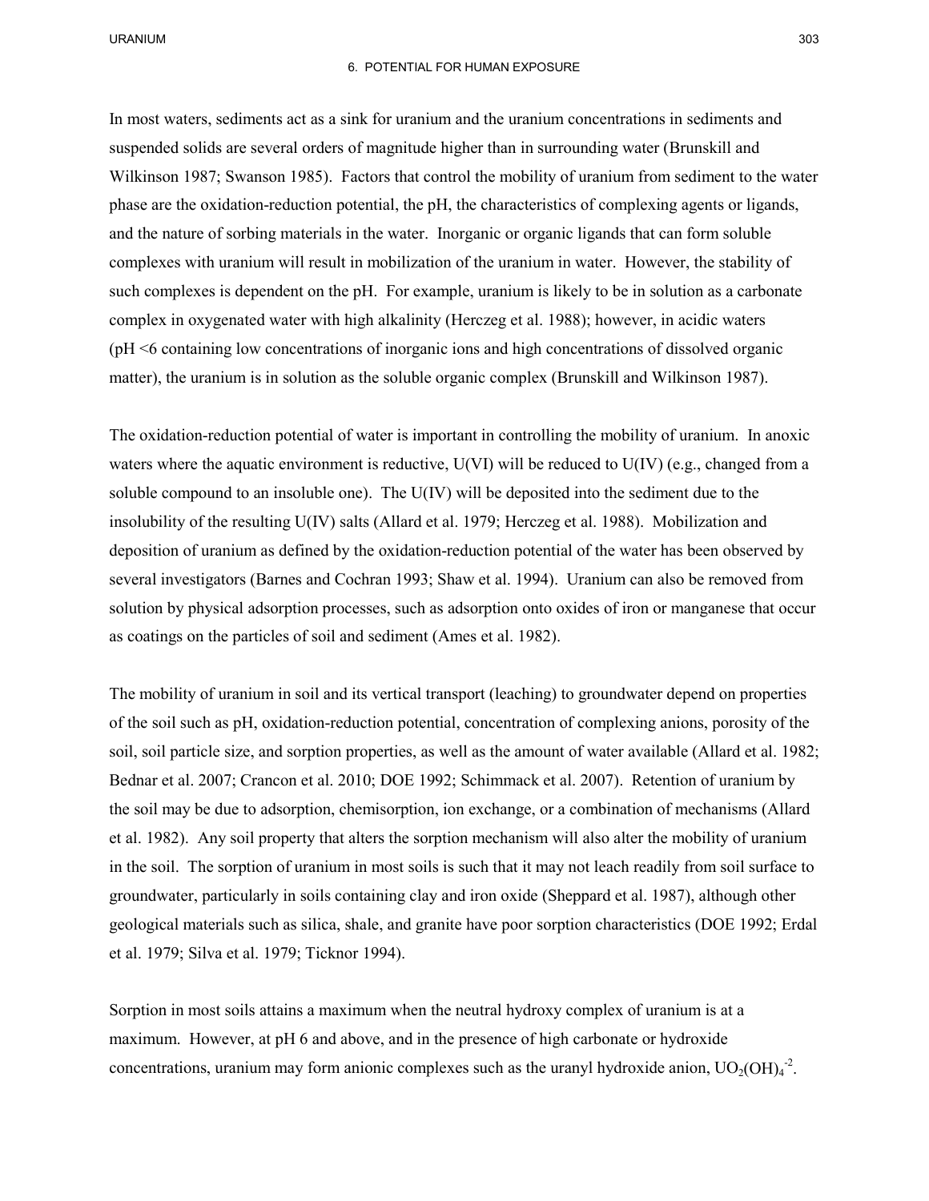In most waters, sediments act as a sink for uranium and the uranium concentrations in sediments and suspended solids are several orders of magnitude higher than in surrounding water (Brunskill and Wilkinson 1987; Swanson 1985). Factors that control the mobility of uranium from sediment to the water phase are the oxidation-reduction potential, the pH, the characteristics of complexing agents or ligands, and the nature of sorbing materials in the water. Inorganic or organic ligands that can form soluble complexes with uranium will result in mobilization of the uranium in water. However, the stability of such complexes is dependent on the pH. For example, uranium is likely to be in solution as a carbonate complex in oxygenated water with high alkalinity (Herczeg et al. 1988); however, in acidic waters (pH <6 containing low concentrations of inorganic ions and high concentrations of dissolved organic matter), the uranium is in solution as the soluble organic complex (Brunskill and Wilkinson 1987).

The oxidation-reduction potential of water is important in controlling the mobility of uranium. In anoxic waters where the aquatic environment is reductive, U(VI) will be reduced to U(IV) (e.g., changed from a soluble compound to an insoluble one). The U(IV) will be deposited into the sediment due to the insolubility of the resulting U(IV) salts (Allard et al. 1979; Herczeg et al. 1988). Mobilization and deposition of uranium as defined by the oxidation-reduction potential of the water has been observed by several investigators (Barnes and Cochran 1993; Shaw et al. 1994). Uranium can also be removed from solution by physical adsorption processes, such as adsorption onto oxides of iron or manganese that occur as coatings on the particles of soil and sediment (Ames et al. 1982).

The mobility of uranium in soil and its vertical transport (leaching) to groundwater depend on properties of the soil such as pH, oxidation-reduction potential, concentration of complexing anions, porosity of the soil, soil particle size, and sorption properties, as well as the amount of water available (Allard et al. 1982; Bednar et al. 2007; Crancon et al. 2010; DOE 1992; Schimmack et al. 2007). Retention of uranium by the soil may be due to adsorption, chemisorption, ion exchange, or a combination of mechanisms (Allard et al. 1982). Any soil property that alters the sorption mechanism will also alter the mobility of uranium in the soil. The sorption of uranium in most soils is such that it may not leach readily from soil surface to groundwater, particularly in soils containing clay and iron oxide (Sheppard et al. 1987), although other geological materials such as silica, shale, and granite have poor sorption characteristics (DOE 1992; Erdal et al. 1979; Silva et al. 1979; Ticknor 1994).

Sorption in most soils attains a maximum when the neutral hydroxy complex of uranium is at a maximum. However, at pH 6 and above, and in the presence of high carbonate or hydroxide concentrations, uranium may form anionic complexes such as the uranyl hydroxide anion, $UO_2(OH)_4^{-2}$.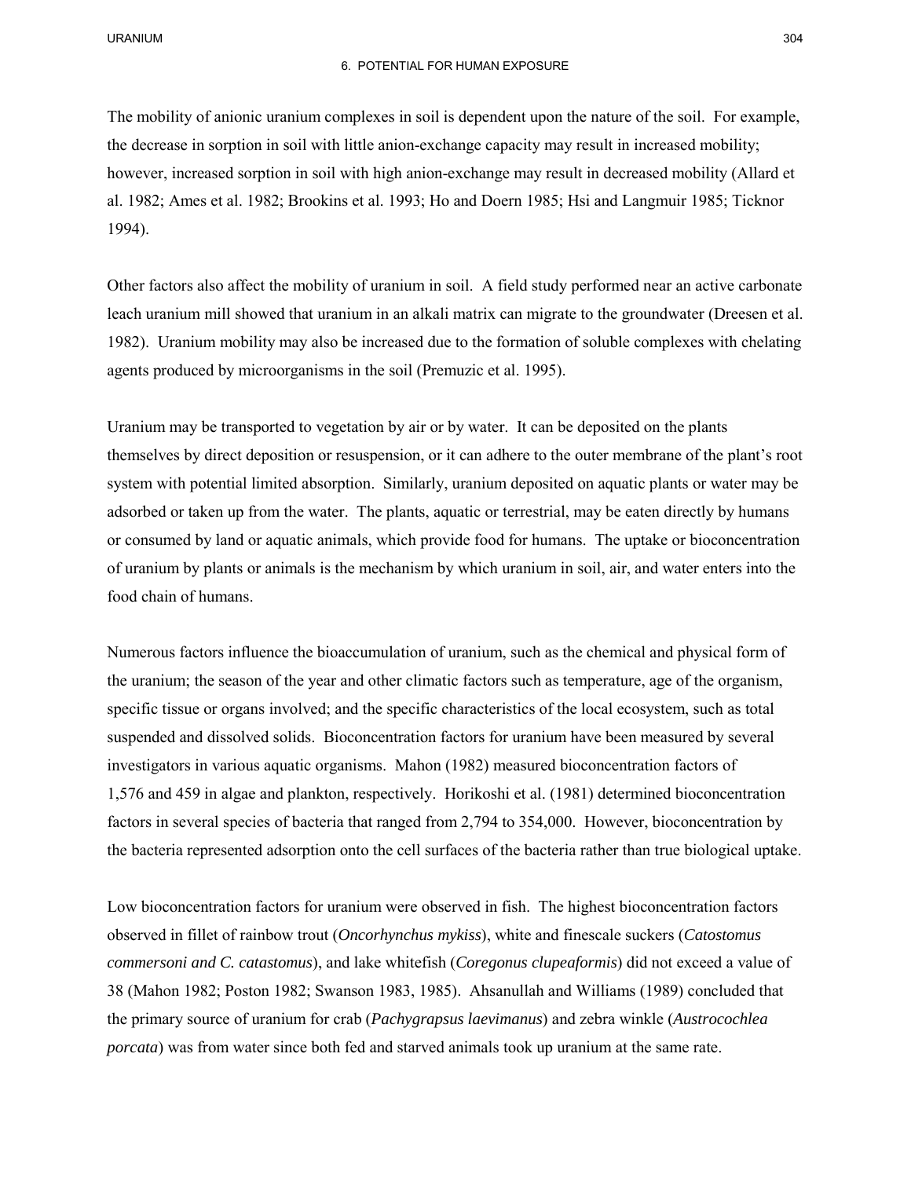The mobility of anionic uranium complexes in soil is dependent upon the nature of the soil. For example, the decrease in sorption in soil with little anion-exchange capacity may result in increased mobility; however, increased sorption in soil with high anion-exchange may result in decreased mobility (Allard et al. 1982; Ames et al. 1982; Brookins et al. 1993; Ho and Doern 1985; Hsi and Langmuir 1985; Ticknor 1994).

Other factors also affect the mobility of uranium in soil. A field study performed near an active carbonate leach uranium mill showed that uranium in an alkali matrix can migrate to the groundwater (Dreesen et al. 1982). Uranium mobility may also be increased due to the formation of soluble complexes with chelating agents produced by microorganisms in the soil (Premuzic et al. 1995).

Uranium may be transported to vegetation by air or by water. It can be deposited on the plants themselves by direct deposition or resuspension, or it can adhere to the outer membrane of the plant's root system with potential limited absorption. Similarly, uranium deposited on aquatic plants or water may be adsorbed or taken up from the water. The plants, aquatic or terrestrial, may be eaten directly by humans or consumed by land or aquatic animals, which provide food for humans. The uptake or bioconcentration of uranium by plants or animals is the mechanism by which uranium in soil, air, and water enters into the food chain of humans.

Numerous factors influence the bioaccumulation of uranium, such as the chemical and physical form of the uranium; the season of the year and other climatic factors such as temperature, age of the organism, specific tissue or organs involved; and the specific characteristics of the local ecosystem, such as total suspended and dissolved solids. Bioconcentration factors for uranium have been measured by several investigators in various aquatic organisms. Mahon (1982) measured bioconcentration factors of 1,576 and 459 in algae and plankton, respectively. Horikoshi et al. (1981) determined bioconcentration factors in several species of bacteria that ranged from 2,794 to 354,000. However, bioconcentration by the bacteria represented adsorption onto the cell surfaces of the bacteria rather than true biological uptake.

Low bioconcentration factors for uranium were observed in fish. The highest bioconcentration factors observed in fillet of rainbow trout (*Oncorhynchus mykiss*), white and finescale suckers (*Catostomus commersoni and C. catastomus*), and lake whitefish (*Coregonus clupeaformis*) did not exceed a value of 38 (Mahon 1982; Poston 1982; Swanson 1983, 1985). Ahsanullah and Williams (1989) concluded that the primary source of uranium for crab (*Pachygrapsus laevimanus*) and zebra winkle (*Austrocochlea porcata*) was from water since both fed and starved animals took up uranium at the same rate.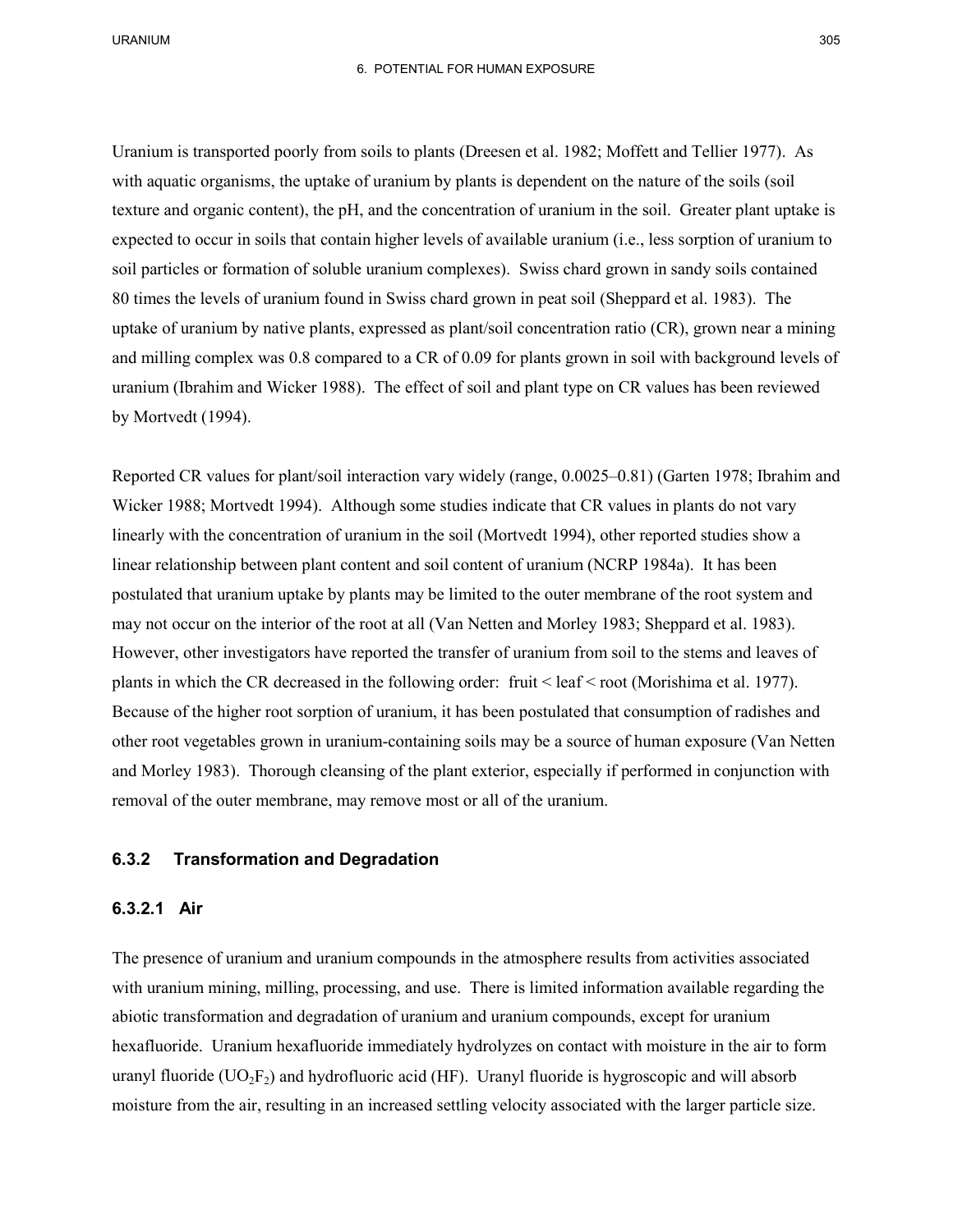Uranium is transported poorly from soils to plants (Dreesen et al. 1982; Moffett and Tellier 1977). As with aquatic organisms, the uptake of uranium by plants is dependent on the nature of the soils (soil texture and organic content), the pH, and the concentration of uranium in the soil. Greater plant uptake is expected to occur in soils that contain higher levels of available uranium (i.e., less sorption of uranium to soil particles or formation of soluble uranium complexes). Swiss chard grown in sandy soils contained 80 times the levels of uranium found in Swiss chard grown in peat soil (Sheppard et al. 1983). The uptake of uranium by native plants, expressed as plant/soil concentration ratio (CR), grown near a mining and milling complex was 0.8 compared to a CR of 0.09 for plants grown in soil with background levels of uranium (Ibrahim and Wicker 1988). The effect of soil and plant type on CR values has been reviewed by Mortvedt (1994).

Reported CR values for plant/soil interaction vary widely (range, 0.0025–0.81) (Garten 1978; Ibrahim and Wicker 1988; Mortvedt 1994). Although some studies indicate that CR values in plants do not vary linearly with the concentration of uranium in the soil (Mortvedt 1994), other reported studies show a linear relationship between plant content and soil content of uranium (NCRP 1984a). It has been postulated that uranium uptake by plants may be limited to the outer membrane of the root system and may not occur on the interior of the root at all (Van Netten and Morley 1983; Sheppard et al. 1983). However, other investigators have reported the transfer of uranium from soil to the stems and leaves of plants in which the CR decreased in the following order: fruit < leaf < root (Morishima et al. 1977). Because of the higher root sorption of uranium, it has been postulated that consumption of radishes and other root vegetables grown in uranium-containing soils may be a source of human exposure (Van Netten and Morley 1983). Thorough cleansing of the plant exterior, especially if performed in conjunction with removal of the outer membrane, may remove most or all of the uranium.

### 6.3.2 Transformation and Degradation

#### 6.3.2.1 Air

The presence of uranium and uranium compounds in the atmosphere results from activities associated with uranium mining, milling, processing, and use. There is limited information available regarding the abiotic transformation and degradation of uranium and uranium compounds, except for uranium hexafluoride. Uranium hexafluoride immediately hydrolyzes on contact with moisture in the air to form uranyl fluoride ($UO_2F_2$) and hydrofluoric acid (HF). Uranyl fluoride is hygroscopic and will absorb moisture from the air, resulting in an increased settling velocity associated with the larger particle size.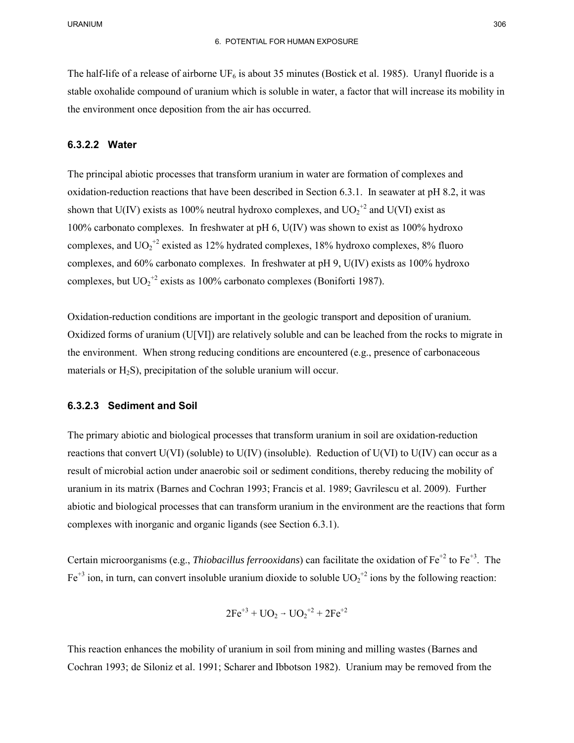The half-life of a release of airborne $UF_6$ is about 35 minutes (Bostick et al. 1985). Uranyl fluoride is a stable oxohalide compound of uranium which is soluble in water, a factor that will increase its mobility in the environment once deposition from the air has occurred.

#### 6.3.2.2 Water

The principal abiotic processes that transform uranium in water are formation of complexes and oxidation-reduction reactions that have been described in Section 6.3.1. In seawater at pH 8.2, it was shown that U(IV) exists as 100% neutral hydroxo complexes, and $UO_2^{+2}$ and U(VI) exist as 100% carbonato complexes. In freshwater at pH 6, U(IV) was shown to exist as 100% hydroxo complexes, and $UO_2^{+2}$ existed as 12% hydrated complexes, 18% hydroxo complexes, 8% fluoro complexes, and 60% carbonato complexes. In freshwater at pH 9, U(IV) exists as 100% hydroxo complexes, but $UO_2^{+2}$ exists as 100% carbonato complexes (Boniforti 1987).

Oxidation-reduction conditions are important in the geologic transport and deposition of uranium. Oxidized forms of uranium (U[VI]) are relatively soluble and can be leached from the rocks to migrate in the environment. When strong reducing conditions are encountered (e.g., presence of carbonaceous materials or $H_2S$), precipitation of the soluble uranium will occur.

#### 6.3.2.3 Sediment and Soil

The primary abiotic and biological processes that transform uranium in soil are oxidation-reduction reactions that convert U(VI) (soluble) to U(IV) (insoluble). Reduction of U(VI) to U(IV) can occur as a result of microbial action under anaerobic soil or sediment conditions, thereby reducing the mobility of uranium in its matrix (Barnes and Cochran 1993; Francis et al. 1989; Gavrilescu et al. 2009). Further abiotic and biological processes that can transform uranium in the environment are the reactions that form complexes with inorganic and organic ligands (see Section 6.3.1).

Certain microorganisms (e.g., *Thiobacillus ferrooxidans*) can facilitate the oxidation of $Fe^{+2}$ to $Fe^{+3}$. The $Fe^{+3}$ ion, in turn, can convert insoluble uranium dioxide to soluble $UO_2^{+2}$ ions by the following reaction:

$$2Fe^{+3} + UO_2 \rightarrow UO_2^{+2} + 2Fe^{+2}$$

This reaction enhances the mobility of uranium in soil from mining and milling wastes (Barnes and Cochran 1993; de Siloniz et al. 1991; Scharer and Ibbotson 1982). Uranium may be removed from the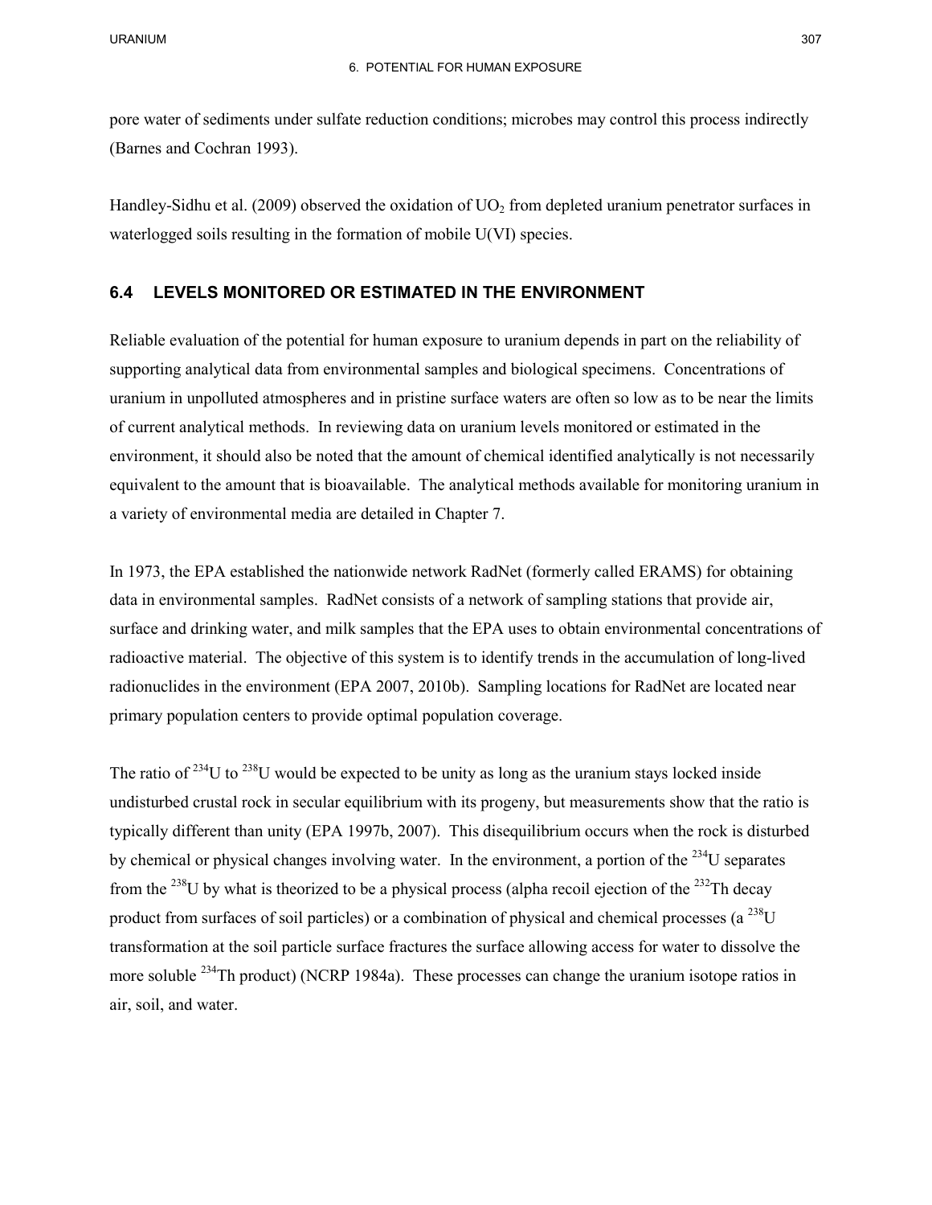pore water of sediments under sulfate reduction conditions; microbes may control this process indirectly (Barnes and Cochran 1993).

Handley-Sidhu et al. (2009) observed the oxidation of $UO_2$ from depleted uranium penetrator surfaces in waterlogged soils resulting in the formation of mobile U(VI) species.

## 6.4 LEVELS MONITORED OR ESTIMATED IN THE ENVIRONMENT

Reliable evaluation of the potential for human exposure to uranium depends in part on the reliability of supporting analytical data from environmental samples and biological specimens. Concentrations of uranium in unpolluted atmospheres and in pristine surface waters are often so low as to be near the limits of current analytical methods. In reviewing data on uranium levels monitored or estimated in the environment, it should also be noted that the amount of chemical identified analytically is not necessarily equivalent to the amount that is bioavailable. The analytical methods available for monitoring uranium in a variety of environmental media are detailed in Chapter 7.

In 1973, the EPA established the nationwide network RadNet (formerly called ERAMS) for obtaining data in environmental samples. RadNet consists of a network of sampling stations that provide air, surface and drinking water, and milk samples that the EPA uses to obtain environmental concentrations of radioactive material. The objective of this system is to identify trends in the accumulation of long-lived radionuclides in the environment (EPA 2007, 2010b). Sampling locations for RadNet are located near primary population centers to provide optimal population coverage.

The ratio of $^{234}U$ to $^{238}U$ would be expected to be unity as long as the uranium stays locked inside undisturbed crustal rock in secular equilibrium with its progeny, but measurements show that the ratio is typically different than unity (EPA 1997b, 2007). This disequilibrium occurs when the rock is disturbed by chemical or physical changes involving water. In the environment, a portion of the $^{234}U$ separates from the $^{238}U$ by what is theorized to be a physical process (alpha recoil ejection of the $^{232}Th$ decay product from surfaces of soil particles) or a combination of physical and chemical processes (a $^{238}U$ transformation at the soil particle surface fractures the surface allowing access for water to dissolve the more soluble $^{234}Th$ product) (NCRP 1984a). These processes can change the uranium isotope ratios in air, soil, and water.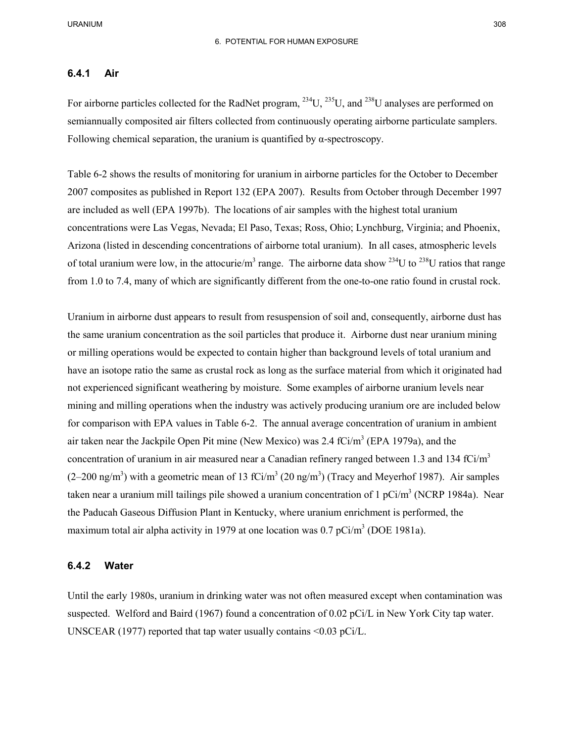### 6.4.1 Air

For airborne particles collected for the RadNet program, $^{234}U$, $^{235}U$, and $^{238}U$ analyses are performed on semiannually composited air filters collected from continuously operating airborne particulate samplers. Following chemical separation, the uranium is quantified by α-spectroscopy.

Table 6-2 shows the results of monitoring for uranium in airborne particles for the October to December 2007 composites as published in Report 132 (EPA 2007). Results from October through December 1997 are included as well (EPA 1997b). The locations of air samples with the highest total uranium concentrations were Las Vegas, Nevada; El Paso, Texas; Ross, Ohio; Lynchburg, Virginia; and Phoenix, Arizona (listed in descending concentrations of airborne total uranium). In all cases, atmospheric levels of total uranium were low, in the attocurie/$m^3$ range. The airborne data show $^{234}U$ to $^{238}U$ ratios that range from 1.0 to 7.4, many of which are significantly different from the one-to-one ratio found in crustal rock.

Uranium in airborne dust appears to result from resuspension of soil and, consequently, airborne dust has the same uranium concentration as the soil particles that produce it. Airborne dust near uranium mining or milling operations would be expected to contain higher than background levels of total uranium and have an isotope ratio the same as crustal rock as long as the surface material from which it originated had not experienced significant weathering by moisture. Some examples of airborne uranium levels near mining and milling operations when the industry was actively producing uranium ore are included below for comparison with EPA values in Table 6-2. The annual average concentration of uranium in ambient air taken near the Jackpile Open Pit mine (New Mexico) was 2.4 fCi/$m^3$ (EPA 1979a), and the concentration of uranium in air measured near a Canadian refinery ranged between 1.3 and 134 fCi/$m^3$ (2–200 ng/$m^3$) with a geometric mean of 13 fCi/$m^3$ (20 ng/$m^3$) (Tracy and Meyerhof 1987). Air samples taken near a uranium mill tailings pile showed a uranium concentration of 1 pCi/$m^3$ (NCRP 1984a). Near the Paducah Gaseous Diffusion Plant in Kentucky, where uranium enrichment is performed, the maximum total air alpha activity in 1979 at one location was 0.7 pCi/$m^3$ (DOE 1981a).

### 6.4.2 Water

Until the early 1980s, uranium in drinking water was not often measured except when contamination was suspected. Welford and Baird (1967) found a concentration of 0.02 pCi/L in New York City tap water. UNSCEAR (1977) reported that tap water usually contains <0.03 pCi/L.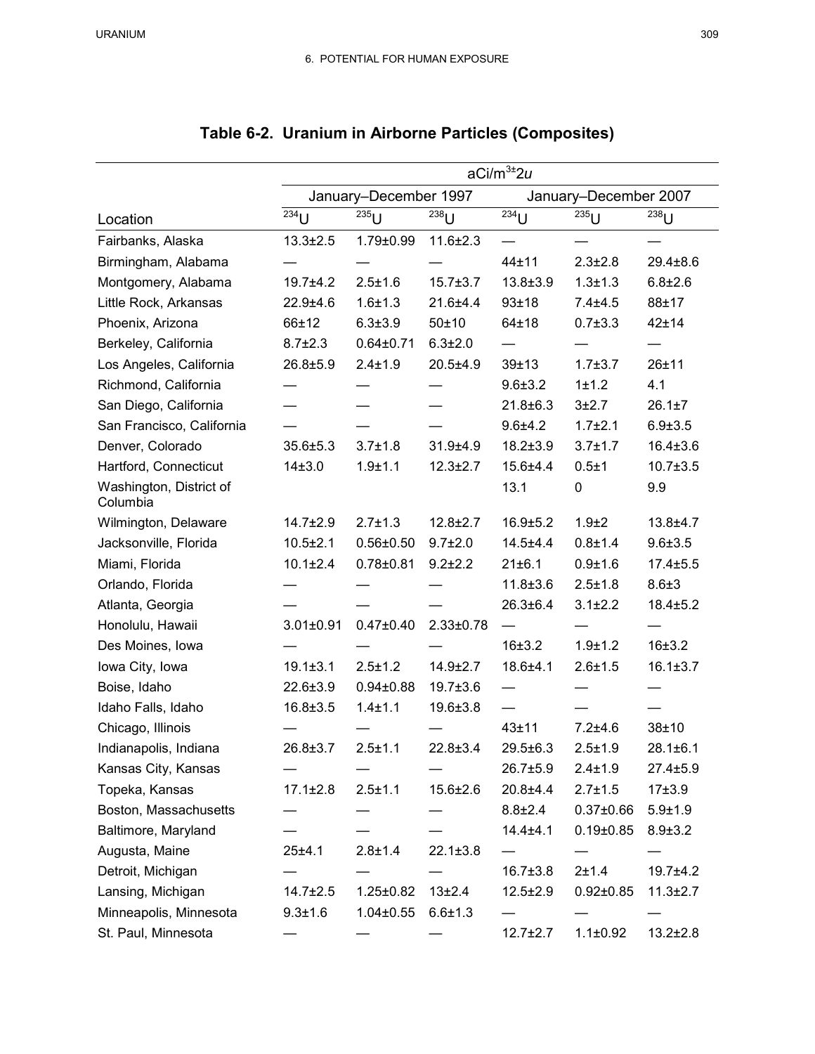## Table 6-2. Uranium in Airborne Particles (Composites)

| | aCi/m$^{3}$±2u | | | | | |
|---|---|---|---|---|---|---|
| | January–December 1997 | | | January–December 2007 | | |
| Location | $^{234}$U | $^{235}$U | $^{238}$U | $^{234}$U | $^{235}$U | $^{238}$U |
| Fairbanks, Alaska | 13.3±2.5 | 1.79±0.99 | 11.6±2.3 | — | — | — |
| Birmingham, Alabama | — | — | — | 44±11 | 2.3±2.8 | 29.4±8.6 |
| Montgomery, Alabama | 19.7±4.2 | 2.5±1.6 | 15.7±3.7 | 13.8±3.9 | 1.3±1.3 | 6.8±2.6 |
| Little Rock, Arkansas | 22.9±4.6 | 1.6±1.3 | 21.6±4.4 | 93±18 | 7.4±4.5 | 88±17 |
| Phoenix, Arizona | 66±12 | 6.3±3.9 | 50±10 | 64±18 | 0.7±3.3 | 42±14 |
| Berkeley, California | 8.7±2.3 | 0.64±0.71 | 6.3±2.0 | — | — | — |
| Los Angeles, California | 26.8±5.9 | 2.4±1.9 | 20.5±4.9 | 39±13 | 1.7±3.7 | 26±11 |
| Richmond, California | — | — | — | 9.6±3.2 | 1±1.2 | 4.1 |
| San Diego, California | — | — | — | 21.8±6.3 | 3±2.7 | 26.1±7 |
| San Francisco, California | — | — | — | 9.6±4.2 | 1.7±2.1 | 6.9±3.5 |
| Denver, Colorado | 35.6±5.3 | 3.7±1.8 | 31.9±4.9 | 18.2±3.9 | 3.7±1.7 | 16.4±3.6 |
| Hartford, Connecticut | 14±3.0 | 1.9±1.1 | 12.3±2.7 | 15.6±4.4 | 0.5±1 | 10.7±3.5 |
| Washington, District of Columbia | | | | 13.1 | 0 | 9.9 |
| Wilmington, Delaware | 14.7±2.9 | 2.7±1.3 | 12.8±2.7 | 16.9±5.2 | 1.9±2 | 13.8±4.7 |
| Jacksonville, Florida | 10.5±2.1 | 0.56±0.50 | 9.7±2.0 | 14.5±4.4 | 0.8±1.4 | 9.6±3.5 |
| Miami, Florida | 10.1±2.4 | 0.78±0.81 | 9.2±2.2 | 21±6.1 | 0.9±1.6 | 17.4±5.5 |
| Orlando, Florida | — | — | — | 11.8±3.6 | 2.5±1.8 | 8.6±3 |
| Atlanta, Georgia | — | — | — | 26.3±6.4 | 3.1±2.2 | 18.4±5.2 |
| Honolulu, Hawaii | 3.01±0.91 | 0.47±0.40 | 2.33±0.78 | — | — | — |
| Des Moines, Iowa | — | — | — | 16±3.2 | 1.9±1.2 | 16±3.2 |
| Iowa City, Iowa | 19.1±3.1 | 2.5±1.2 | 14.9±2.7 | 18.6±4.1 | 2.6±1.5 | 16.1±3.7 |
| Boise, Idaho | 22.6±3.9 | 0.94±0.88 | 19.7±3.6 | — | — | — |
| Idaho Falls, Idaho | 16.8±3.5 | 1.4±1.1 | 19.6±3.8 | — | — | — |
| Chicago, Illinois | — | — | — | 43±11 | 7.2±4.6 | 38±10 |
| Indianapolis, Indiana | 26.8±3.7 | 2.5±1.1 | 22.8±3.4 | 29.5±6.3 | 2.5±1.9 | 28.1±6.1 |
| Kansas City, Kansas | — | — | — | 26.7±5.9 | 2.4±1.9 | 27.4±5.9 |
| Topeka, Kansas | 17.1±2.8 | 2.5±1.1 | 15.6±2.6 | 20.8±4.4 | 2.7±1.5 | 17±3.9 |
| Boston, Massachusetts | — | — | — | 8.8±2.4 | 0.37±0.66 | 5.9±1.9 |
| Baltimore, Maryland | — | — | — | 14.4±4.1 | 0.19±0.85 | 8.9±3.2 |
| Augusta, Maine | 25±4.1 | 2.8±1.4 | 22.1±3.8 | — | — | — |
| Detroit, Michigan | — | — | — | 16.7±3.8 | 2±1.4 | 19.7±4.2 |
| Lansing, Michigan | 14.7±2.5 | 1.25±0.82 | 13±2.4 | 12.5±2.9 | 0.92±0.85 | 11.3±2.7 |
| Minneapolis, Minnesota | 9.3±1.6 | 1.04±0.55 | 6.6±1.3 | — | — | — |
| St. Paul, Minnesota | — | — | — | 12.7±2.7 | 1.1±0.92 | 13.2±2.8 |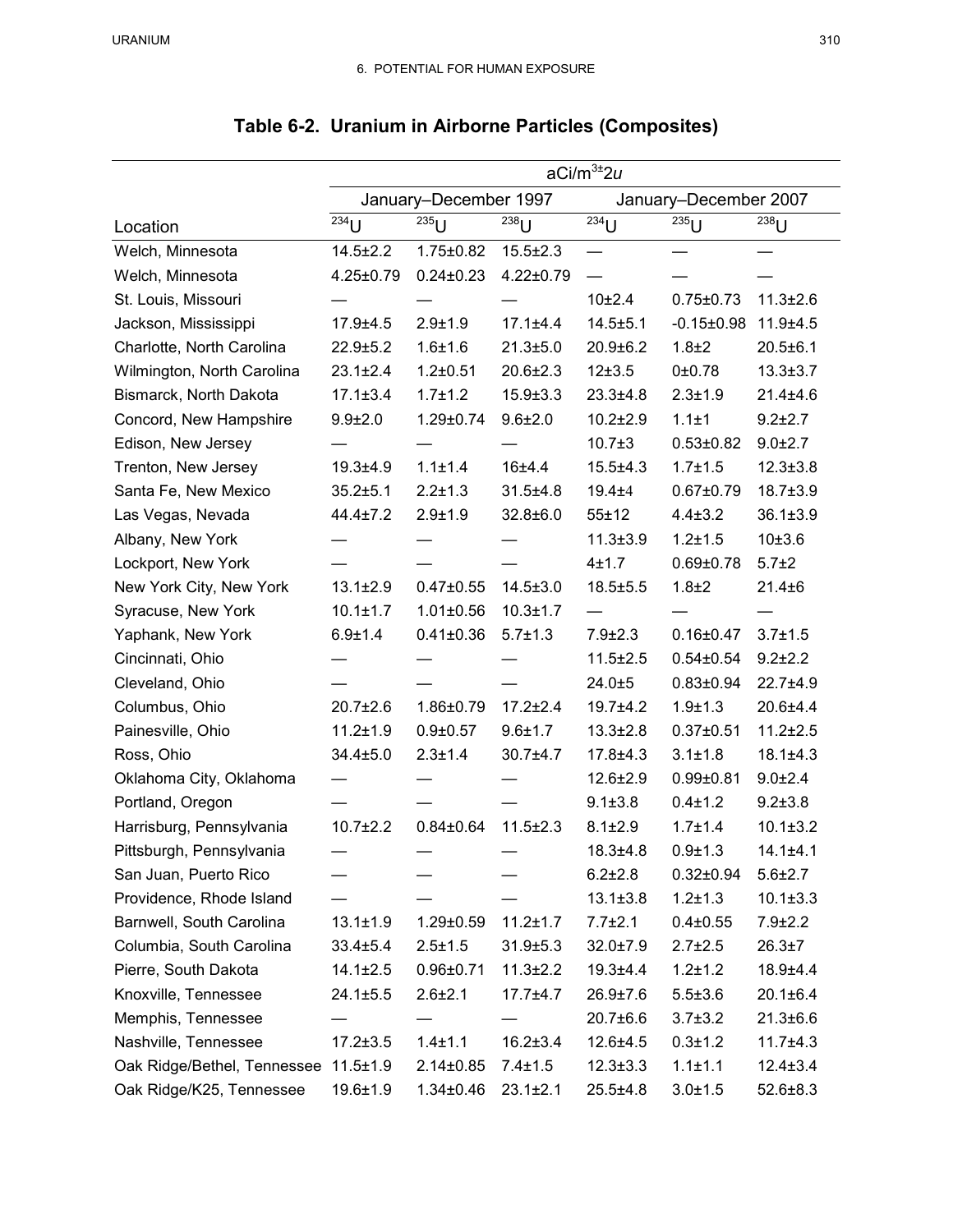## Table 6-2. Uranium in Airborne Particles (Composites)

| | aCi/m$^{3\pm}$2*u* | | | | | |
|---|---|---|---|---|---|---|
| | January–December 1997 | | | January–December 2007 | | |
| Location | $^{234}U$ | $^{235}U$ | $^{238}U$ | $^{234}U$ | $^{235}U$ | $^{238}U$ |
| Welch, Minnesota | 14.5±2.2 | 1.75±0.82 | 15.5±2.3 | — | — | — |
| Welch, Minnesota | 4.25±0.79 | 0.24±0.23 | 4.22±0.79 | — | — | — |
| St. Louis, Missouri | — | — | — | 10±2.4 | 0.75±0.73 | 11.3±2.6 |
| Jackson, Mississippi | 17.9±4.5 | 2.9±1.9 | 17.1±4.4 | 14.5±5.1 | -0.15±0.98 | 11.9±4.5 |
| Charlotte, North Carolina | 22.9±5.2 | 1.6±1.6 | 21.3±5.0 | 20.9±6.2 | 1.8±2 | 20.5±6.1 |
| Wilmington, North Carolina | 23.1±2.4 | 1.2±0.51 | 20.6±2.3 | 12±3.5 | 0±0.78 | 13.3±3.7 |
| Bismarck, North Dakota | 17.1±3.4 | 1.7±1.2 | 15.9±3.3 | 23.3±4.8 | 2.3±1.9 | 21.4±4.6 |
| Concord, New Hampshire | 9.9±2.0 | 1.29±0.74 | 9.6±2.0 | 10.2±2.9 | 1.1±1 | 9.2±2.7 |
| Edison, New Jersey | — | — | — | 10.7±3 | 0.53±0.82 | 9.0±2.7 |
| Trenton, New Jersey | 19.3±4.9 | 1.1±1.4 | 16±4.4 | 15.5±4.3 | 1.7±1.5 | 12.3±3.8 |
| Santa Fe, New Mexico | 35.2±5.1 | 2.2±1.3 | 31.5±4.8 | 19.4±4 | 0.67±0.79 | 18.7±3.9 |
| Las Vegas, Nevada | 44.4±7.2 | 2.9±1.9 | 32.8±6.0 | 55±12 | 4.4±3.2 | 36.1±3.9 |
| Albany, New York | — | — | — | 11.3±3.9 | 1.2±1.5 | 10±3.6 |
| Lockport, New York | — | — | — | 4±1.7 | 0.69±0.78 | 5.7±2 |
| New York City, New York | 13.1±2.9 | 0.47±0.55 | 14.5±3.0 | 18.5±5.5 | 1.8±2 | 21.4±6 |
| Syracuse, New York | 10.1±1.7 | 1.01±0.56 | 10.3±1.7 | — | — | — |
| Yaphank, New York | 6.9±1.4 | 0.41±0.36 | 5.7±1.3 | 7.9±2.3 | 0.16±0.47 | 3.7±1.5 |
| Cincinnati, Ohio | — | — | — | 11.5±2.5 | 0.54±0.54 | 9.2±2.2 |
| Cleveland, Ohio | — | — | — | 24.0±5 | 0.83±0.94 | 22.7±4.9 |
| Columbus, Ohio | 20.7±2.6 | 1.86±0.79 | 17.2±2.4 | 19.7±4.2 | 1.9±1.3 | 20.6±4.4 |
| Painesville, Ohio | 11.2±1.9 | 0.9±0.57 | 9.6±1.7 | 13.3±2.8 | 0.37±0.51 | 11.2±2.5 |
| Ross, Ohio | 34.4±5.0 | 2.3±1.4 | 30.7±4.7 | 17.8±4.3 | 3.1±1.8 | 18.1±4.3 |
| Oklahoma City, Oklahoma | — | — | — | 12.6±2.9 | 0.99±0.81 | 9.0±2.4 |
| Portland, Oregon | — | — | — | 9.1±3.8 | 0.4±1.2 | 9.2±3.8 |
| Harrisburg, Pennsylvania | 10.7±2.2 | 0.84±0.64 | 11.5±2.3 | 8.1±2.9 | 1.7±1.4 | 10.1±3.2 |
| Pittsburgh, Pennsylvania | — | — | — | 18.3±4.8 | 0.9±1.3 | 14.1±4.1 |
| San Juan, Puerto Rico | — | — | — | 6.2±2.8 | 0.32±0.94 | 5.6±2.7 |
| Providence, Rhode Island | — | — | — | 13.1±3.8 | 1.2±1.3 | 10.1±3.3 |
| Barnwell, South Carolina | 13.1±1.9 | 1.29±0.59 | 11.2±1.7 | 7.7±2.1 | 0.4±0.55 | 7.9±2.2 |
| Columbia, South Carolina | 33.4±5.4 | 2.5±1.5 | 31.9±5.3 | 32.0±7.9 | 2.7±2.5 | 26.3±7 |
| Pierre, South Dakota | 14.1±2.5 | 0.96±0.71 | 11.3±2.2 | 19.3±4.4 | 1.2±1.2 | 18.9±4.4 |
| Knoxville, Tennessee | 24.1±5.5 | 2.6±2.1 | 17.7±4.7 | 26.9±7.6 | 5.5±3.6 | 20.1±6.4 |
| Memphis, Tennessee | — | — | — | 20.7±6.6 | 3.7±3.2 | 21.3±6.6 |
| Nashville, Tennessee | 17.2±3.5 | 1.4±1.1 | 16.2±3.4 | 12.6±4.5 | 0.3±1.2 | 11.7±4.3 |
| Oak Ridge/Bethel, Tennessee | 11.5±1.9 | 2.14±0.85 | 7.4±1.5 | 12.3±3.3 | 1.1±1.1 | 12.4±3.4 |
| Oak Ridge/K25, Tennessee | 19.6±1.9 | 1.34±0.46 | 23.1±2.1 | 25.5±4.8 | 3.0±1.5 | 52.6±8.3 |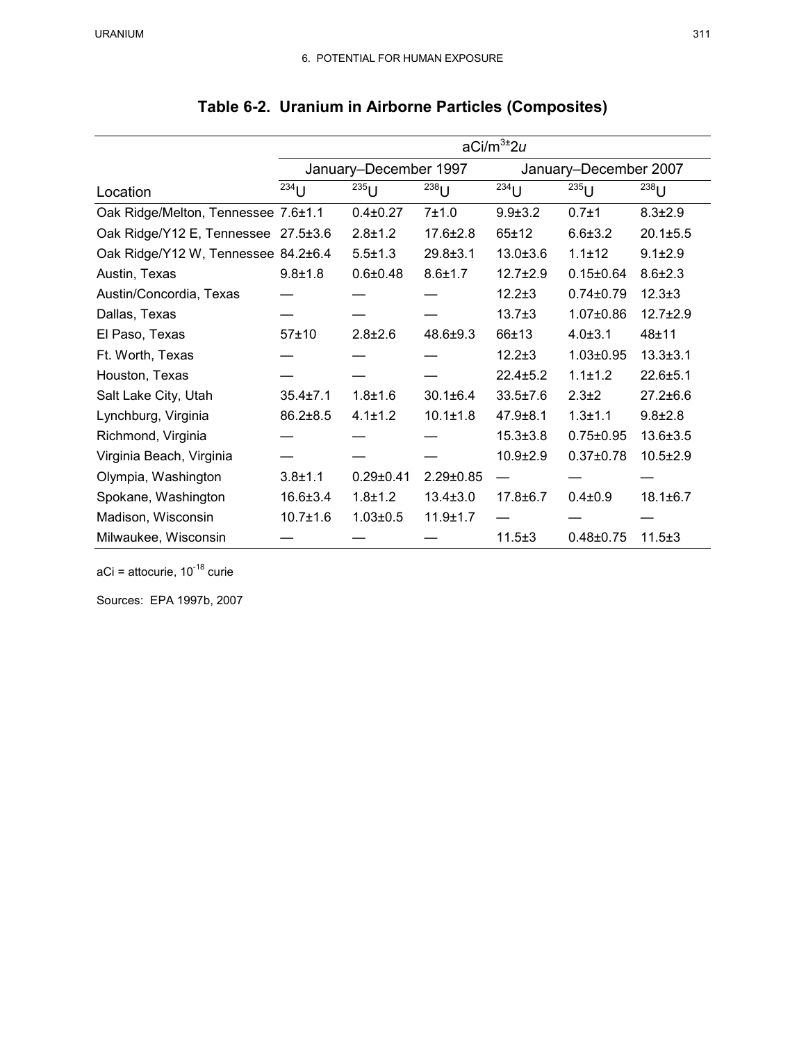# Table 6-2. Uranium in Airborne Particles (Composites)

| | aCi/m$^{3\pm}$2*u* | | | | | |
|---|---|---|---|---|---|---|
| | January–December 1997 | | | January–December 2007 | | |
| Location | $^{234}$U | $^{235}$U | $^{238}$U | $^{234}$U | $^{235}$U | $^{238}$U |
| Oak Ridge/Melton, Tennessee | 7.6±1.1 | 0.4±0.27 | 7±1.0 | 9.9±3.2 | 0.7±1 | 8.3±2.9 |
| Oak Ridge/Y12 E, Tennessee | 27.5±3.6 | 2.8±1.2 | 17.6±2.8 | 65±12 | 6.6±3.2 | 20.1±5.5 |
| Oak Ridge/Y12 W, Tennessee | 84.2±6.4 | 5.5±1.3 | 29.8±3.1 | 13.0±3.6 | 1.1±12 | 9.1±2.9 |
| Austin, Texas | 9.8±1.8 | 0.6±0.48 | 8.6±1.7 | 12.7±2.9 | 0.15±0.64 | 8.6±2.3 |
| Austin/Concordia, Texas | — | — | — | 12.2±3 | 0.74±0.79 | 12.3±3 |
| Dallas, Texas | — | — | — | 13.7±3 | 1.07±0.86 | 12.7±2.9 |
| El Paso, Texas | 57±10 | 2.8±2.6 | 48.6±9.3 | 66±13 | 4.0±3.1 | 48±11 |
| Ft. Worth, Texas | — | — | — | 12.2±3 | 1.03±0.95 | 13.3±3.1 |
| Houston, Texas | — | — | — | 22.4±5.2 | 1.1±1.2 | 22.6±5.1 |
| Salt Lake City, Utah | 35.4±7.1 | 1.8±1.6 | 30.1±6.4 | 33.5±7.6 | 2.3±2 | 27.2±6.6 |
| Lynchburg, Virginia | 86.2±8.5 | 4.1±1.2 | 10.1±1.8 | 47.9±8.1 | 1.3±1.1 | 9.8±2.8 |
| Richmond, Virginia | — | — | — | 15.3±3.8 | 0.75±0.95 | 13.6±3.5 |
| Virginia Beach, Virginia | — | — | — | 10.9±2.9 | 0.37±0.78 | 10.5±2.9 |
| Olympia, Washington | 3.8±1.1 | 0.29±0.41 | 2.29±0.85 | — | — | — |
| Spokane, Washington | 16.6±3.4 | 1.8±1.2 | 13.4±3.0 | 17.8±6.7 | 0.4±0.9 | 18.1±6.7 |
| Madison, Wisconsin | 10.7±1.6 | 1.03±0.5 | 11.9±1.7 | — | — | — |
| Milwaukee, Wisconsin | — | — | — | 11.5±3 | 0.48±0.75 | 11.5±3 |

aCi = attocurie, $10^{-18}$ curie

Sources: EPA 1997b, 2007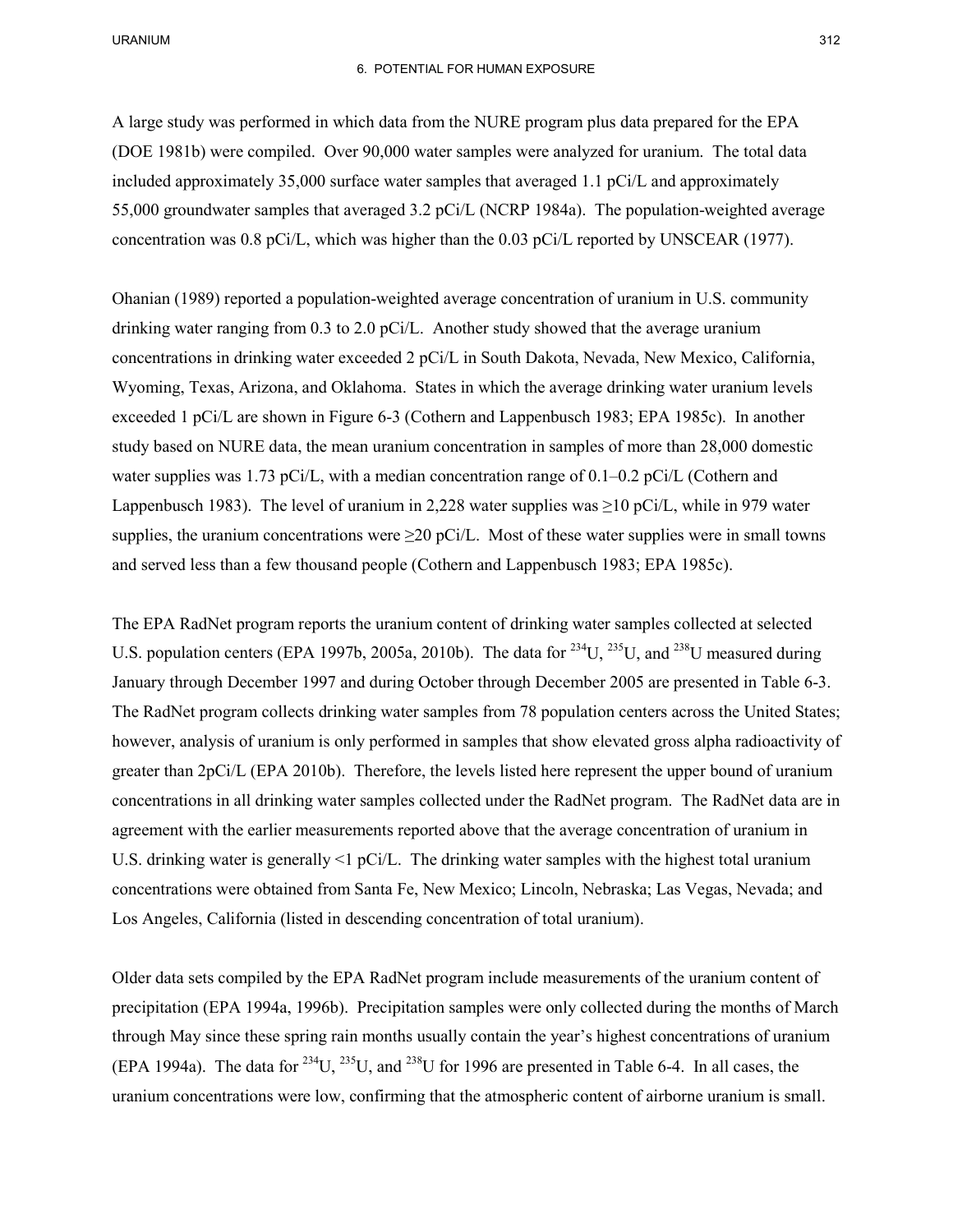A large study was performed in which data from the NURE program plus data prepared for the EPA (DOE 1981b) were compiled. Over 90,000 water samples were analyzed for uranium. The total data included approximately 35,000 surface water samples that averaged 1.1 pCi/L and approximately 55,000 groundwater samples that averaged 3.2 pCi/L (NCRP 1984a). The population-weighted average concentration was 0.8 pCi/L, which was higher than the 0.03 pCi/L reported by UNSCEAR (1977).

Ohanian (1989) reported a population-weighted average concentration of uranium in U.S. community drinking water ranging from 0.3 to 2.0 pCi/L. Another study showed that the average uranium concentrations in drinking water exceeded 2 pCi/L in South Dakota, Nevada, New Mexico, California, Wyoming, Texas, Arizona, and Oklahoma. States in which the average drinking water uranium levels exceeded 1 pCi/L are shown in Figure 6-3 (Cothern and Lappenbusch 1983; EPA 1985c). In another study based on NURE data, the mean uranium concentration in samples of more than 28,000 domestic water supplies was 1.73 pCi/L, with a median concentration range of 0.1–0.2 pCi/L (Cothern and Lappenbusch 1983). The level of uranium in 2,228 water supplies was ≥10 pCi/L, while in 979 water supplies, the uranium concentrations were ≥20 pCi/L. Most of these water supplies were in small towns and served less than a few thousand people (Cothern and Lappenbusch 1983; EPA 1985c).

The EPA RadNet program reports the uranium content of drinking water samples collected at selected U.S. population centers (EPA 1997b, 2005a, 2010b). The data for $^{234}U$, $^{235}U$, and $^{238}U$ measured during January through December 1997 and during October through December 2005 are presented in Table 6-3. The RadNet program collects drinking water samples from 78 population centers across the United States; however, analysis of uranium is only performed in samples that show elevated gross alpha radioactivity of greater than 2pCi/L (EPA 2010b). Therefore, the levels listed here represent the upper bound of uranium concentrations in all drinking water samples collected under the RadNet program. The RadNet data are in agreement with the earlier measurements reported above that the average concentration of uranium in U.S. drinking water is generally <1 pCi/L. The drinking water samples with the highest total uranium concentrations were obtained from Santa Fe, New Mexico; Lincoln, Nebraska; Las Vegas, Nevada; and Los Angeles, California (listed in descending concentration of total uranium).

Older data sets compiled by the EPA RadNet program include measurements of the uranium content of precipitation (EPA 1994a, 1996b). Precipitation samples were only collected during the months of March through May since these spring rain months usually contain the year's highest concentrations of uranium (EPA 1994a). The data for $^{234}U$, $^{235}U$, and $^{238}U$ for 1996 are presented in Table 6-4. In all cases, the uranium concentrations were low, confirming that the atmospheric content of airborne uranium is small.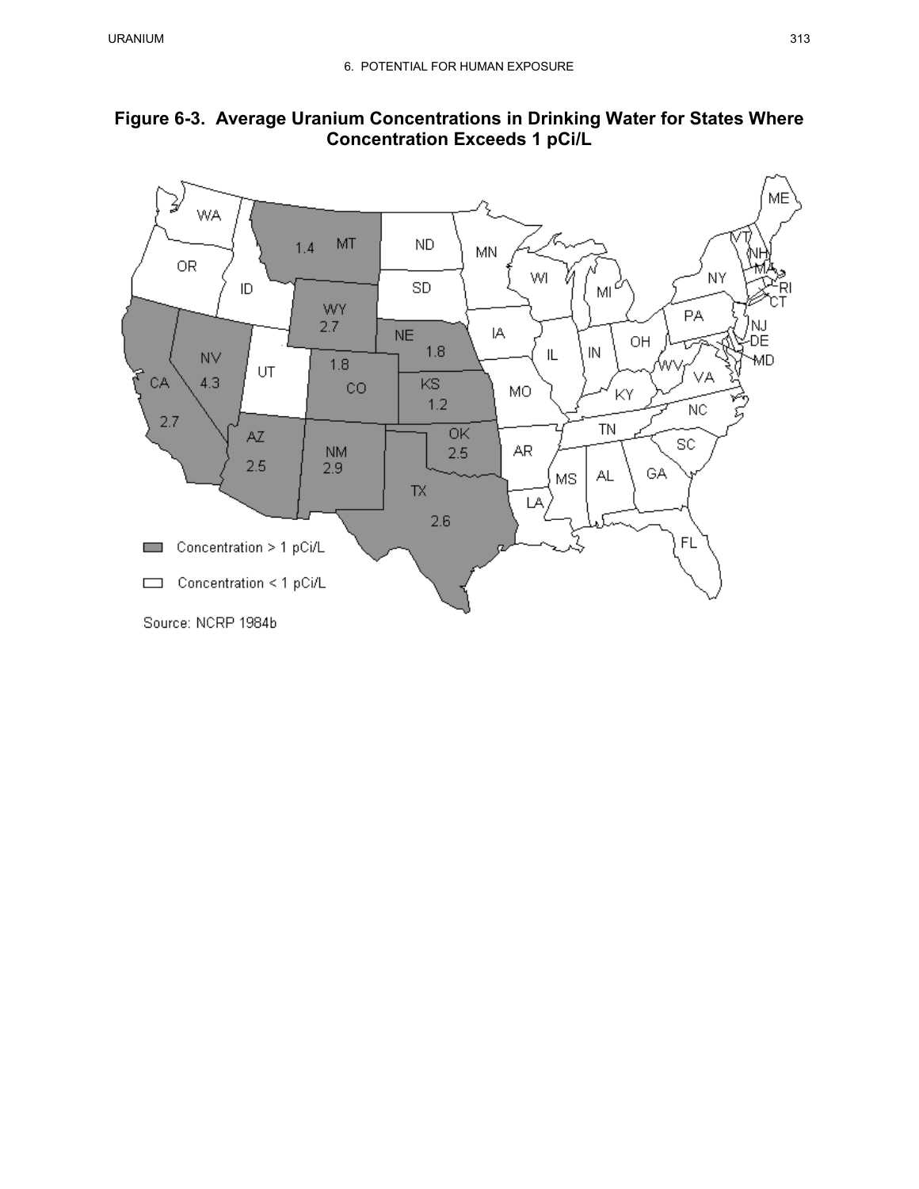**Figure 6-3. Average Uranium Concentrations in Drinking Water for States Where Concentration Exceeds 1 pCi/L**

| State | Average Uranium Concentration (pCi/L) |
|---|---|
| MT | 1.4 |
| WY | 2.7 |
| NE | 1.8 |
| CO | 1.8 |
| KS | 1.2 |
| NV | 4.3 |
| CA | 2.7 |
| AZ | 2.5 |
| NM | 2.9 |
| OK | 2.5 |
| TX | 2.6 |

Concentration > 1 pCi/L (shaded): MT, WY, NE, CO, KS, NV, CA, AZ, NM, OK, TX

Concentration < 1 pCi/L (unshaded): all other states

Source: NCRP 1984b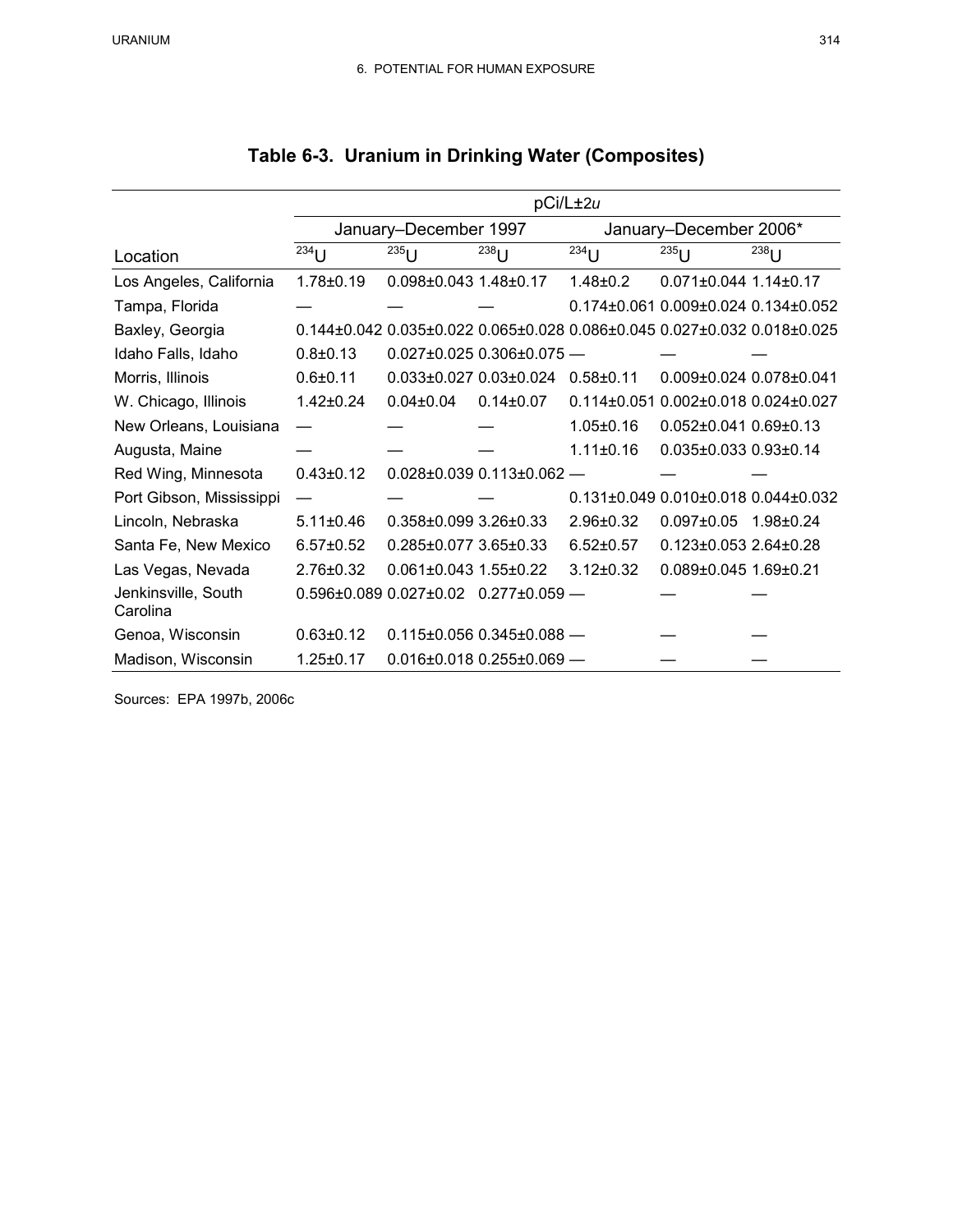## Table 6-3. Uranium in Drinking Water (Composites)

| Location | pCi/L±2*u* | | | | | |
|---|---|---|---|---|---|---|
| | January–December 1997 | | | January–December 2006* | | |
| | $^{234}U$ | $^{235}U$ | $^{238}U$ | $^{234}U$ | $^{235}U$ | $^{238}U$ |
| Los Angeles, California | 1.78±0.19 | 0.098±0.043 | 1.48±0.17 | 1.48±0.2 | 0.071±0.044 | 1.14±0.17 |
| Tampa, Florida | — | — | — | 0.174±0.061 | 0.009±0.024 | 0.134±0.052 |
| Baxley, Georgia | 0.144±0.042 | 0.035±0.022 | 0.065±0.028 | 0.086±0.045 | 0.027±0.032 | 0.018±0.025 |
| Idaho Falls, Idaho | 0.8±0.13 | 0.027±0.025 | 0.306±0.075 | — | — | — |
| Morris, Illinois | 0.6±0.11 | 0.033±0.027 | 0.03±0.024 | 0.58±0.11 | 0.009±0.024 | 0.078±0.041 |
| W. Chicago, Illinois | 1.42±0.24 | 0.04±0.04 | 0.14±0.07 | 0.114±0.051 | 0.002±0.018 | 0.024±0.027 |
| New Orleans, Louisiana | — | — | — | 1.05±0.16 | 0.052±0.041 | 0.69±0.13 |
| Augusta, Maine | — | — | — | 1.11±0.16 | 0.035±0.033 | 0.93±0.14 |
| Red Wing, Minnesota | 0.43±0.12 | 0.028±0.039 | 0.113±0.062 | — | — | — |
| Port Gibson, Mississippi | — | — | — | 0.131±0.049 | 0.010±0.018 | 0.044±0.032 |
| Lincoln, Nebraska | 5.11±0.46 | 0.358±0.099 | 3.26±0.33 | 2.96±0.32 | 0.097±0.05 | 1.98±0.24 |
| Santa Fe, New Mexico | 6.57±0.52 | 0.285±0.077 | 3.65±0.33 | 6.52±0.57 | 0.123±0.053 | 2.64±0.28 |
| Las Vegas, Nevada | 2.76±0.32 | 0.061±0.043 | 1.55±0.22 | 3.12±0.32 | 0.089±0.045 | 1.69±0.21 |
| Jenkinsville, South Carolina | 0.596±0.089 | 0.027±0.02 | 0.277±0.059 | — | — | — |
| Genoa, Wisconsin | 0.63±0.12 | 0.115±0.056 | 0.345±0.088 | — | — | — |
| Madison, Wisconsin | 1.25±0.17 | 0.016±0.018 | 0.255±0.069 | — | — | — |

Sources: EPA 1997b, 2006c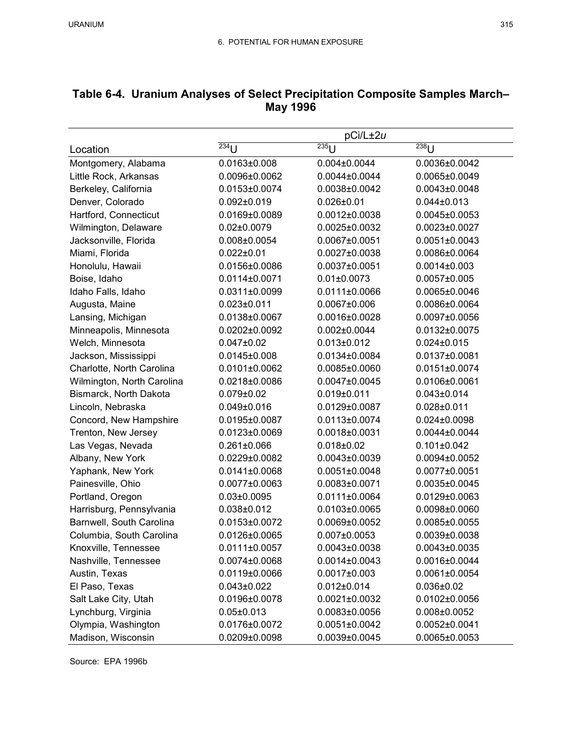**Table 6-4. Uranium Analyses of Select Precipitation Composite Samples March–May 1996**

| | pCi/L±2*u* | | |
|---|---|---|---|
| Location | $^{234}U$ | $^{235}U$ | $^{238}U$ |
| Montgomery, Alabama | 0.0163±0.008 | 0.004±0.0044 | 0.0036±0.0042 |
| Little Rock, Arkansas | 0.0096±0.0062 | 0.0044±0.0044 | 0.0065±0.0049 |
| Berkeley, California | 0.0153±0.0074 | 0.0038±0.0042 | 0.0043±0.0048 |
| Denver, Colorado | 0.092±0.019 | 0.026±0.01 | 0.044±0.013 |
| Hartford, Connecticut | 0.0169±0.0089 | 0.0012±0.0038 | 0.0045±0.0053 |
| Wilmington, Delaware | 0.02±0.0079 | 0.0025±0.0032 | 0.0023±0.0027 |
| Jacksonville, Florida | 0.008±0.0054 | 0.0067±0.0051 | 0.0051±0.0043 |
| Miami, Florida | 0.022±0.01 | 0.0027±0.0038 | 0.0086±0.0064 |
| Honolulu, Hawaii | 0.0156±0.0086 | 0.0037±0.0051 | 0.0014±0.003 |
| Boise, Idaho | 0.0114±0.0071 | 0.01±0.0073 | 0.0057±0.005 |
| Idaho Falls, Idaho | 0.0311±0.0099 | 0.0111±0.0066 | 0.0065±0.0046 |
| Augusta, Maine | 0.023±0.011 | 0.0067±0.006 | 0.0086±0.0064 |
| Lansing, Michigan | 0.0138±0.0067 | 0.0016±0.0028 | 0.0097±0.0056 |
| Minneapolis, Minnesota | 0.0202±0.0092 | 0.002±0.0044 | 0.0132±0.0075 |
| Welch, Minnesota | 0.047±0.02 | 0.013±0.012 | 0.024±0.015 |
| Jackson, Mississippi | 0.0145±0.008 | 0.0134±0.0084 | 0.0137±0.0081 |
| Charlotte, North Carolina | 0.0101±0.0062 | 0.0085±0.0060 | 0.0151±0.0074 |
| Wilmington, North Carolina | 0.0218±0.0086 | 0.0047±0.0045 | 0.0106±0.0061 |
| Bismarck, North Dakota | 0.079±0.02 | 0.019±0.011 | 0.043±0.014 |
| Lincoln, Nebraska | 0.049±0.016 | 0.0129±0.0087 | 0.028±0.011 |
| Concord, New Hampshire | 0.0195±0.0087 | 0.0113±0.0074 | 0.024±0.0098 |
| Trenton, New Jersey | 0.0123±0.0069 | 0.0018±0.0031 | 0.0044±0.0044 |
| Las Vegas, Nevada | 0.261±0.066 | 0.018±0.02 | 0.101±0.042 |
| Albany, New York | 0.0229±0.0082 | 0.0043±0.0039 | 0.0094±0.0052 |
| Yaphank, New York | 0.0141±0.0068 | 0.0051±0.0048 | 0.0077±0.0051 |
| Painesville, Ohio | 0.0077±0.0063 | 0.0083±0.0071 | 0.0035±0.0045 |
| Portland, Oregon | 0.03±0.0095 | 0.0111±0.0064 | 0.0129±0.0063 |
| Harrisburg, Pennsylvania | 0.038±0.012 | 0.0103±0.0065 | 0.0098±0.0060 |
| Barnwell, South Carolina | 0.0153±0.0072 | 0.0069±0.0052 | 0.0085±0.0055 |
| Columbia, South Carolina | 0.0126±0.0065 | 0.007±0.0053 | 0.0039±0.0038 |
| Knoxville, Tennessee | 0.0111±0.0057 | 0.0043±0.0038 | 0.0043±0.0035 |
| Nashville, Tennessee | 0.0074±0.0068 | 0.0014±0.0043 | 0.0016±0.0044 |
| Austin, Texas | 0.0119±0.0066 | 0.0017±0.003 | 0.0061±0.0054 |
| El Paso, Texas | 0.043±0.022 | 0.012±0.014 | 0.036±0.02 |
| Salt Lake City, Utah | 0.0196±0.0078 | 0.0021±0.0032 | 0.0102±0.0056 |
| Lynchburg, Virginia | 0.05±0.013 | 0.0083±0.0056 | 0.008±0.0052 |
| Olympia, Washington | 0.0176±0.0072 | 0.0051±0.0042 | 0.0052±0.0041 |
| Madison, Wisconsin | 0.0209±0.0098 | 0.0039±0.0045 | 0.0065±0.0053 |

Source: EPA 1996b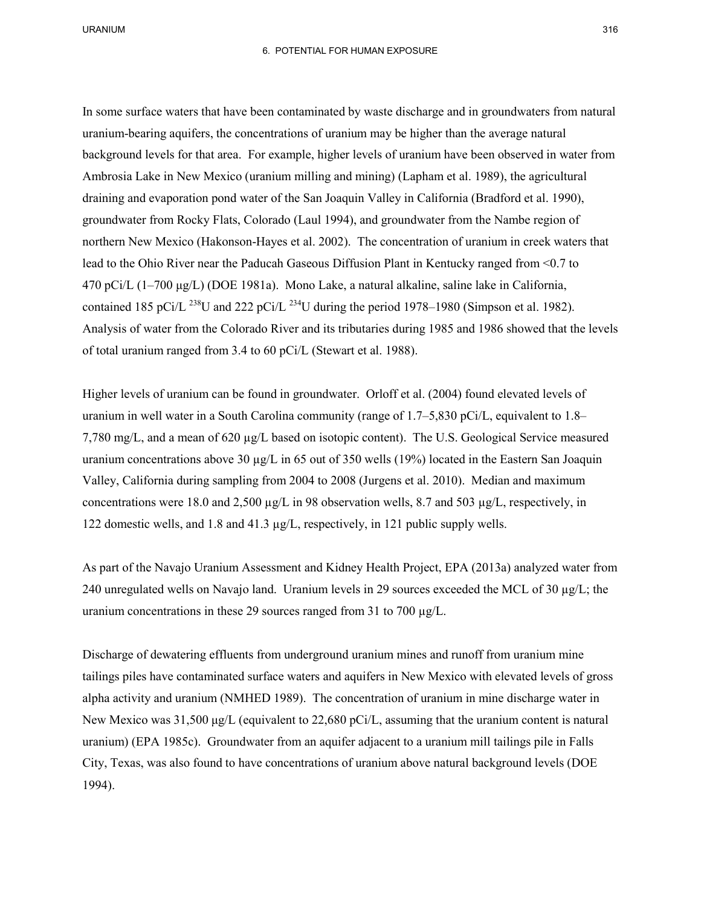In some surface waters that have been contaminated by waste discharge and in groundwaters from natural uranium-bearing aquifers, the concentrations of uranium may be higher than the average natural background levels for that area. For example, higher levels of uranium have been observed in water from Ambrosia Lake in New Mexico (uranium milling and mining) (Lapham et al. 1989), the agricultural draining and evaporation pond water of the San Joaquin Valley in California (Bradford et al. 1990), groundwater from Rocky Flats, Colorado (Laul 1994), and groundwater from the Nambe region of northern New Mexico (Hakonson-Hayes et al. 2002). The concentration of uranium in creek waters that lead to the Ohio River near the Paducah Gaseous Diffusion Plant in Kentucky ranged from <0.7 to 470 pCi/L (1–700 μg/L) (DOE 1981a). Mono Lake, a natural alkaline, saline lake in California, contained 185 pCi/L $^{238}$U and 222 pCi/L $^{234}$U during the period 1978–1980 (Simpson et al. 1982). Analysis of water from the Colorado River and its tributaries during 1985 and 1986 showed that the levels of total uranium ranged from 3.4 to 60 pCi/L (Stewart et al. 1988).

Higher levels of uranium can be found in groundwater. Orloff et al. (2004) found elevated levels of uranium in well water in a South Carolina community (range of 1.7–5,830 pCi/L, equivalent to 1.8–7,780 mg/L, and a mean of 620 μg/L based on isotopic content). The U.S. Geological Service measured uranium concentrations above 30 μg/L in 65 out of 350 wells (19%) located in the Eastern San Joaquin Valley, California during sampling from 2004 to 2008 (Jurgens et al. 2010). Median and maximum concentrations were 18.0 and 2,500 μg/L in 98 observation wells, 8.7 and 503 μg/L, respectively, in 122 domestic wells, and 1.8 and 41.3 μg/L, respectively, in 121 public supply wells.

As part of the Navajo Uranium Assessment and Kidney Health Project, EPA (2013a) analyzed water from 240 unregulated wells on Navajo land. Uranium levels in 29 sources exceeded the MCL of 30 μg/L; the uranium concentrations in these 29 sources ranged from 31 to 700 μg/L.

Discharge of dewatering effluents from underground uranium mines and runoff from uranium mine tailings piles have contaminated surface waters and aquifers in New Mexico with elevated levels of gross alpha activity and uranium (NMHED 1989). The concentration of uranium in mine discharge water in New Mexico was 31,500 μg/L (equivalent to 22,680 pCi/L, assuming that the uranium content is natural uranium) (EPA 1985c). Groundwater from an aquifer adjacent to a uranium mill tailings pile in Falls City, Texas, was also found to have concentrations of uranium above natural background levels (DOE 1994).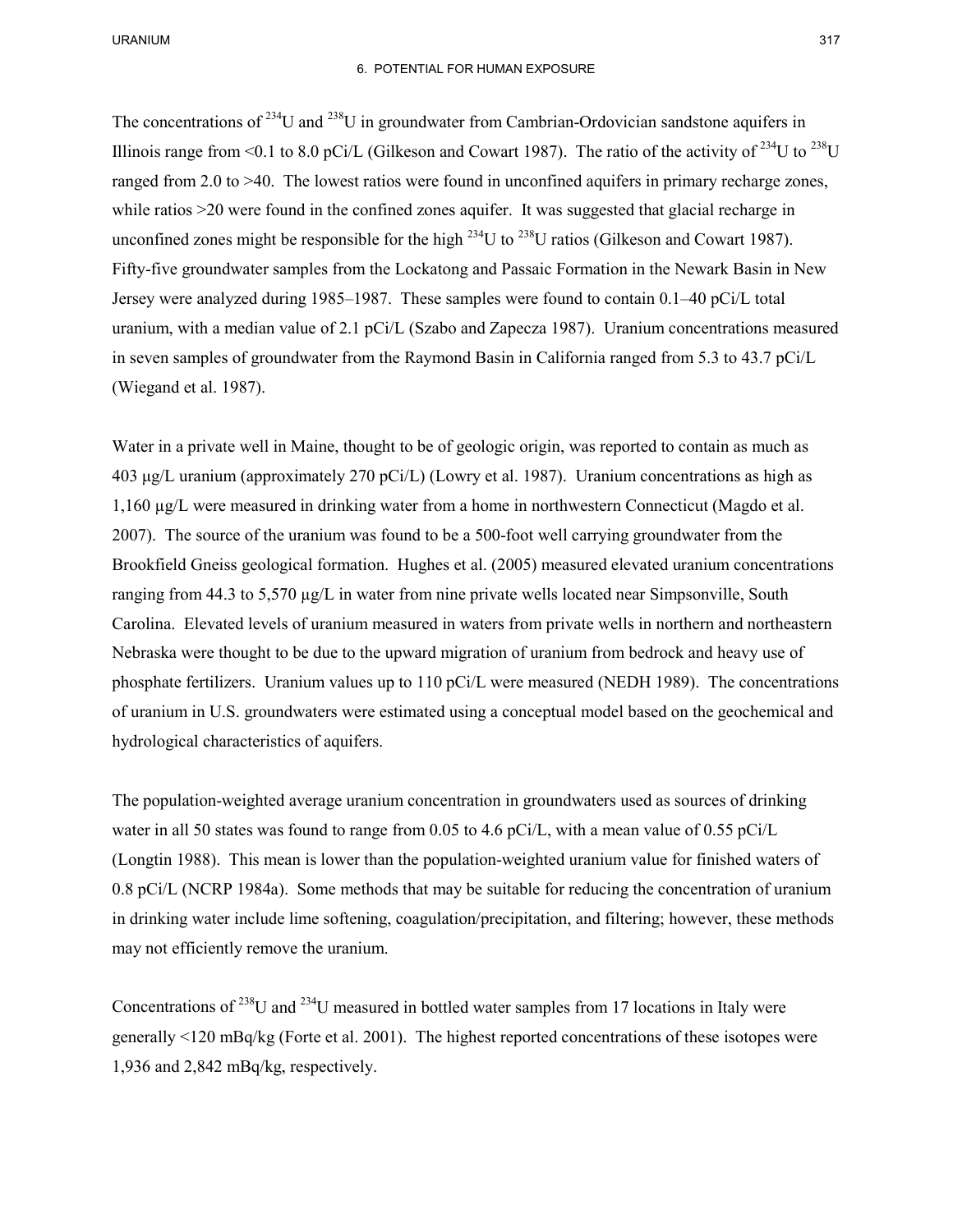The concentrations of $^{234}U$ and $^{238}U$ in groundwater from Cambrian-Ordovician sandstone aquifers in Illinois range from <0.1 to 8.0 pCi/L (Gilkeson and Cowart 1987). The ratio of the activity of $^{234}U$ to $^{238}U$ ranged from 2.0 to >40. The lowest ratios were found in unconfined aquifers in primary recharge zones, while ratios >20 were found in the confined zones aquifer. It was suggested that glacial recharge in unconfined zones might be responsible for the high $^{234}U$ to $^{238}U$ ratios (Gilkeson and Cowart 1987). Fifty-five groundwater samples from the Lockatong and Passaic Formation in the Newark Basin in New Jersey were analyzed during 1985–1987. These samples were found to contain 0.1–40 pCi/L total uranium, with a median value of 2.1 pCi/L (Szabo and Zapecza 1987). Uranium concentrations measured in seven samples of groundwater from the Raymond Basin in California ranged from 5.3 to 43.7 pCi/L (Wiegand et al. 1987).

Water in a private well in Maine, thought to be of geologic origin, was reported to contain as much as 403 μg/L uranium (approximately 270 pCi/L) (Lowry et al. 1987). Uranium concentrations as high as 1,160 μg/L were measured in drinking water from a home in northwestern Connecticut (Magdo et al. 2007). The source of the uranium was found to be a 500-foot well carrying groundwater from the Brookfield Gneiss geological formation. Hughes et al. (2005) measured elevated uranium concentrations ranging from 44.3 to 5,570 μg/L in water from nine private wells located near Simpsonville, South Carolina. Elevated levels of uranium measured in waters from private wells in northern and northeastern Nebraska were thought to be due to the upward migration of uranium from bedrock and heavy use of phosphate fertilizers. Uranium values up to 110 pCi/L were measured (NEDH 1989). The concentrations of uranium in U.S. groundwaters were estimated using a conceptual model based on the geochemical and hydrological characteristics of aquifers.

The population-weighted average uranium concentration in groundwaters used as sources of drinking water in all 50 states was found to range from 0.05 to 4.6 pCi/L, with a mean value of 0.55 pCi/L (Longtin 1988). This mean is lower than the population-weighted uranium value for finished waters of 0.8 pCi/L (NCRP 1984a). Some methods that may be suitable for reducing the concentration of uranium in drinking water include lime softening, coagulation/precipitation, and filtering; however, these methods may not efficiently remove the uranium.

Concentrations of $^{238}U$ and $^{234}U$ measured in bottled water samples from 17 locations in Italy were generally <120 mBq/kg (Forte et al. 2001). The highest reported concentrations of these isotopes were 1,936 and 2,842 mBq/kg, respectively.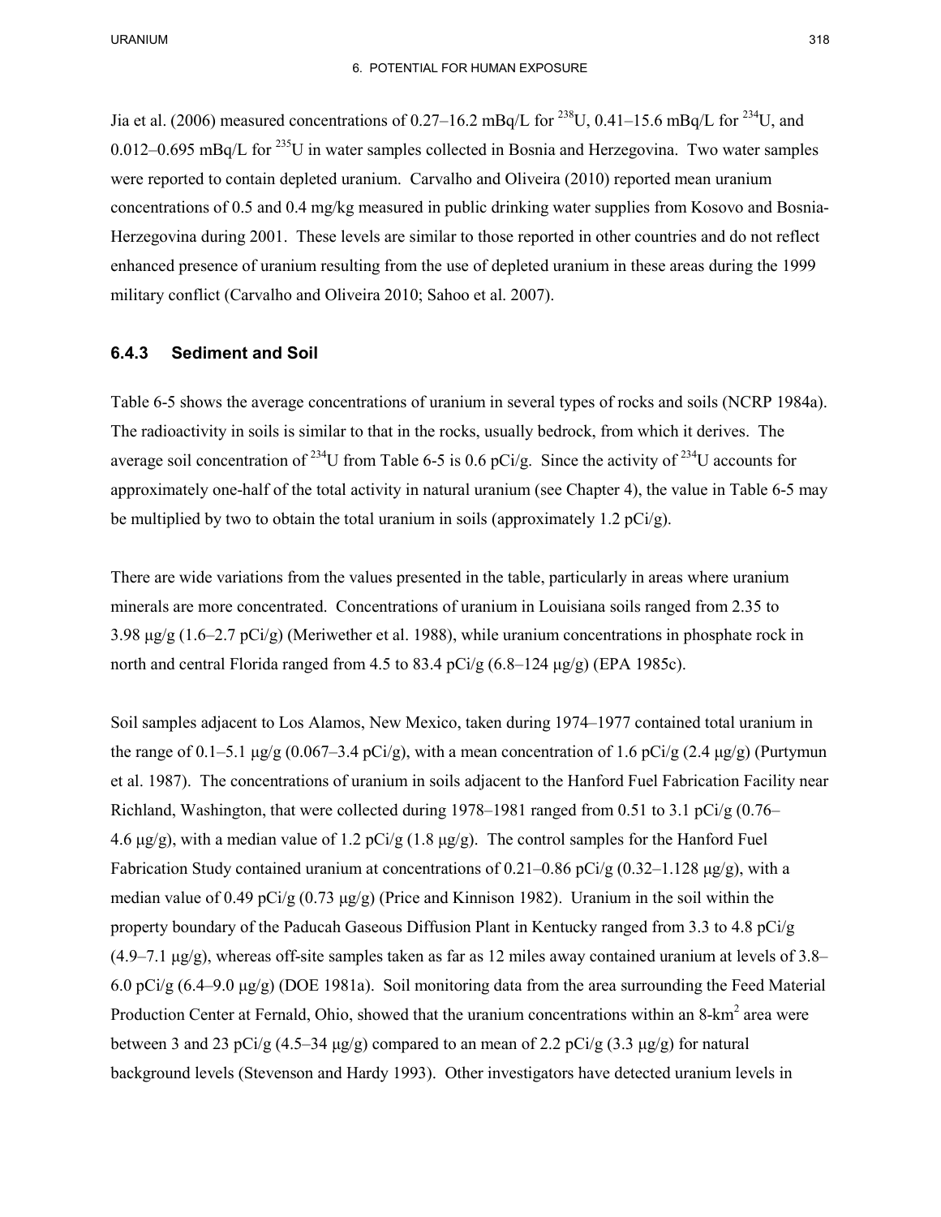Jia et al. (2006) measured concentrations of 0.27–16.2 mBq/L for $^{238}U$, 0.41–15.6 mBq/L for $^{234}U$, and 0.012–0.695 mBq/L for $^{235}U$ in water samples collected in Bosnia and Herzegovina. Two water samples were reported to contain depleted uranium. Carvalho and Oliveira (2010) reported mean uranium concentrations of 0.5 and 0.4 mg/kg measured in public drinking water supplies from Kosovo and Bosnia-Herzegovina during 2001. These levels are similar to those reported in other countries and do not reflect enhanced presence of uranium resulting from the use of depleted uranium in these areas during the 1999 military conflict (Carvalho and Oliveira 2010; Sahoo et al. 2007).

### 6.4.3 Sediment and Soil

Table 6-5 shows the average concentrations of uranium in several types of rocks and soils (NCRP 1984a). The radioactivity in soils is similar to that in the rocks, usually bedrock, from which it derives. The average soil concentration of $^{234}U$ from Table 6-5 is 0.6 pCi/g. Since the activity of $^{234}U$ accounts for approximately one-half of the total activity in natural uranium (see Chapter 4), the value in Table 6-5 may be multiplied by two to obtain the total uranium in soils (approximately 1.2 pCi/g).

There are wide variations from the values presented in the table, particularly in areas where uranium minerals are more concentrated. Concentrations of uranium in Louisiana soils ranged from 2.35 to 3.98 μg/g (1.6–2.7 pCi/g) (Meriwether et al. 1988), while uranium concentrations in phosphate rock in north and central Florida ranged from 4.5 to 83.4 pCi/g (6.8–124 μg/g) (EPA 1985c).

Soil samples adjacent to Los Alamos, New Mexico, taken during 1974–1977 contained total uranium in the range of 0.1–5.1 μg/g (0.067–3.4 pCi/g), with a mean concentration of 1.6 pCi/g (2.4 μg/g) (Purtymun et al. 1987). The concentrations of uranium in soils adjacent to the Hanford Fuel Fabrication Facility near Richland, Washington, that were collected during 1978–1981 ranged from 0.51 to 3.1 pCi/g (0.76–4.6 μg/g), with a median value of 1.2 pCi/g (1.8 μg/g). The control samples for the Hanford Fuel Fabrication Study contained uranium at concentrations of 0.21–0.86 pCi/g (0.32–1.128 μg/g), with a median value of 0.49 pCi/g (0.73 μg/g) (Price and Kinnison 1982). Uranium in the soil within the property boundary of the Paducah Gaseous Diffusion Plant in Kentucky ranged from 3.3 to 4.8 pCi/g (4.9–7.1 μg/g), whereas off-site samples taken as far as 12 miles away contained uranium at levels of 3.8–6.0 pCi/g (6.4–9.0 μg/g) (DOE 1981a). Soil monitoring data from the area surrounding the Feed Material Production Center at Fernald, Ohio, showed that the uranium concentrations within an 8-$km^2$ area were between 3 and 23 pCi/g (4.5–34 μg/g) compared to an mean of 2.2 pCi/g (3.3 μg/g) for natural background levels (Stevenson and Hardy 1993). Other investigators have detected uranium levels in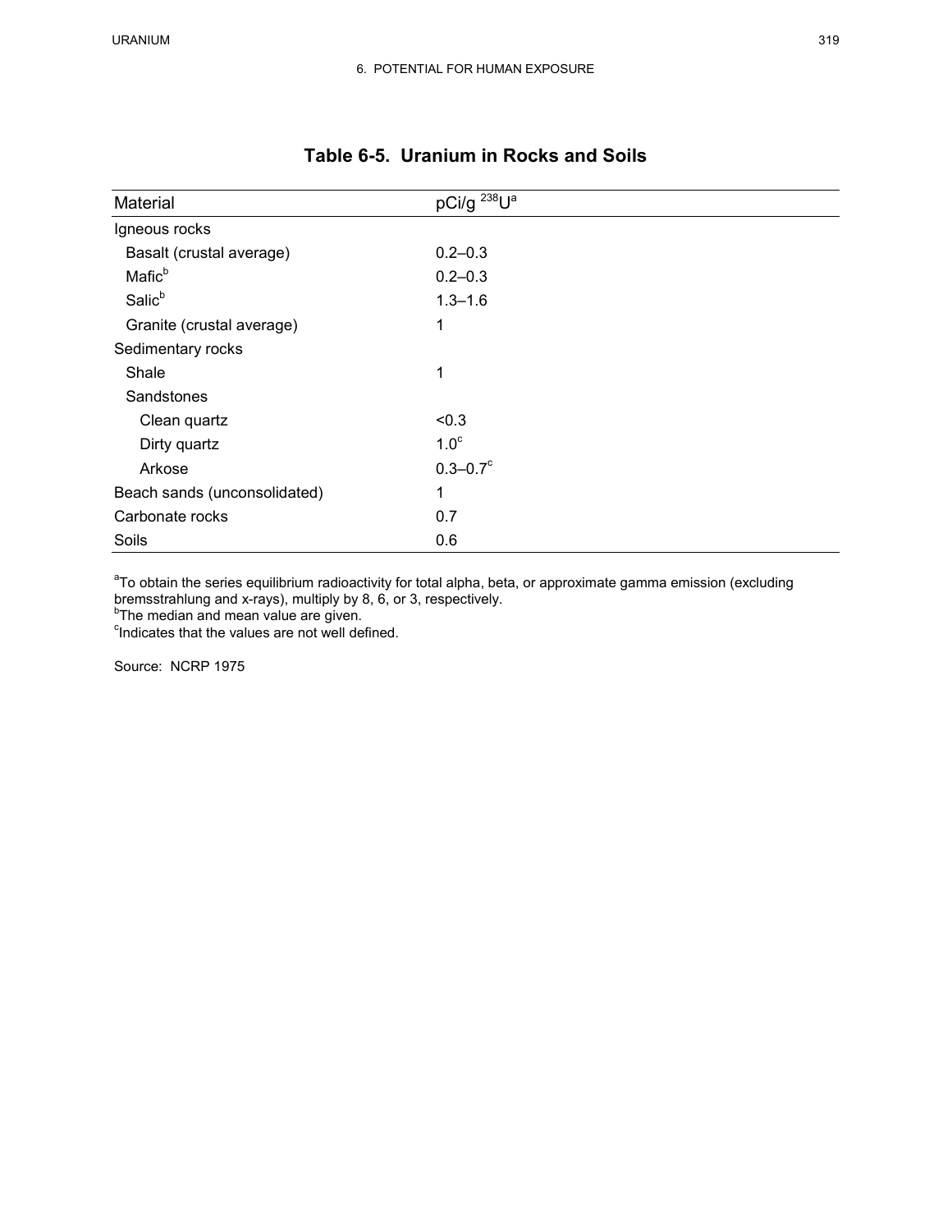6. POTENTIAL FOR HUMAN EXPOSURE

## Table 6-5. Uranium in Rocks and Soils

| Material | pCi/g $^{238}U$[a] |
|---|---|
| Igneous rocks | |
| Basalt (crustal average) | 0.2–0.3 |
| Mafic[b] | 0.2–0.3 |
| Salic[b] | 1.3–1.6 |
| Granite (crustal average) | 1 |
| Sedimentary rocks | |
| Shale | 1 |
| Sandstones | |
| Clean quartz | <0.3 |
| Dirty quartz | 1.0[c] |
| Arkose | 0.3–0.7[c] |
| Beach sands (unconsolidated) | 1 |
| Carbonate rocks | 0.7 |
| Soils | 0.6 |

[a]To obtain the series equilibrium radioactivity for total alpha, beta, or approximate gamma emission (excluding bremsstrahlung and x-rays), multiply by 8, 6, or 3, respectively.
[b]The median and mean value are given.
[c]Indicates that the values are not well defined.

Source: NCRP 1975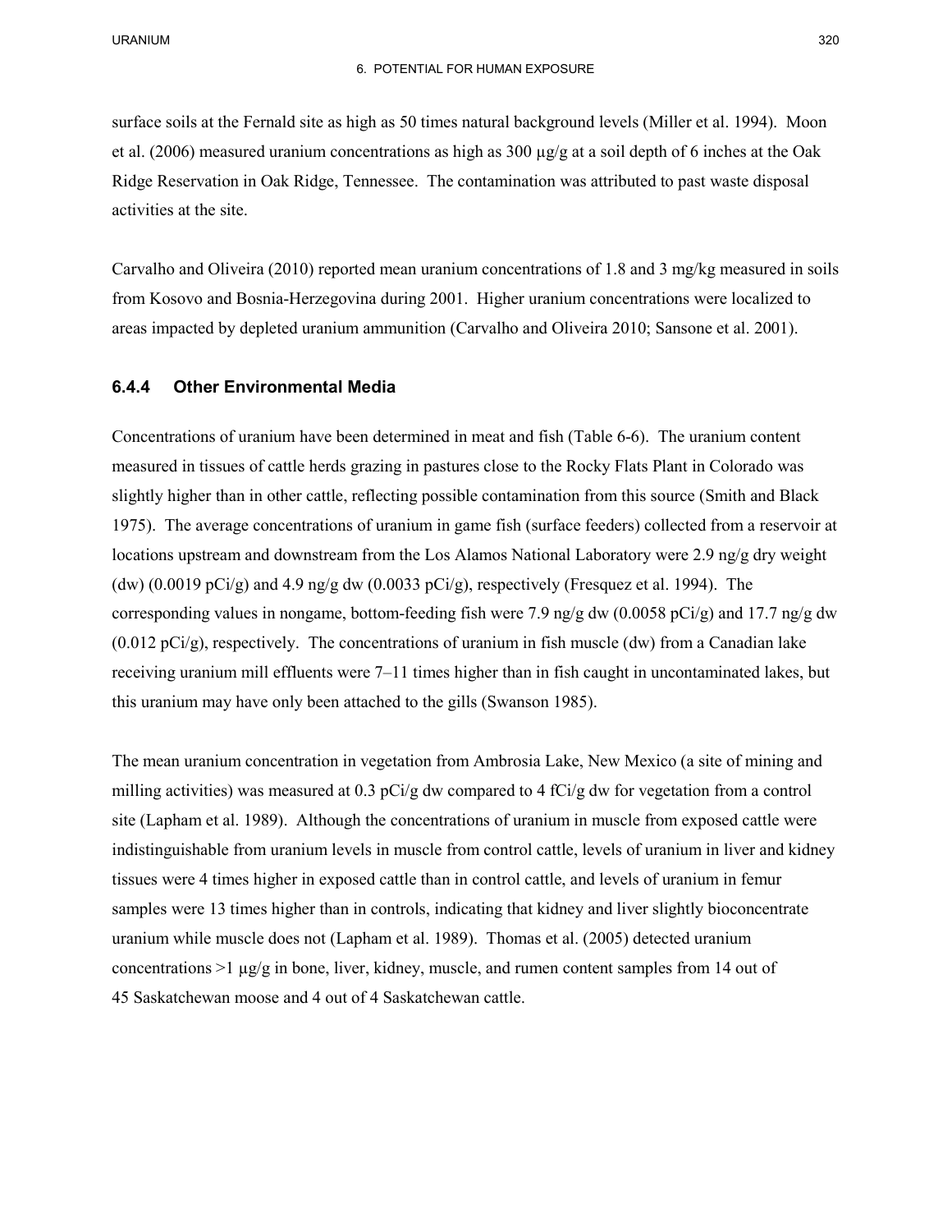surface soils at the Fernald site as high as 50 times natural background levels (Miller et al. 1994). Moon et al. (2006) measured uranium concentrations as high as 300 μg/g at a soil depth of 6 inches at the Oak Ridge Reservation in Oak Ridge, Tennessee. The contamination was attributed to past waste disposal activities at the site.

Carvalho and Oliveira (2010) reported mean uranium concentrations of 1.8 and 3 mg/kg measured in soils from Kosovo and Bosnia-Herzegovina during 2001. Higher uranium concentrations were localized to areas impacted by depleted uranium ammunition (Carvalho and Oliveira 2010; Sansone et al. 2001).

### 6.4.4 Other Environmental Media

Concentrations of uranium have been determined in meat and fish (Table 6-6). The uranium content measured in tissues of cattle herds grazing in pastures close to the Rocky Flats Plant in Colorado was slightly higher than in other cattle, reflecting possible contamination from this source (Smith and Black 1975). The average concentrations of uranium in game fish (surface feeders) collected from a reservoir at locations upstream and downstream from the Los Alamos National Laboratory were 2.9 ng/g dry weight (dw) (0.0019 pCi/g) and 4.9 ng/g dw (0.0033 pCi/g), respectively (Fresquez et al. 1994). The corresponding values in nongame, bottom-feeding fish were 7.9 ng/g dw (0.0058 pCi/g) and 17.7 ng/g dw (0.012 pCi/g), respectively. The concentrations of uranium in fish muscle (dw) from a Canadian lake receiving uranium mill effluents were 7–11 times higher than in fish caught in uncontaminated lakes, but this uranium may have only been attached to the gills (Swanson 1985).

The mean uranium concentration in vegetation from Ambrosia Lake, New Mexico (a site of mining and milling activities) was measured at 0.3 pCi/g dw compared to 4 fCi/g dw for vegetation from a control site (Lapham et al. 1989). Although the concentrations of uranium in muscle from exposed cattle were indistinguishable from uranium levels in muscle from control cattle, levels of uranium in liver and kidney tissues were 4 times higher in exposed cattle than in control cattle, and levels of uranium in femur samples were 13 times higher than in controls, indicating that kidney and liver slightly bioconcentrate uranium while muscle does not (Lapham et al. 1989). Thomas et al. (2005) detected uranium concentrations >1 μg/g in bone, liver, kidney, muscle, and rumen content samples from 14 out of 45 Saskatchewan moose and 4 out of 4 Saskatchewan cattle.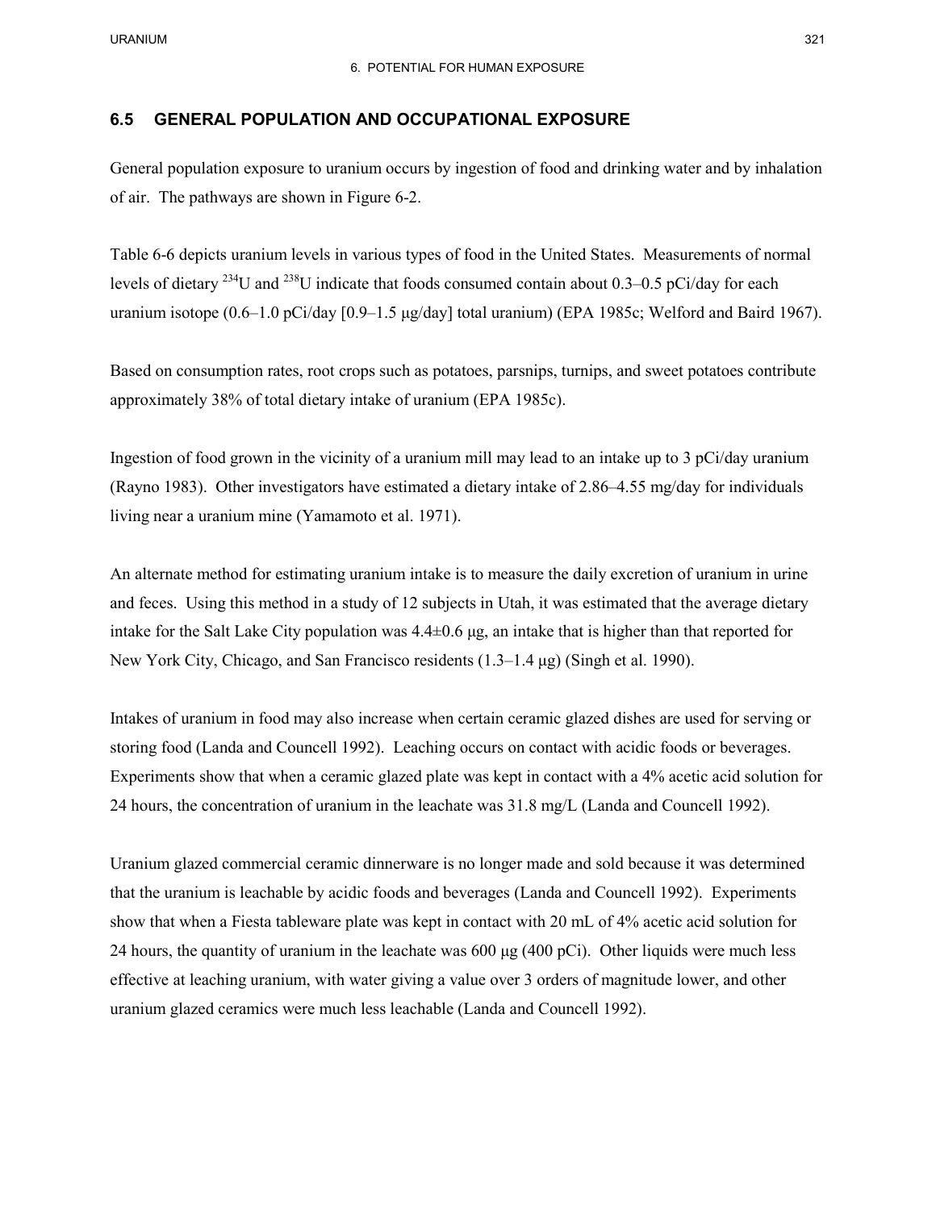## 6.5 GENERAL POPULATION AND OCCUPATIONAL EXPOSURE

General population exposure to uranium occurs by ingestion of food and drinking water and by inhalation of air. The pathways are shown in Figure 6-2.

Table 6-6 depicts uranium levels in various types of food in the United States. Measurements of normal levels of dietary $^{234}U$ and $^{238}U$ indicate that foods consumed contain about 0.3–0.5 pCi/day for each uranium isotope (0.6–1.0 pCi/day [0.9–1.5 μg/day] total uranium) (EPA 1985c; Welford and Baird 1967).

Based on consumption rates, root crops such as potatoes, parsnips, turnips, and sweet potatoes contribute approximately 38% of total dietary intake of uranium (EPA 1985c).

Ingestion of food grown in the vicinity of a uranium mill may lead to an intake up to 3 pCi/day uranium (Rayno 1983). Other investigators have estimated a dietary intake of 2.86–4.55 mg/day for individuals living near a uranium mine (Yamamoto et al. 1971).

An alternate method for estimating uranium intake is to measure the daily excretion of uranium in urine and feces. Using this method in a study of 12 subjects in Utah, it was estimated that the average dietary intake for the Salt Lake City population was $4.4 \pm 0.6$ μg, an intake that is higher than that reported for New York City, Chicago, and San Francisco residents (1.3–1.4 μg) (Singh et al. 1990).

Intakes of uranium in food may also increase when certain ceramic glazed dishes are used for serving or storing food (Landa and Councell 1992). Leaching occurs on contact with acidic foods or beverages. Experiments show that when a ceramic glazed plate was kept in contact with a 4% acetic acid solution for 24 hours, the concentration of uranium in the leachate was 31.8 mg/L (Landa and Councell 1992).

Uranium glazed commercial ceramic dinnerware is no longer made and sold because it was determined that the uranium is leachable by acidic foods and beverages (Landa and Councell 1992). Experiments show that when a Fiesta tableware plate was kept in contact with 20 mL of 4% acetic acid solution for 24 hours, the quantity of uranium in the leachate was 600 μg (400 pCi). Other liquids were much less effective at leaching uranium, with water giving a value over 3 orders of magnitude lower, and other uranium glazed ceramics were much less leachable (Landa and Councell 1992).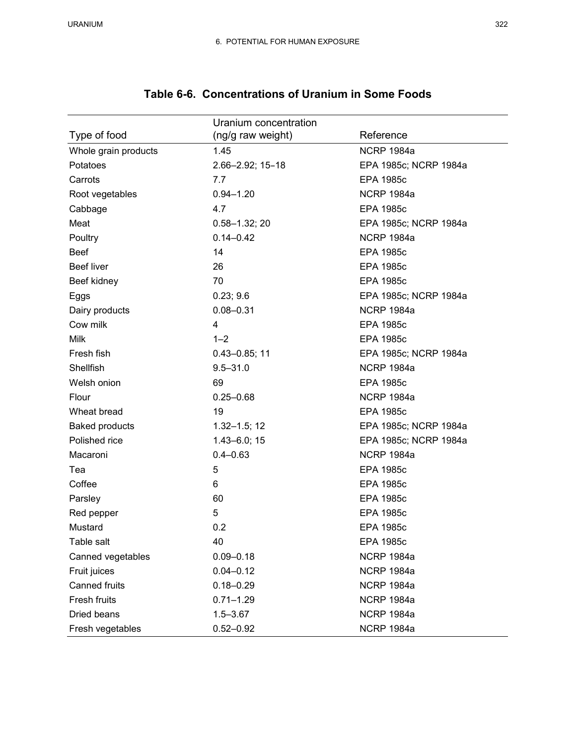**Table 6-6. Concentrations of Uranium in Some Foods**

| Type of food | Uranium concentration (ng/g raw weight) | Reference |
|---|---|---|
| Whole grain products | 1.45 | NCRP 1984a |
| Potatoes | 2.66–2.92; 15–18 | EPA 1985c; NCRP 1984a |
| Carrots | 7.7 | EPA 1985c |
| Root vegetables | 0.94–1.20 | NCRP 1984a |
| Cabbage | 4.7 | EPA 1985c |
| Meat | 0.58–1.32; 20 | EPA 1985c; NCRP 1984a |
| Poultry | 0.14–0.42 | NCRP 1984a |
| Beef | 14 | EPA 1985c |
| Beef liver | 26 | EPA 1985c |
| Beef kidney | 70 | EPA 1985c |
| Eggs | 0.23; 9.6 | EPA 1985c; NCRP 1984a |
| Dairy products | 0.08–0.31 | NCRP 1984a |
| Cow milk | 4 | EPA 1985c |
| Milk | 1–2 | EPA 1985c |
| Fresh fish | 0.43–0.85; 11 | EPA 1985c; NCRP 1984a |
| Shellfish | 9.5–31.0 | NCRP 1984a |
| Welsh onion | 69 | EPA 1985c |
| Flour | 0.25–0.68 | NCRP 1984a |
| Wheat bread | 19 | EPA 1985c |
| Baked products | 1.32–1.5; 12 | EPA 1985c; NCRP 1984a |
| Polished rice | 1.43–6.0; 15 | EPA 1985c; NCRP 1984a |
| Macaroni | 0.4–0.63 | NCRP 1984a |
| Tea | 5 | EPA 1985c |
| Coffee | 6 | EPA 1985c |
| Parsley | 60 | EPA 1985c |
| Red pepper | 5 | EPA 1985c |
| Mustard | 0.2 | EPA 1985c |
| Table salt | 40 | EPA 1985c |
| Canned vegetables | 0.09–0.18 | NCRP 1984a |
| Fruit juices | 0.04–0.12 | NCRP 1984a |
| Canned fruits | 0.18–0.29 | NCRP 1984a |
| Fresh fruits | 0.71–1.29 | NCRP 1984a |
| Dried beans | 1.5–3.67 | NCRP 1984a |
| Fresh vegetables | 0.52–0.92 | NCRP 1984a |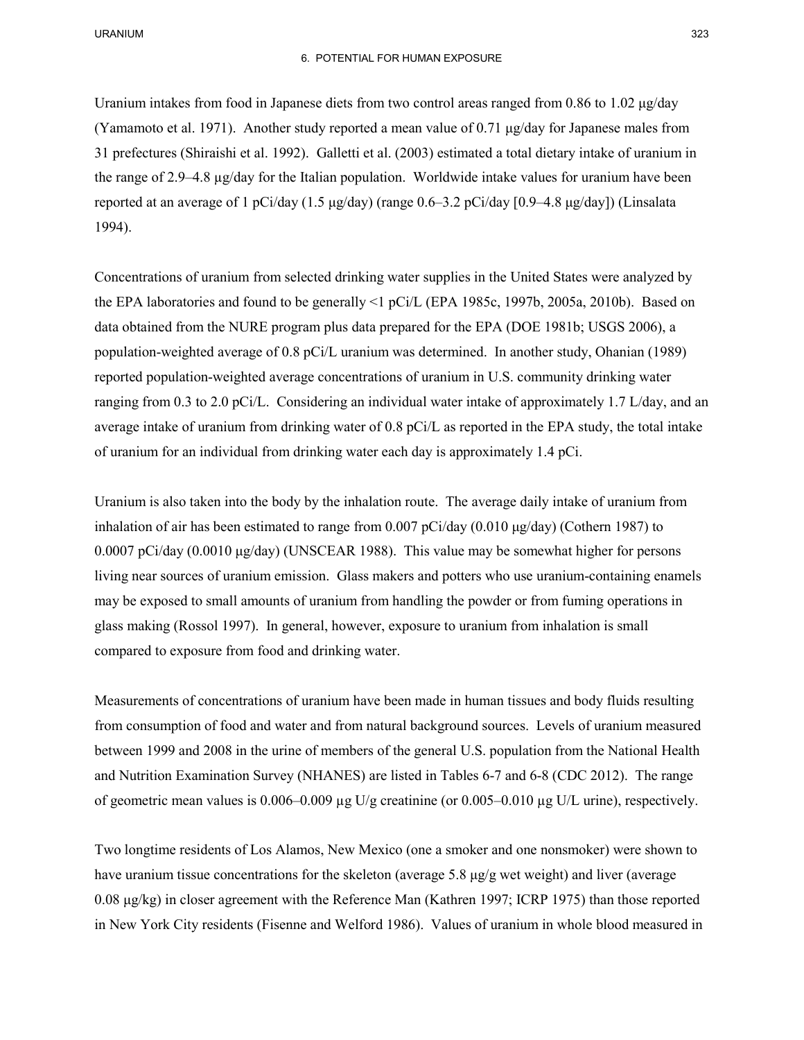Uranium intakes from food in Japanese diets from two control areas ranged from 0.86 to 1.02 μg/day (Yamamoto et al. 1971). Another study reported a mean value of 0.71 μg/day for Japanese males from 31 prefectures (Shiraishi et al. 1992). Galletti et al. (2003) estimated a total dietary intake of uranium in the range of 2.9–4.8 μg/day for the Italian population. Worldwide intake values for uranium have been reported at an average of 1 pCi/day (1.5 μg/day) (range 0.6–3.2 pCi/day [0.9–4.8 μg/day]) (Linsalata 1994).

Concentrations of uranium from selected drinking water supplies in the United States were analyzed by the EPA laboratories and found to be generally <1 pCi/L (EPA 1985c, 1997b, 2005a, 2010b). Based on data obtained from the NURE program plus data prepared for the EPA (DOE 1981b; USGS 2006), a population-weighted average of 0.8 pCi/L uranium was determined. In another study, Ohanian (1989) reported population-weighted average concentrations of uranium in U.S. community drinking water ranging from 0.3 to 2.0 pCi/L. Considering an individual water intake of approximately 1.7 L/day, and an average intake of uranium from drinking water of 0.8 pCi/L as reported in the EPA study, the total intake of uranium for an individual from drinking water each day is approximately 1.4 pCi.

Uranium is also taken into the body by the inhalation route. The average daily intake of uranium from inhalation of air has been estimated to range from 0.007 pCi/day (0.010 μg/day) (Cothern 1987) to 0.0007 pCi/day (0.0010 μg/day) (UNSCEAR 1988). This value may be somewhat higher for persons living near sources of uranium emission. Glass makers and potters who use uranium-containing enamels may be exposed to small amounts of uranium from handling the powder or from fuming operations in glass making (Rossol 1997). In general, however, exposure to uranium from inhalation is small compared to exposure from food and drinking water.

Measurements of concentrations of uranium have been made in human tissues and body fluids resulting from consumption of food and water and from natural background sources. Levels of uranium measured between 1999 and 2008 in the urine of members of the general U.S. population from the National Health and Nutrition Examination Survey (NHANES) are listed in Tables 6-7 and 6-8 (CDC 2012). The range of geometric mean values is 0.006–0.009 μg U/g creatinine (or 0.005–0.010 μg U/L urine), respectively.

Two longtime residents of Los Alamos, New Mexico (one a smoker and one nonsmoker) were shown to have uranium tissue concentrations for the skeleton (average 5.8 μg/g wet weight) and liver (average 0.08 μg/kg) in closer agreement with the Reference Man (Kathren 1997; ICRP 1975) than those reported in New York City residents (Fisenne and Welford 1986). Values of uranium in whole blood measured in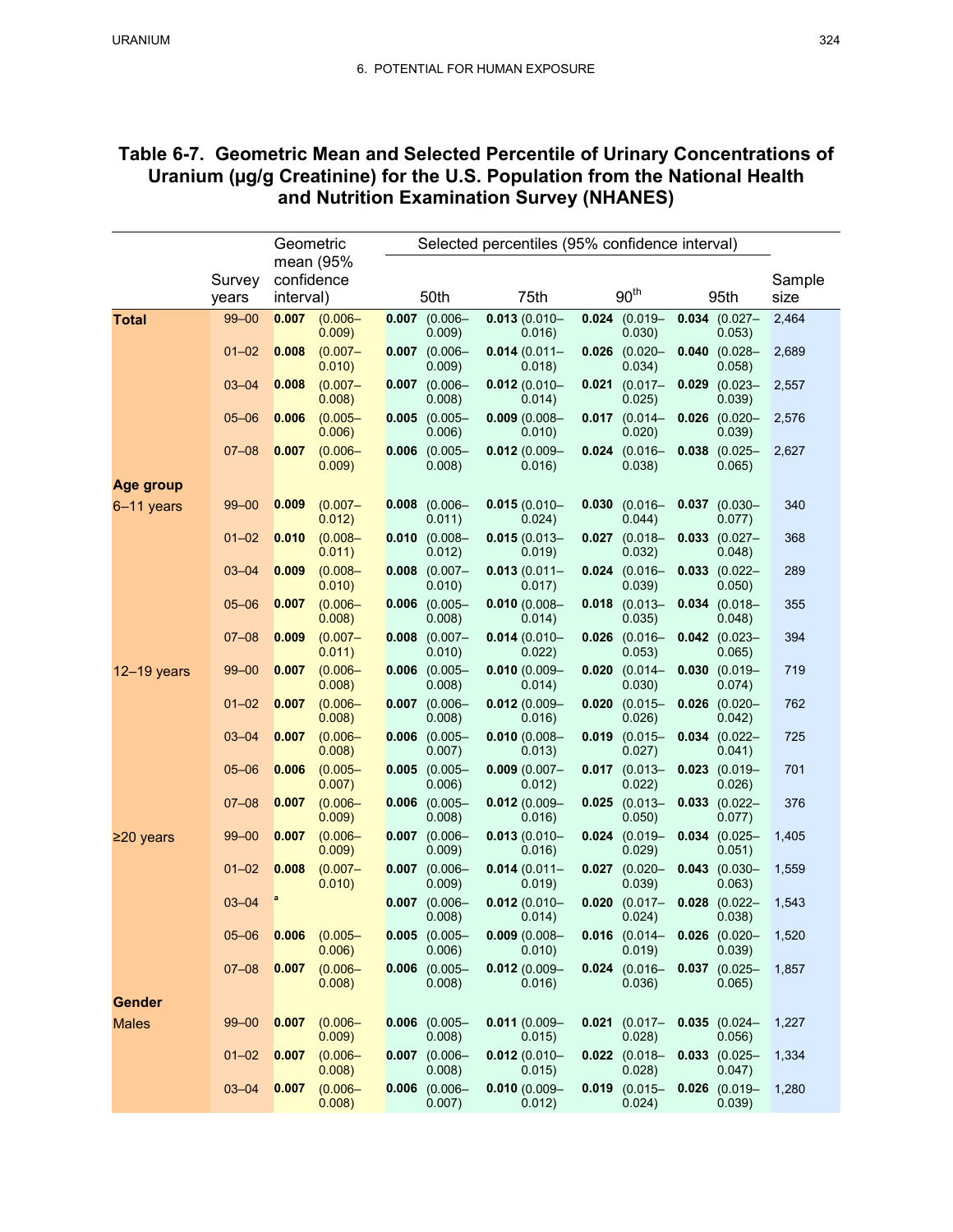## Table 6-7. Geometric Mean and Selected Percentile of Urinary Concentrations of Uranium (µg/g Creatinine) for the U.S. Population from the National Health and Nutrition Examination Survey (NHANES)

| | Survey years | Geometric mean (95% confidence interval) | Selected percentiles (95% confidence interval) 50th | 75th | 90th | 95th | Sample size |
|---|---|---|---|---|---|---|---|
| **Total** | 99–00 | **0.007** (0.006–0.009) | **0.007** (0.006–0.009) | **0.013** (0.010–0.016) | **0.024** (0.019–0.030) | **0.034** (0.027–0.053) | 2,464 |
| | 01–02 | **0.008** (0.007–0.010) | **0.007** (0.006–0.009) | **0.014** (0.011–0.018) | **0.026** (0.020–0.034) | **0.040** (0.028–0.058) | 2,689 |
| | 03–04 | **0.008** (0.007–0.008) | **0.007** (0.006–0.008) | **0.012** (0.010–0.014) | **0.021** (0.017–0.025) | **0.029** (0.023–0.039) | 2,557 |
| | 05–06 | **0.006** (0.005–0.006) | **0.005** (0.005–0.006) | **0.009** (0.008–0.010) | **0.017** (0.014–0.020) | **0.026** (0.020–0.039) | 2,576 |
| | 07–08 | **0.007** (0.006–0.009) | **0.006** (0.005–0.008) | **0.012** (0.009–0.016) | **0.024** (0.016–0.038) | **0.038** (0.025–0.065) | 2,627 |
| **Age group** | | | | | | | |
| 6–11 years | 99–00 | **0.009** (0.007–0.012) | **0.008** (0.006–0.011) | **0.015** (0.010–0.024) | **0.030** (0.016–0.044) | **0.037** (0.030–0.077) | 340 |
| | 01–02 | **0.010** (0.008–0.011) | **0.010** (0.008–0.012) | **0.015** (0.013–0.019) | **0.027** (0.018–0.032) | **0.033** (0.027–0.048) | 368 |
| | 03–04 | **0.009** (0.008–0.010) | **0.008** (0.007–0.010) | **0.013** (0.011–0.017) | **0.024** (0.016–0.039) | **0.033** (0.022–0.050) | 289 |
| | 05–06 | **0.007** (0.006–0.008) | **0.006** (0.005–0.008) | **0.010** (0.008–0.014) | **0.018** (0.013–0.035) | **0.034** (0.018–0.048) | 355 |
| | 07–08 | **0.009** (0.007–0.011) | **0.008** (0.007–0.010) | **0.014** (0.010–0.022) | **0.026** (0.016–0.053) | **0.042** (0.023–0.065) | 394 |
| 12–19 years | 99–00 | **0.007** (0.006–0.008) | **0.006** (0.005–0.008) | **0.010** (0.009–0.014) | **0.020** (0.014–0.030) | **0.030** (0.019–0.074) | 719 |
| | 01–02 | **0.007** (0.006–0.008) | **0.007** (0.006–0.008) | **0.012** (0.009–0.016) | **0.020** (0.015–0.026) | **0.026** (0.020–0.042) | 762 |
| | 03–04 | **0.007** (0.006–0.008) | **0.006** (0.005–0.007) | **0.010** (0.008–0.013) | **0.019** (0.015–0.027) | **0.034** (0.022–0.041) | 725 |
| | 05–06 | **0.006** (0.005–0.007) | **0.005** (0.005–0.006) | **0.009** (0.007–0.012) | **0.017** (0.013–0.022) | **0.023** (0.019–0.026) | 701 |
| | 07–08 | **0.007** (0.006–0.009) | **0.006** (0.005–0.008) | **0.012** (0.009–0.016) | **0.025** (0.013–0.050) | **0.033** (0.022–0.077) | 376 |
| ≥20 years | 99–00 | **0.007** (0.006–0.009) | **0.007** (0.006–0.009) | **0.013** (0.010–0.016) | **0.024** (0.019–0.029) | **0.034** (0.025–0.051) | 1,405 |
| | 01–02 | **0.008** (0.007–0.010) | **0.007** (0.006–0.009) | **0.014** (0.011–0.019) | **0.027** (0.020–0.039) | **0.043** (0.030–0.063) | 1,559 |
| | 03–04 | [a] | **0.007** (0.006–0.008) | **0.012** (0.010–0.014) | **0.020** (0.017–0.024) | **0.028** (0.022–0.038) | 1,543 |
| | 05–06 | **0.006** (0.005–0.006) | **0.005** (0.005–0.006) | **0.009** (0.008–0.010) | **0.016** (0.014–0.019) | **0.026** (0.020–0.039) | 1,520 |
| | 07–08 | **0.007** (0.006–0.008) | **0.006** (0.005–0.008) | **0.012** (0.009–0.016) | **0.024** (0.016–0.036) | **0.037** (0.025–0.065) | 1,857 |
| **Gender** | | | | | | | |
| Males | 99–00 | **0.007** (0.006–0.009) | **0.006** (0.005–0.008) | **0.011** (0.009–0.015) | **0.021** (0.017–0.028) | **0.035** (0.024–0.056) | 1,227 |
| | 01–02 | **0.007** (0.006–0.008) | **0.007** (0.006–0.008) | **0.012** (0.010–0.015) | **0.022** (0.018–0.028) | **0.033** (0.025–0.047) | 1,334 |
| | 03–04 | **0.007** (0.006–0.008) | **0.006** (0.006–0.007) | **0.010** (0.009–0.012) | **0.019** (0.015–0.024) | **0.026** (0.019–0.039) | 1,280 |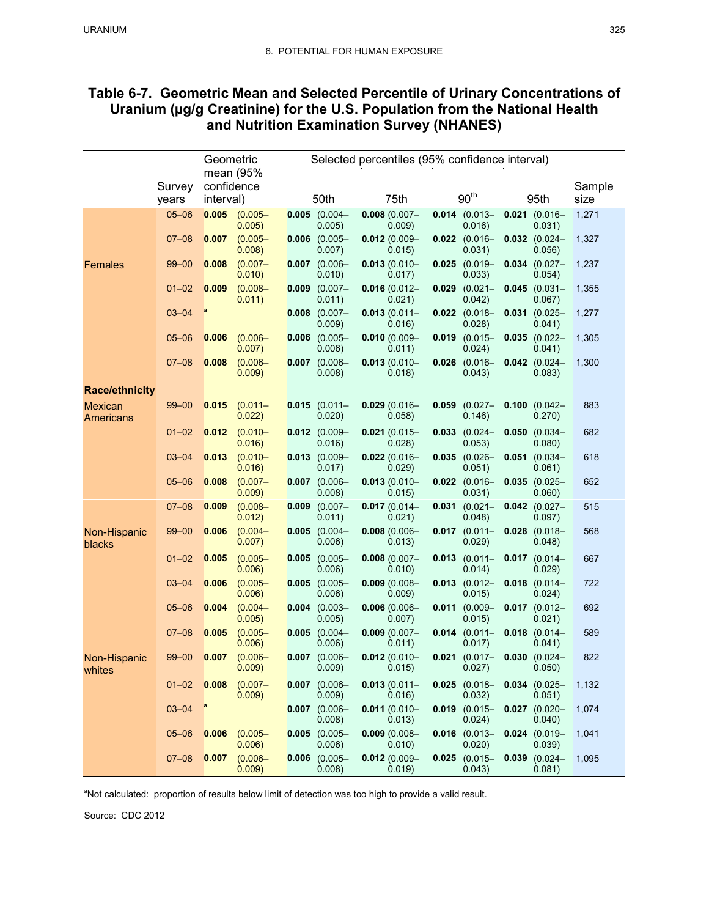## Table 6-7. Geometric Mean and Selected Percentile of Urinary Concentrations of Uranium (µg/g Creatinine) for the U.S. Population from the National Health and Nutrition Examination Survey (NHANES)

| | Survey years | Geometric mean (95% confidence interval) | Selected percentiles (95% confidence interval) 50th | 75th | 90th | 95th | Sample size |
|---|---|---|---|---|---|---|---|
| | 05–06 | **0.005** (0.005–0.005) | **0.005** (0.004–0.005) | **0.008** (0.007–0.009) | **0.014** (0.013–0.016) | **0.021** (0.016–0.031) | 1,271 |
| | 07–08 | **0.007** (0.005–0.008) | **0.006** (0.005–0.007) | **0.012** (0.009–0.015) | **0.022** (0.016–0.031) | **0.032** (0.024–0.056) | 1,327 |
| Females | 99–00 | **0.008** (0.007–0.010) | **0.007** (0.006–0.010) | **0.013** (0.010–0.017) | **0.025** (0.019–0.033) | **0.034** (0.027–0.054) | 1,237 |
| | 01–02 | **0.009** (0.008–0.011) | **0.009** (0.007–0.011) | **0.016** (0.012–0.021) | **0.029** (0.021–0.042) | **0.045** (0.031–0.067) | 1,355 |
| | 03–04 | [a] | **0.008** (0.007–0.009) | **0.013** (0.011–0.016) | **0.022** (0.018–0.028) | **0.031** (0.025–0.041) | 1,277 |
| | 05–06 | **0.006** (0.006–0.007) | **0.006** (0.005–0.006) | **0.010** (0.009–0.011) | **0.019** (0.015–0.024) | **0.035** (0.022–0.041) | 1,305 |
| | 07–08 | **0.008** (0.006–0.009) | **0.007** (0.006–0.008) | **0.013** (0.010–0.018) | **0.026** (0.016–0.043) | **0.042** (0.024–0.083) | 1,300 |
| **Race/ethnicity** | | | | | | | |
| Mexican Americans | 99–00 | **0.015** (0.011–0.022) | **0.015** (0.011–0.020) | **0.029** (0.016–0.058) | **0.059** (0.027–0.146) | **0.100** (0.042–0.270) | 883 |
| | 01–02 | **0.012** (0.010–0.016) | **0.012** (0.009–0.016) | **0.021** (0.015–0.028) | **0.033** (0.024–0.053) | **0.050** (0.034–0.080) | 682 |
| | 03–04 | **0.013** (0.010–0.016) | **0.013** (0.009–0.017) | **0.022** (0.016–0.029) | **0.035** (0.026–0.051) | **0.051** (0.034–0.061) | 618 |
| | 05–06 | **0.008** (0.007–0.009) | **0.007** (0.006–0.008) | **0.013** (0.010–0.015) | **0.022** (0.016–0.031) | **0.035** (0.025–0.060) | 652 |
| | 07–08 | **0.009** (0.008–0.012) | **0.009** (0.007–0.011) | **0.017** (0.014–0.021) | **0.031** (0.021–0.048) | **0.042** (0.027–0.097) | 515 |
| Non-Hispanic blacks | 99–00 | **0.006** (0.004–0.007) | **0.005** (0.004–0.006) | **0.008** (0.006–0.013) | **0.017** (0.011–0.029) | **0.028** (0.018–0.048) | 568 |
| | 01–02 | **0.005** (0.005–0.006) | **0.005** (0.005–0.006) | **0.008** (0.007–0.010) | **0.013** (0.011–0.014) | **0.017** (0.014–0.029) | 667 |
| | 03–04 | **0.006** (0.005–0.006) | **0.005** (0.005–0.006) | **0.009** (0.008–0.009) | **0.013** (0.012–0.015) | **0.018** (0.014–0.024) | 722 |
| | 05–06 | **0.004** (0.004–0.005) | **0.004** (0.003–0.005) | **0.006** (0.006–0.007) | **0.011** (0.009–0.015) | **0.017** (0.012–0.021) | 692 |
| | 07–08 | **0.005** (0.005–0.006) | **0.005** (0.004–0.006) | **0.009** (0.007–0.011) | **0.014** (0.011–0.017) | **0.018** (0.014–0.041) | 589 |
| Non-Hispanic whites | 99–00 | **0.007** (0.006–0.009) | **0.007** (0.006–0.009) | **0.012** (0.010–0.015) | **0.021** (0.017–0.027) | **0.030** (0.024–0.050) | 822 |
| | 01–02 | **0.008** (0.007–0.009) | **0.007** (0.006–0.009) | **0.013** (0.011–0.016) | **0.025** (0.018–0.032) | **0.034** (0.025–0.051) | 1,132 |
| | 03–04 | [a] | **0.007** (0.006–0.008) | **0.011** (0.010–0.013) | **0.019** (0.015–0.024) | **0.027** (0.020–0.040) | 1,074 |
| | 05–06 | **0.006** (0.005–0.006) | **0.005** (0.005–0.006) | **0.009** (0.008–0.010) | **0.016** (0.013–0.020) | **0.024** (0.019–0.039) | 1,041 |
| | 07–08 | **0.007** (0.006–0.009) | **0.006** (0.005–0.008) | **0.012** (0.009–0.019) | **0.025** (0.015–0.043) | **0.039** (0.024–0.081) | 1,095 |

[a]Not calculated: proportion of results below limit of detection was too high to provide a valid result.

Source: CDC 2012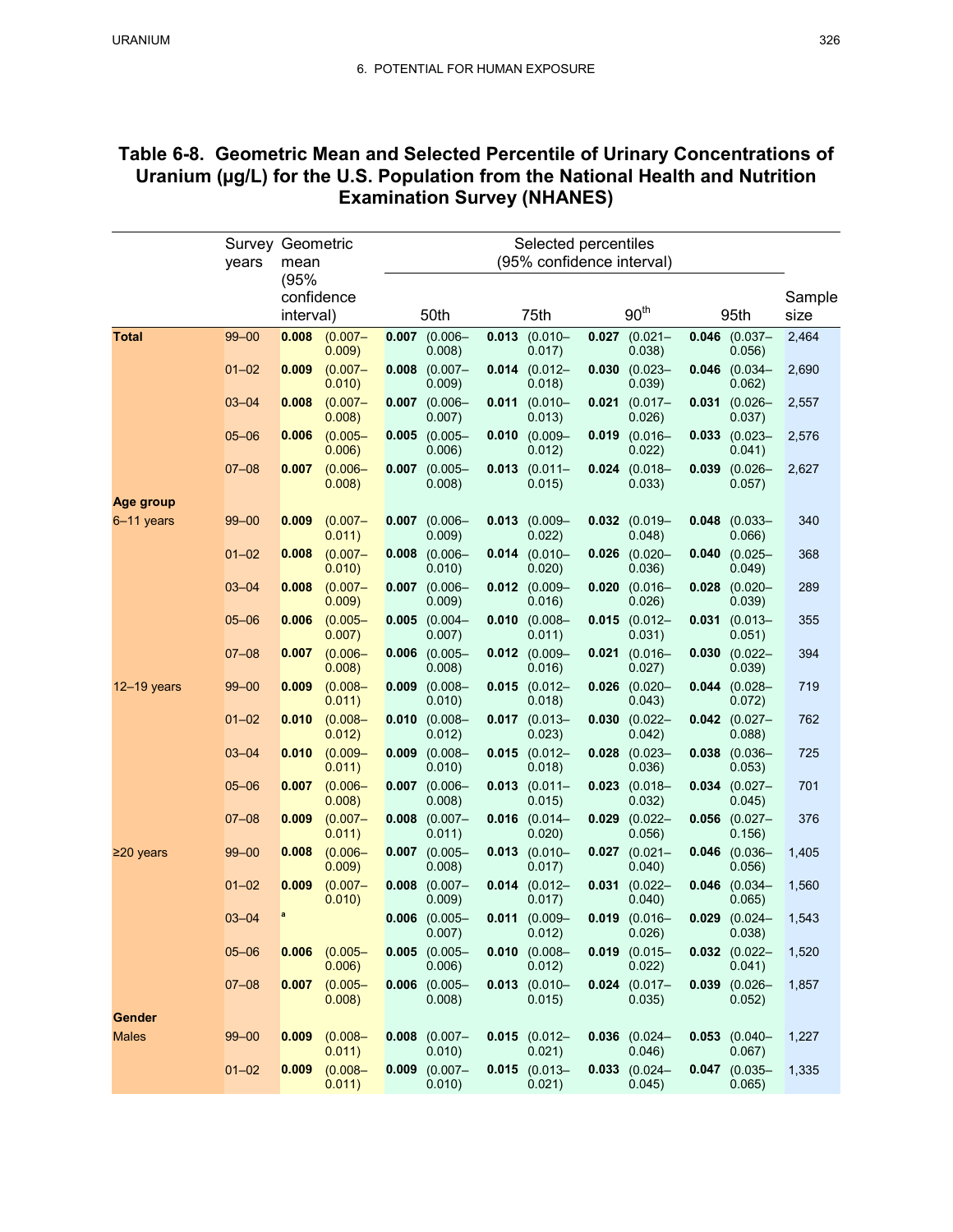## Table 6-8. Geometric Mean and Selected Percentile of Urinary Concentrations of Uranium (µg/L) for the U.S. Population from the National Health and Nutrition Examination Survey (NHANES)

| | Survey years | Geometric mean (95% confidence interval) | | Selected percentiles (95% confidence interval) | | | | | | | | Sample size |
|---|---|---|---|---|---|---|---|---|---|---|---|---|
| | | | | 50th | | 75th | | 90th | | 95th | | |
| **Total** | 99–00 | **0.008** | (0.007–0.009) | **0.007** | (0.006–0.008) | **0.013** | (0.010–0.017) | **0.027** | (0.021–0.038) | **0.046** | (0.037–0.056) | 2,464 |
| | 01–02 | **0.009** | (0.007–0.010) | **0.008** | (0.007–0.009) | **0.014** | (0.012–0.018) | **0.030** | (0.023–0.039) | **0.046** | (0.034–0.062) | 2,690 |
| | 03–04 | **0.008** | (0.007–0.008) | **0.007** | (0.006–0.007) | **0.011** | (0.010–0.013) | **0.021** | (0.017–0.026) | **0.031** | (0.026–0.037) | 2,557 |
| | 05–06 | **0.006** | (0.005–0.006) | **0.005** | (0.005–0.006) | **0.010** | (0.009–0.012) | **0.019** | (0.016–0.022) | **0.033** | (0.023–0.041) | 2,576 |
| | 07–08 | **0.007** | (0.006–0.008) | **0.007** | (0.005–0.008) | **0.013** | (0.011–0.015) | **0.024** | (0.018–0.033) | **0.039** | (0.026–0.057) | 2,627 |
| **Age group** | | | | | | | | | | | | |
| 6–11 years | 99–00 | **0.009** | (0.007–0.011) | **0.007** | (0.006–0.009) | **0.013** | (0.009–0.022) | **0.032** | (0.019–0.048) | **0.048** | (0.033–0.066) | 340 |
| | 01–02 | **0.008** | (0.007–0.010) | **0.008** | (0.006–0.010) | **0.014** | (0.010–0.020) | **0.026** | (0.020–0.036) | **0.040** | (0.025–0.049) | 368 |
| | 03–04 | **0.008** | (0.007–0.009) | **0.007** | (0.006–0.009) | **0.012** | (0.009–0.016) | **0.020** | (0.016–0.026) | **0.028** | (0.020–0.039) | 289 |
| | 05–06 | **0.006** | (0.005–0.007) | **0.005** | (0.004–0.007) | **0.010** | (0.008–0.011) | **0.015** | (0.012–0.031) | **0.031** | (0.013–0.051) | 355 |
| | 07–08 | **0.007** | (0.006–0.008) | **0.006** | (0.005–0.008) | **0.012** | (0.009–0.016) | **0.021** | (0.016–0.027) | **0.030** | (0.022–0.039) | 394 |
| 12–19 years | 99–00 | **0.009** | (0.008–0.011) | **0.009** | (0.008–0.010) | **0.015** | (0.012–0.018) | **0.026** | (0.020–0.043) | **0.044** | (0.028–0.072) | 719 |
| | 01–02 | **0.010** | (0.008–0.012) | **0.010** | (0.008–0.012) | **0.017** | (0.013–0.023) | **0.030** | (0.022–0.042) | **0.042** | (0.027–0.088) | 762 |
| | 03–04 | **0.010** | (0.009–0.011) | **0.009** | (0.008–0.010) | **0.015** | (0.012–0.018) | **0.028** | (0.023–0.036) | **0.038** | (0.036–0.053) | 725 |
| | 05–06 | **0.007** | (0.006–0.008) | **0.007** | (0.006–0.008) | **0.013** | (0.011–0.015) | **0.023** | (0.018–0.032) | **0.034** | (0.027–0.045) | 701 |
| | 07–08 | **0.009** | (0.007–0.011) | **0.008** | (0.007–0.011) | **0.016** | (0.014–0.020) | **0.029** | (0.022–0.056) | **0.056** | (0.027–0.156) | 376 |
| ≥20 years | 99–00 | **0.008** | (0.006–0.009) | **0.007** | (0.005–0.008) | **0.013** | (0.010–0.017) | **0.027** | (0.021–0.040) | **0.046** | (0.036–0.056) | 1,405 |
| | 01–02 | **0.009** | (0.007–0.010) | **0.008** | (0.007–0.009) | **0.014** | (0.012–0.017) | **0.031** | (0.022–0.040) | **0.046** | (0.034–0.065) | 1,560 |
| | 03–04 | [a] | | **0.006** | (0.005–0.007) | **0.011** | (0.009–0.012) | **0.019** | (0.016–0.026) | **0.029** | (0.024–0.038) | 1,543 |
| | 05–06 | **0.006** | (0.005–0.006) | **0.005** | (0.005–0.006) | **0.010** | (0.008–0.012) | **0.019** | (0.015–0.022) | **0.032** | (0.022–0.041) | 1,520 |
| | 07–08 | **0.007** | (0.005–0.008) | **0.006** | (0.005–0.008) | **0.013** | (0.010–0.015) | **0.024** | (0.017–0.035) | **0.039** | (0.026–0.052) | 1,857 |
| **Gender** | | | | | | | | | | | | |
| Males | 99–00 | **0.009** | (0.008–0.011) | **0.008** | (0.007–0.010) | **0.015** | (0.012–0.021) | **0.036** | (0.024–0.046) | **0.053** | (0.040–0.067) | 1,227 |
| | 01–02 | **0.009** | (0.008–0.011) | **0.009** | (0.007–0.010) | **0.015** | (0.013–0.021) | **0.033** | (0.024–0.045) | **0.047** | (0.035–0.065) | 1,335 |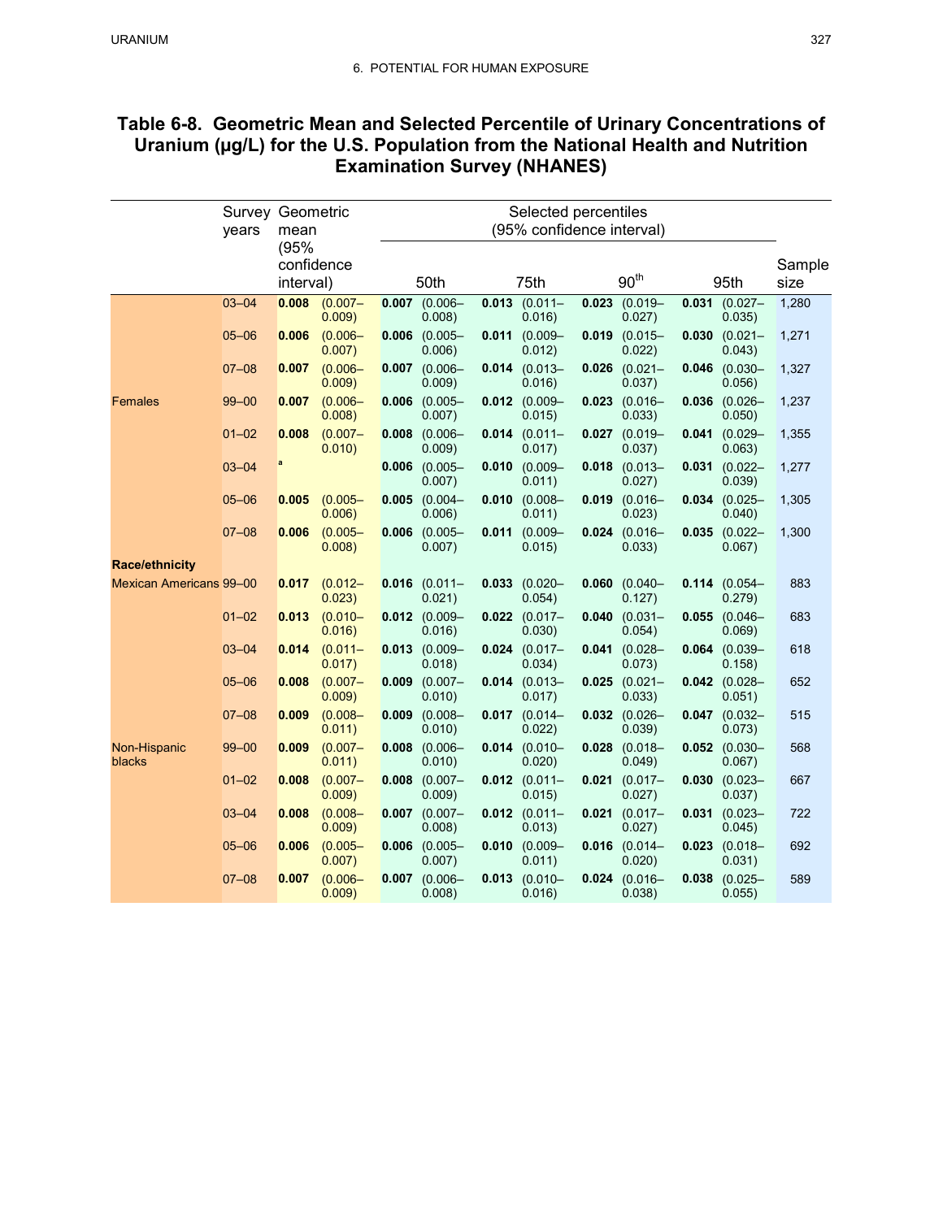## Table 6-8. Geometric Mean and Selected Percentile of Urinary Concentrations of Uranium (μg/L) for the U.S. Population from the National Health and Nutrition Examination Survey (NHANES)

| | Survey years | Geometric mean (95% confidence interval) | | Selected percentiles (95% confidence interval) 50th | | 75th | | 90th | | 95th | | Sample size |
|---|---|---|---|---|---|---|---|---|---|---|---|---|
| | 03–04 | **0.008** | (0.007–0.009) | **0.007** | (0.006–0.008) | **0.013** | (0.011–0.016) | **0.023** | (0.019–0.027) | **0.031** | (0.027–0.035) | 1,280 |
| | 05–06 | **0.006** | (0.006–0.007) | **0.006** | (0.005–0.006) | **0.011** | (0.009–0.012) | **0.019** | (0.015–0.022) | **0.030** | (0.021–0.043) | 1,271 |
| | 07–08 | **0.007** | (0.006–0.009) | **0.007** | (0.006–0.009) | **0.014** | (0.013–0.016) | **0.026** | (0.021–0.037) | **0.046** | (0.030–0.056) | 1,327 |
| Females | 99–00 | **0.007** | (0.006–0.008) | **0.006** | (0.005–0.007) | **0.012** | (0.009–0.015) | **0.023** | (0.016–0.033) | **0.036** | (0.026–0.050) | 1,237 |
| | 01–02 | **0.008** | (0.007–0.010) | **0.008** | (0.006–0.009) | **0.014** | (0.011–0.017) | **0.027** | (0.019–0.037) | **0.041** | (0.029–0.063) | 1,355 |
| | 03–04 | [a] | | **0.006** | (0.005–0.007) | **0.010** | (0.009–0.011) | **0.018** | (0.013–0.027) | **0.031** | (0.022–0.039) | 1,277 |
| | 05–06 | **0.005** | (0.005–0.006) | **0.005** | (0.004–0.006) | **0.010** | (0.008–0.011) | **0.019** | (0.016–0.023) | **0.034** | (0.025–0.040) | 1,305 |
| | 07–08 | **0.006** | (0.005–0.008) | **0.006** | (0.005–0.007) | **0.011** | (0.009–0.015) | **0.024** | (0.016–0.033) | **0.035** | (0.022–0.067) | 1,300 |
| **Race/ethnicity** | | | | | | | | | | | | |
| Mexican Americans | 99–00 | **0.017** | (0.012–0.023) | **0.016** | (0.011–0.021) | **0.033** | (0.020–0.054) | **0.060** | (0.040–0.127) | **0.114** | (0.054–0.279) | 883 |
| | 01–02 | **0.013** | (0.010–0.016) | **0.012** | (0.009–0.016) | **0.022** | (0.017–0.030) | **0.040** | (0.031–0.054) | **0.055** | (0.046–0.069) | 683 |
| | 03–04 | **0.014** | (0.011–0.017) | **0.013** | (0.009–0.018) | **0.024** | (0.017–0.034) | **0.041** | (0.028–0.073) | **0.064** | (0.039–0.158) | 618 |
| | 05–06 | **0.008** | (0.007–0.009) | **0.009** | (0.007–0.010) | **0.014** | (0.013–0.017) | **0.025** | (0.021–0.033) | **0.042** | (0.028–0.051) | 652 |
| | 07–08 | **0.009** | (0.008–0.011) | **0.009** | (0.008–0.010) | **0.017** | (0.014–0.022) | **0.032** | (0.026–0.039) | **0.047** | (0.032–0.073) | 515 |
| Non-Hispanic blacks | 99–00 | **0.009** | (0.007–0.011) | **0.008** | (0.006–0.010) | **0.014** | (0.010–0.020) | **0.028** | (0.018–0.049) | **0.052** | (0.030–0.067) | 568 |
| | 01–02 | **0.008** | (0.007–0.009) | **0.008** | (0.007–0.009) | **0.012** | (0.011–0.015) | **0.021** | (0.017–0.027) | **0.030** | (0.023–0.037) | 667 |
| | 03–04 | **0.008** | (0.008–0.009) | **0.007** | (0.007–0.008) | **0.012** | (0.011–0.013) | **0.021** | (0.017–0.027) | **0.031** | (0.023–0.045) | 722 |
| | 05–06 | **0.006** | (0.005–0.007) | **0.006** | (0.005–0.007) | **0.010** | (0.009–0.011) | **0.016** | (0.014–0.020) | **0.023** | (0.018–0.031) | 692 |
| | 07–08 | **0.007** | (0.006–0.009) | **0.007** | (0.006–0.008) | **0.013** | (0.010–0.016) | **0.024** | (0.016–0.038) | **0.038** | (0.025–0.055) | 589 |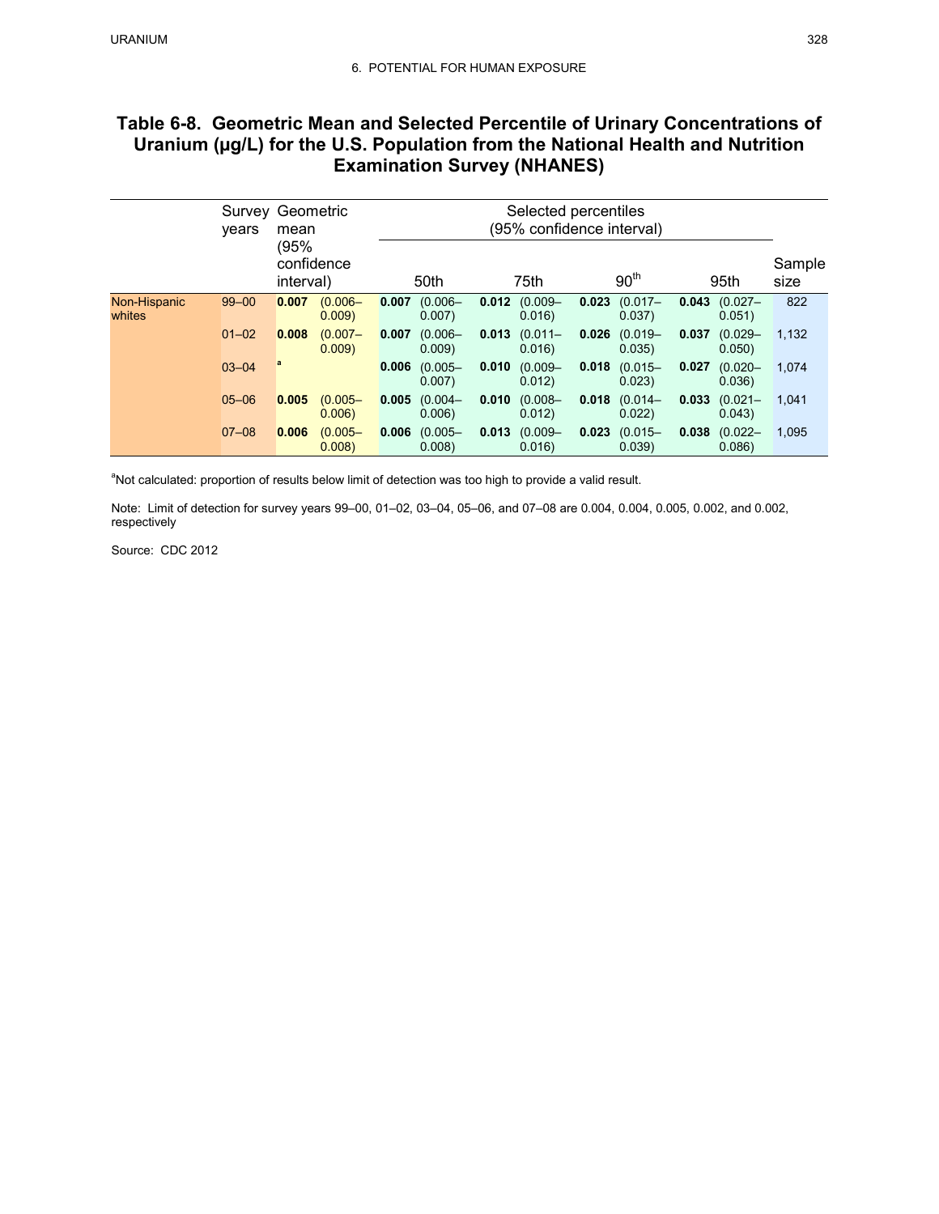## Table 6-8. Geometric Mean and Selected Percentile of Urinary Concentrations of Uranium (μg/L) for the U.S. Population from the National Health and Nutrition Examination Survey (NHANES)

| | Survey years | Geometric mean (95% confidence interval) | | Selected percentiles (95% confidence interval) | | | | | | | | Sample size |
|---|---|---|---|---|---|---|---|---|---|---|---|---|
| | | | | 50th | | 75th | | 90th | | 95th | | |
| Non-Hispanic whites | 99–00 | **0.007** | (0.006–0.009) | **0.007** | (0.006–0.007) | **0.012** | (0.009–0.016) | **0.023** | (0.017–0.037) | **0.043** | (0.027–0.051) | 822 |
| | 01–02 | **0.008** | (0.007–0.009) | **0.007** | (0.006–0.009) | **0.013** | (0.011–0.016) | **0.026** | (0.019–0.035) | **0.037** | (0.029–0.050) | 1,132 |
| | 03–04 | [a] | | **0.006** | (0.005–0.007) | **0.010** | (0.009–0.012) | **0.018** | (0.015–0.023) | **0.027** | (0.020–0.036) | 1,074 |
| | 05–06 | **0.005** | (0.005–0.006) | **0.005** | (0.004–0.006) | **0.010** | (0.008–0.012) | **0.018** | (0.014–0.022) | **0.033** | (0.021–0.043) | 1,041 |
| | 07–08 | **0.006** | (0.005–0.008) | **0.006** | (0.005–0.008) | **0.013** | (0.009–0.016) | **0.023** | (0.015–0.039) | **0.038** | (0.022–0.086) | 1,095 |

[a]Not calculated: proportion of results below limit of detection was too high to provide a valid result.

Note: Limit of detection for survey years 99–00, 01–02, 03–04, 05–06, and 07–08 are 0.004, 0.004, 0.005, 0.002, and 0.002, respectively

Source: CDC 2012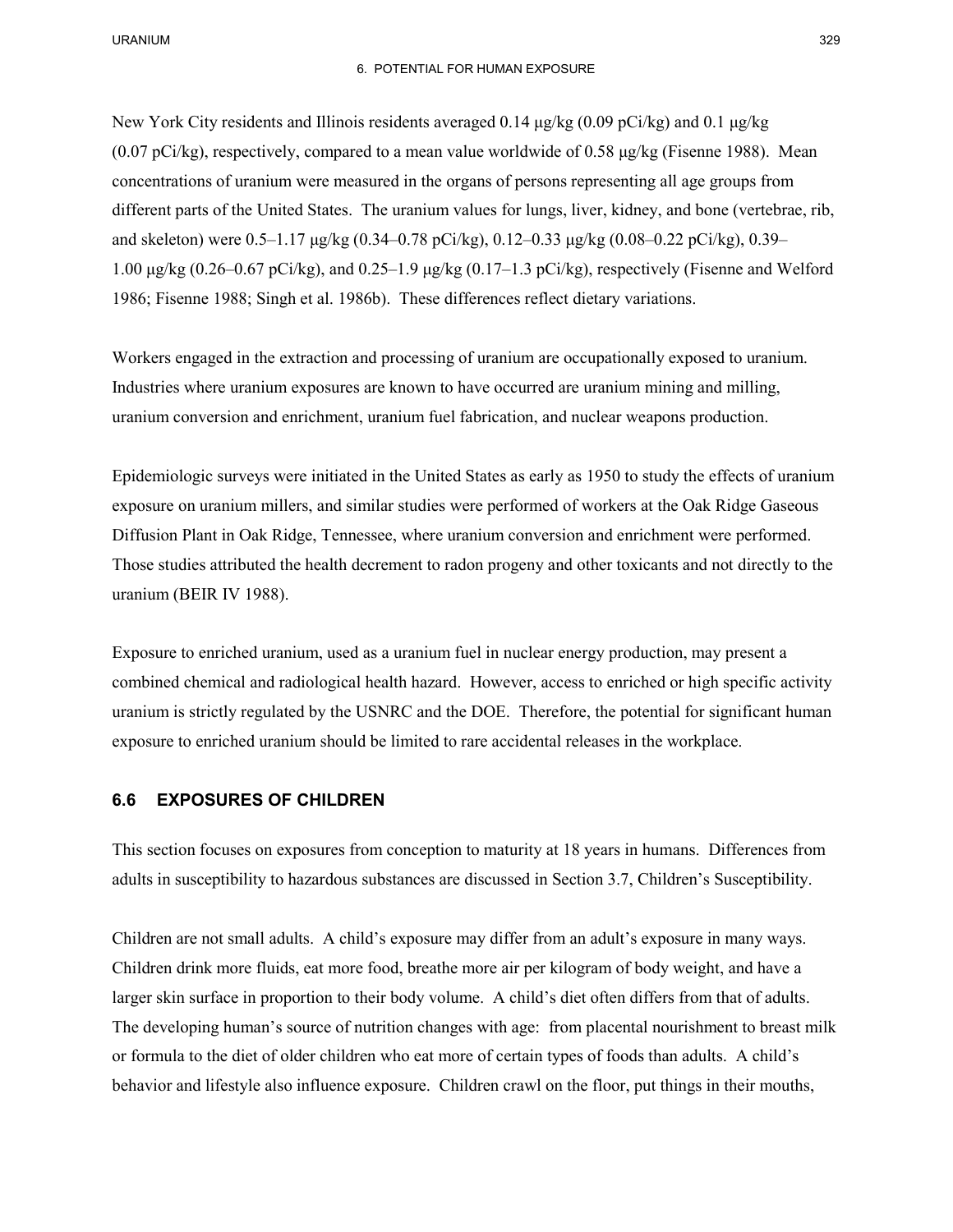New York City residents and Illinois residents averaged 0.14 μg/kg (0.09 pCi/kg) and 0.1 μg/kg (0.07 pCi/kg), respectively, compared to a mean value worldwide of 0.58 μg/kg (Fisenne 1988). Mean concentrations of uranium were measured in the organs of persons representing all age groups from different parts of the United States. The uranium values for lungs, liver, kidney, and bone (vertebrae, rib, and skeleton) were 0.5–1.17 μg/kg (0.34–0.78 pCi/kg), 0.12–0.33 μg/kg (0.08–0.22 pCi/kg), 0.39–1.00 μg/kg (0.26–0.67 pCi/kg), and 0.25–1.9 μg/kg (0.17–1.3 pCi/kg), respectively (Fisenne and Welford 1986; Fisenne 1988; Singh et al. 1986b). These differences reflect dietary variations.

Workers engaged in the extraction and processing of uranium are occupationally exposed to uranium. Industries where uranium exposures are known to have occurred are uranium mining and milling, uranium conversion and enrichment, uranium fuel fabrication, and nuclear weapons production.

Epidemiologic surveys were initiated in the United States as early as 1950 to study the effects of uranium exposure on uranium millers, and similar studies were performed of workers at the Oak Ridge Gaseous Diffusion Plant in Oak Ridge, Tennessee, where uranium conversion and enrichment were performed. Those studies attributed the health decrement to radon progeny and other toxicants and not directly to the uranium (BEIR IV 1988).

Exposure to enriched uranium, used as a uranium fuel in nuclear energy production, may present a combined chemical and radiological health hazard. However, access to enriched or high specific activity uranium is strictly regulated by the USNRC and the DOE. Therefore, the potential for significant human exposure to enriched uranium should be limited to rare accidental releases in the workplace.

## 6.6 EXPOSURES OF CHILDREN

This section focuses on exposures from conception to maturity at 18 years in humans. Differences from adults in susceptibility to hazardous substances are discussed in Section 3.7, Children's Susceptibility.

Children are not small adults. A child's exposure may differ from an adult's exposure in many ways. Children drink more fluids, eat more food, breathe more air per kilogram of body weight, and have a larger skin surface in proportion to their body volume. A child's diet often differs from that of adults. The developing human's source of nutrition changes with age: from placental nourishment to breast milk or formula to the diet of older children who eat more of certain types of foods than adults. A child's behavior and lifestyle also influence exposure. Children crawl on the floor, put things in their mouths,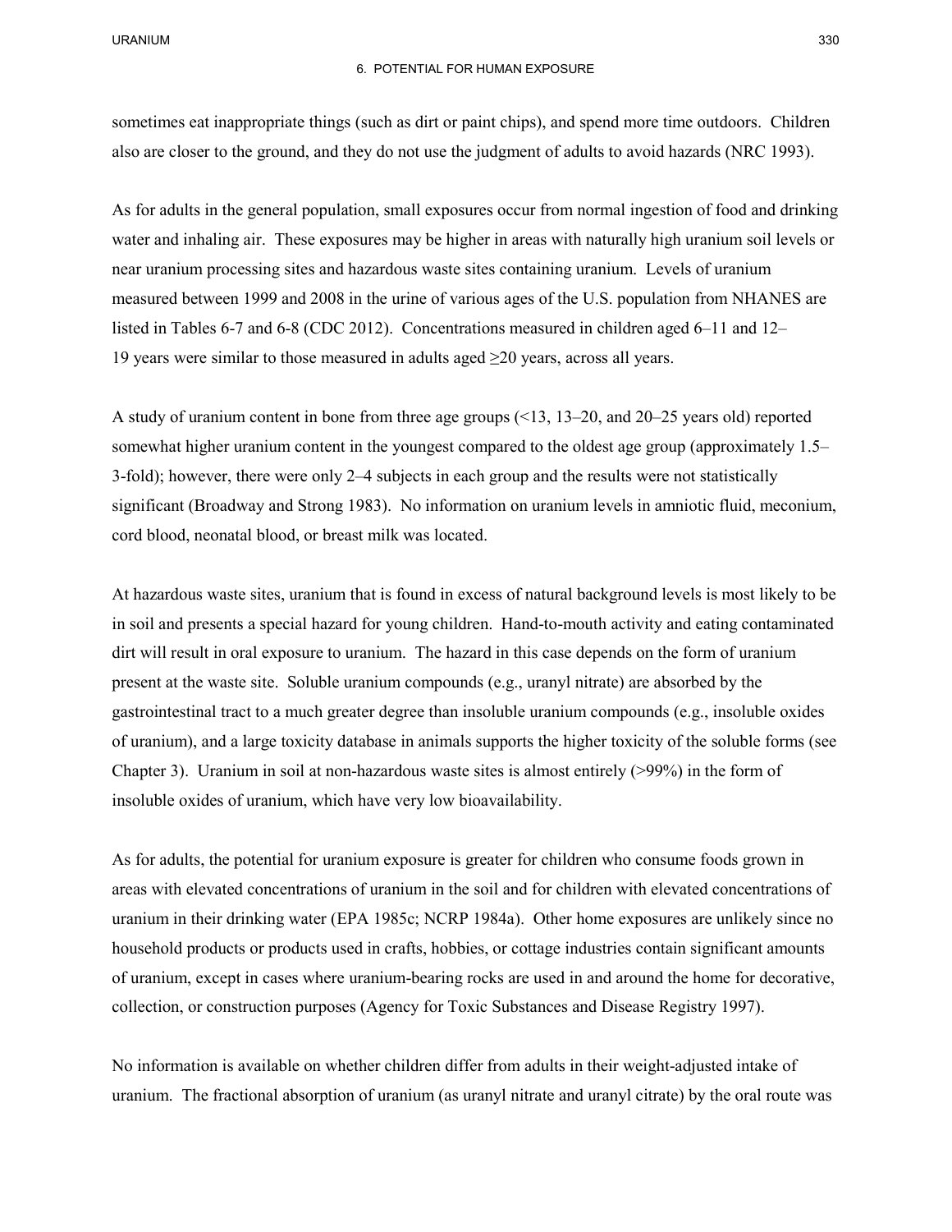sometimes eat inappropriate things (such as dirt or paint chips), and spend more time outdoors. Children also are closer to the ground, and they do not use the judgment of adults to avoid hazards (NRC 1993).

As for adults in the general population, small exposures occur from normal ingestion of food and drinking water and inhaling air. These exposures may be higher in areas with naturally high uranium soil levels or near uranium processing sites and hazardous waste sites containing uranium. Levels of uranium measured between 1999 and 2008 in the urine of various ages of the U.S. population from NHANES are listed in Tables 6-7 and 6-8 (CDC 2012). Concentrations measured in children aged 6–11 and 12–19 years were similar to those measured in adults aged ≥20 years, across all years.

A study of uranium content in bone from three age groups (<13, 13–20, and 20–25 years old) reported somewhat higher uranium content in the youngest compared to the oldest age group (approximately 1.5–3-fold); however, there were only 2–4 subjects in each group and the results were not statistically significant (Broadway and Strong 1983). No information on uranium levels in amniotic fluid, meconium, cord blood, neonatal blood, or breast milk was located.

At hazardous waste sites, uranium that is found in excess of natural background levels is most likely to be in soil and presents a special hazard for young children. Hand-to-mouth activity and eating contaminated dirt will result in oral exposure to uranium. The hazard in this case depends on the form of uranium present at the waste site. Soluble uranium compounds (e.g., uranyl nitrate) are absorbed by the gastrointestinal tract to a much greater degree than insoluble uranium compounds (e.g., insoluble oxides of uranium), and a large toxicity database in animals supports the higher toxicity of the soluble forms (see Chapter 3). Uranium in soil at non-hazardous waste sites is almost entirely (>99%) in the form of insoluble oxides of uranium, which have very low bioavailability.

As for adults, the potential for uranium exposure is greater for children who consume foods grown in areas with elevated concentrations of uranium in the soil and for children with elevated concentrations of uranium in their drinking water (EPA 1985c; NCRP 1984a). Other home exposures are unlikely since no household products or products used in crafts, hobbies, or cottage industries contain significant amounts of uranium, except in cases where uranium-bearing rocks are used in and around the home for decorative, collection, or construction purposes (Agency for Toxic Substances and Disease Registry 1997).

No information is available on whether children differ from adults in their weight-adjusted intake of uranium. The fractional absorption of uranium (as uranyl nitrate and uranyl citrate) by the oral route was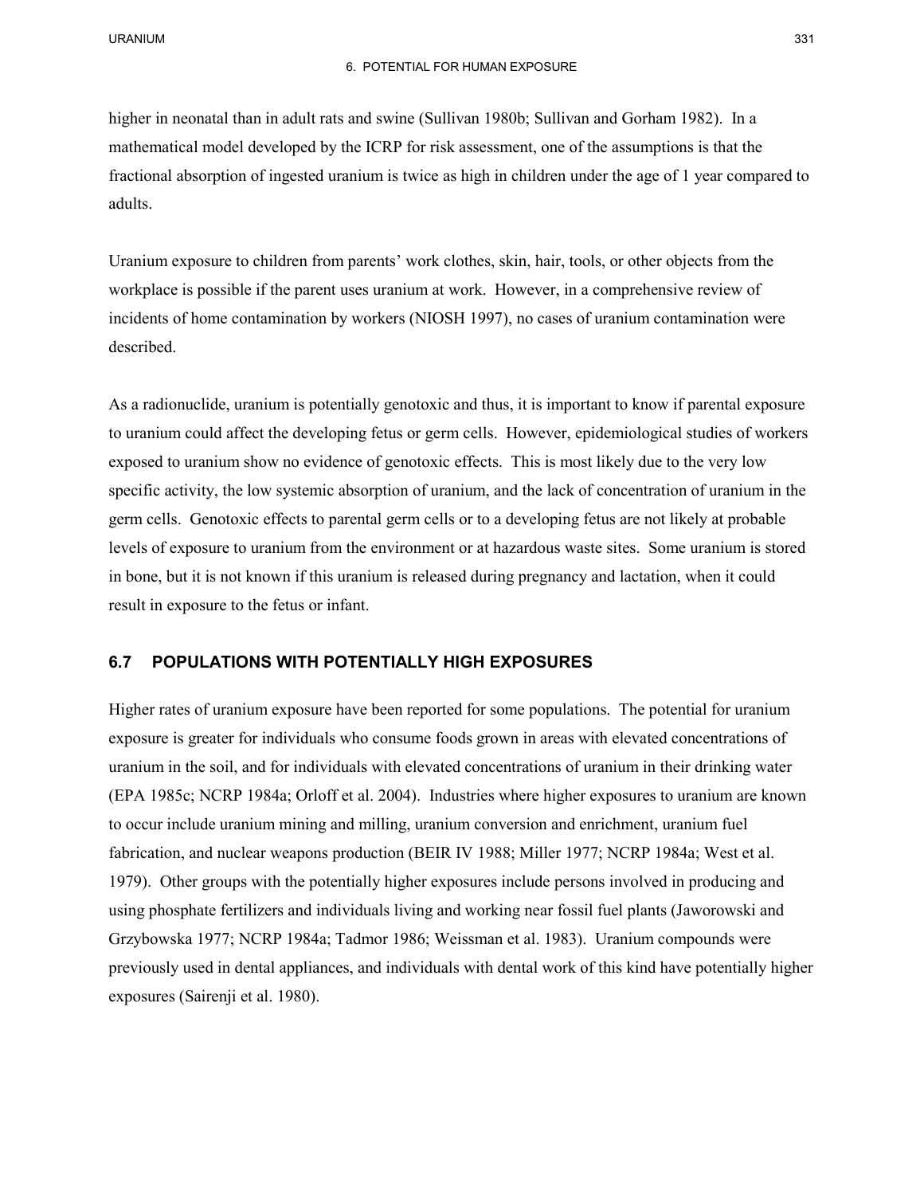higher in neonatal than in adult rats and swine (Sullivan 1980b; Sullivan and Gorham 1982). In a mathematical model developed by the ICRP for risk assessment, one of the assumptions is that the fractional absorption of ingested uranium is twice as high in children under the age of 1 year compared to adults.

Uranium exposure to children from parents' work clothes, skin, hair, tools, or other objects from the workplace is possible if the parent uses uranium at work. However, in a comprehensive review of incidents of home contamination by workers (NIOSH 1997), no cases of uranium contamination were described.

As a radionuclide, uranium is potentially genotoxic and thus, it is important to know if parental exposure to uranium could affect the developing fetus or germ cells. However, epidemiological studies of workers exposed to uranium show no evidence of genotoxic effects. This is most likely due to the very low specific activity, the low systemic absorption of uranium, and the lack of concentration of uranium in the germ cells. Genotoxic effects to parental germ cells or to a developing fetus are not likely at probable levels of exposure to uranium from the environment or at hazardous waste sites. Some uranium is stored in bone, but it is not known if this uranium is released during pregnancy and lactation, when it could result in exposure to the fetus or infant.

## 6.7 POPULATIONS WITH POTENTIALLY HIGH EXPOSURES

Higher rates of uranium exposure have been reported for some populations. The potential for uranium exposure is greater for individuals who consume foods grown in areas with elevated concentrations of uranium in the soil, and for individuals with elevated concentrations of uranium in their drinking water (EPA 1985c; NCRP 1984a; Orloff et al. 2004). Industries where higher exposures to uranium are known to occur include uranium mining and milling, uranium conversion and enrichment, uranium fuel fabrication, and nuclear weapons production (BEIR IV 1988; Miller 1977; NCRP 1984a; West et al. 1979). Other groups with the potentially higher exposures include persons involved in producing and using phosphate fertilizers and individuals living and working near fossil fuel plants (Jaworowski and Grzybowska 1977; NCRP 1984a; Tadmor 1986; Weissman et al. 1983). Uranium compounds were previously used in dental appliances, and individuals with dental work of this kind have potentially higher exposures (Sairenji et al. 1980).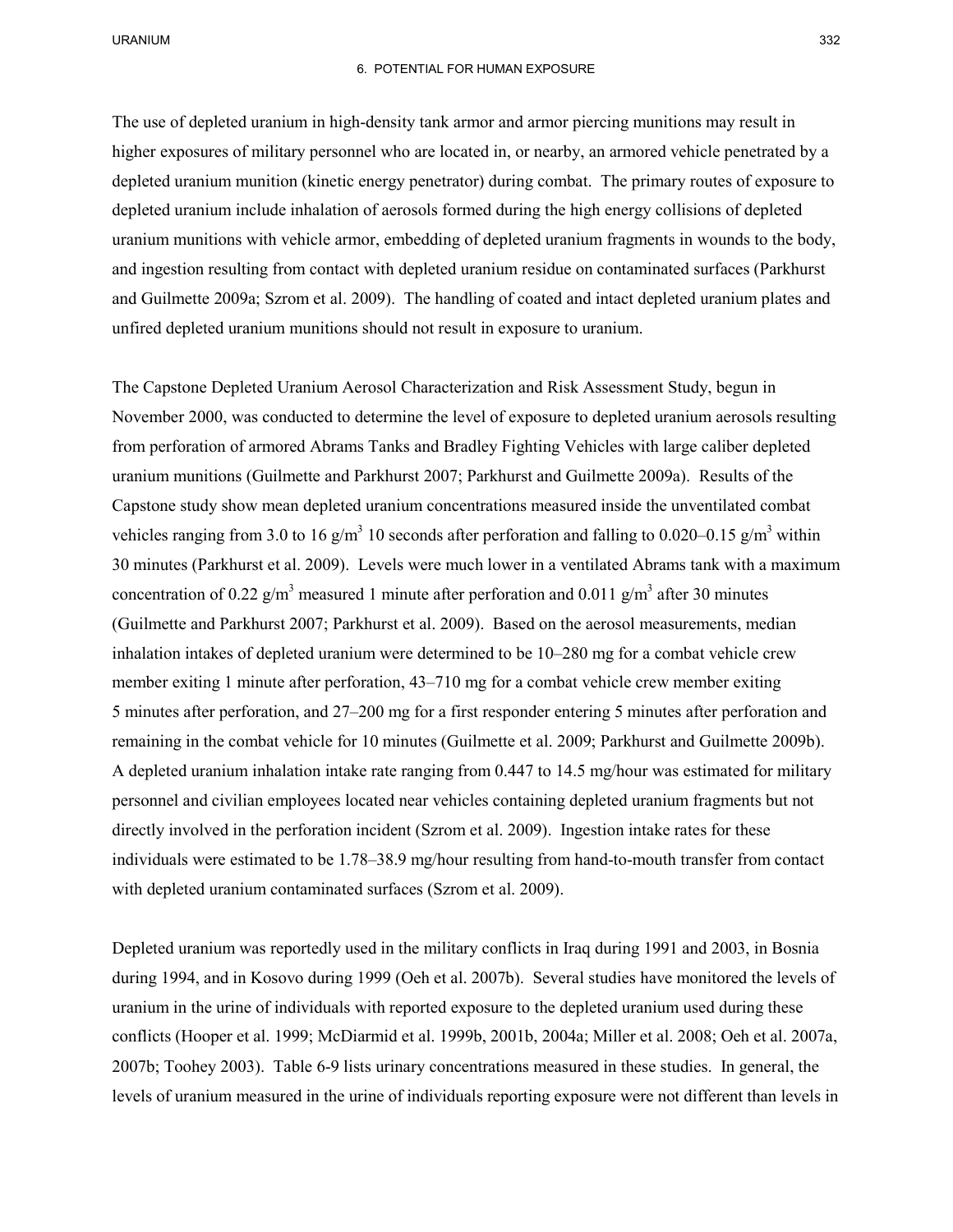The use of depleted uranium in high-density tank armor and armor piercing munitions may result in higher exposures of military personnel who are located in, or nearby, an armored vehicle penetrated by a depleted uranium munition (kinetic energy penetrator) during combat. The primary routes of exposure to depleted uranium include inhalation of aerosols formed during the high energy collisions of depleted uranium munitions with vehicle armor, embedding of depleted uranium fragments in wounds to the body, and ingestion resulting from contact with depleted uranium residue on contaminated surfaces (Parkhurst and Guilmette 2009a; Szrom et al. 2009). The handling of coated and intact depleted uranium plates and unfired depleted uranium munitions should not result in exposure to uranium.

The Capstone Depleted Uranium Aerosol Characterization and Risk Assessment Study, begun in November 2000, was conducted to determine the level of exposure to depleted uranium aerosols resulting from perforation of armored Abrams Tanks and Bradley Fighting Vehicles with large caliber depleted uranium munitions (Guilmette and Parkhurst 2007; Parkhurst and Guilmette 2009a). Results of the Capstone study show mean depleted uranium concentrations measured inside the unventilated combat vehicles ranging from 3.0 to 16 $g/m^3$ 10 seconds after perforation and falling to 0.020–0.15 $g/m^3$ within 30 minutes (Parkhurst et al. 2009). Levels were much lower in a ventilated Abrams tank with a maximum concentration of 0.22 $g/m^3$ measured 1 minute after perforation and 0.011 $g/m^3$ after 30 minutes (Guilmette and Parkhurst 2007; Parkhurst et al. 2009). Based on the aerosol measurements, median inhalation intakes of depleted uranium were determined to be 10–280 mg for a combat vehicle crew member exiting 1 minute after perforation, 43–710 mg for a combat vehicle crew member exiting 5 minutes after perforation, and 27–200 mg for a first responder entering 5 minutes after perforation and remaining in the combat vehicle for 10 minutes (Guilmette et al. 2009; Parkhurst and Guilmette 2009b). A depleted uranium inhalation intake rate ranging from 0.447 to 14.5 mg/hour was estimated for military personnel and civilian employees located near vehicles containing depleted uranium fragments but not directly involved in the perforation incident (Szrom et al. 2009). Ingestion intake rates for these individuals were estimated to be 1.78–38.9 mg/hour resulting from hand-to-mouth transfer from contact with depleted uranium contaminated surfaces (Szrom et al. 2009).

Depleted uranium was reportedly used in the military conflicts in Iraq during 1991 and 2003, in Bosnia during 1994, and in Kosovo during 1999 (Oeh et al. 2007b). Several studies have monitored the levels of uranium in the urine of individuals with reported exposure to the depleted uranium used during these conflicts (Hooper et al. 1999; McDiarmid et al. 1999b, 2001b, 2004a; Miller et al. 2008; Oeh et al. 2007a, 2007b; Toohey 2003). Table 6-9 lists urinary concentrations measured in these studies. In general, the levels of uranium measured in the urine of individuals reporting exposure were not different than levels in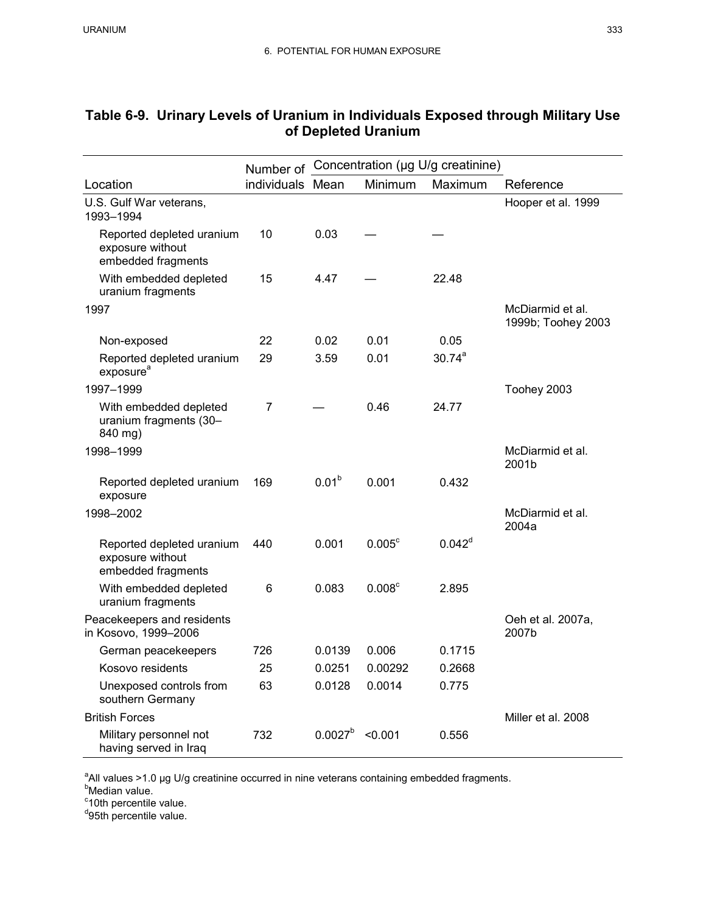### Table 6-9. Urinary Levels of Uranium in Individuals Exposed through Military Use of Depleted Uranium

| Location | Number of individuals | Concentration (µg U/g creatinine) | | | Reference |
|---|---|---|---|---|---|
| | | Mean | Minimum | Maximum | |
| U.S. Gulf War veterans, 1993–1994 | | | | | Hooper et al. 1999 |
| Reported depleted uranium exposure without embedded fragments | 10 | 0.03 | — | — | |
| With embedded depleted uranium fragments | 15 | 4.47 | — | 22.48 | |
| 1997 | | | | | McDiarmid et al. 1999b; Toohey 2003 |
| Non-exposed | 22 | 0.02 | 0.01 | 0.05 | |
| Reported depleted uranium exposure[a] | 29 | 3.59 | 0.01 | 30.74[a] | |
| 1997–1999 | | | | | Toohey 2003 |
| With embedded depleted uranium fragments (30–840 mg) | 7 | — | 0.46 | 24.77 | |
| 1998–1999 | | | | | McDiarmid et al. 2001b |
| Reported depleted uranium exposure | 169 | 0.01[b] | 0.001 | 0.432 | |
| 1998–2002 | | | | | McDiarmid et al. 2004a |
| Reported depleted uranium exposure without embedded fragments | 440 | 0.001 | 0.005[c] | 0.042[d] | |
| With embedded depleted uranium fragments | 6 | 0.083 | 0.008[c] | 2.895 | |
| Peacekeepers and residents in Kosovo, 1999–2006 | | | | | Oeh et al. 2007a, 2007b |
| German peacekeepers | 726 | 0.0139 | 0.006 | 0.1715 | |
| Kosovo residents | 25 | 0.0251 | 0.00292 | 0.2668 | |
| Unexposed controls from southern Germany | 63 | 0.0128 | 0.0014 | 0.775 | |
| British Forces | | | | | Miller et al. 2008 |
| Military personnel not having served in Iraq | 732 | 0.0027[b] | <0.001 | 0.556 | |

[a]All values >1.0 µg U/g creatinine occurred in nine veterans containing embedded fragments.
[b]Median value.
[c]10th percentile value.
[d]95th percentile value.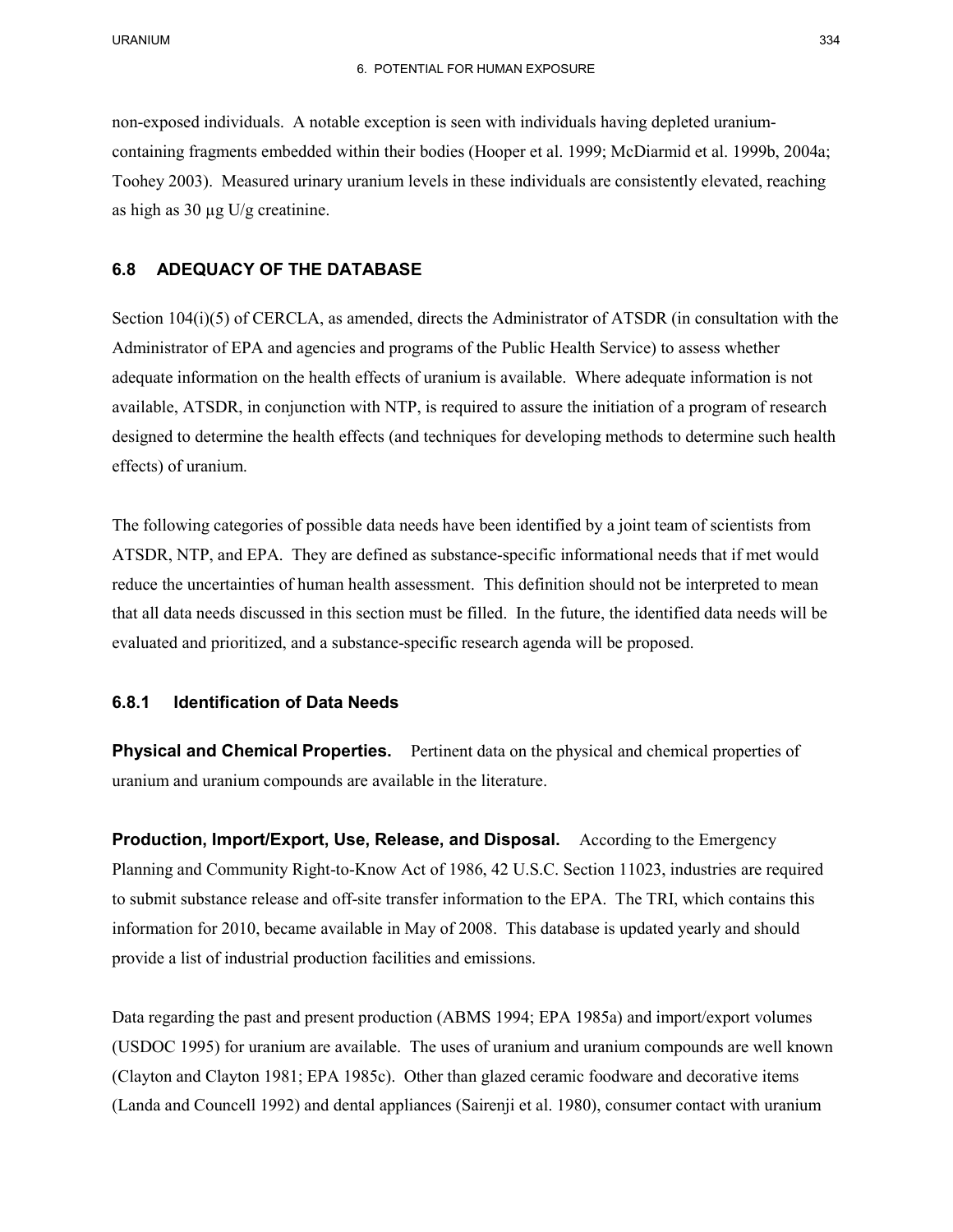non-exposed individuals. A notable exception is seen with individuals having depleted uranium-containing fragments embedded within their bodies (Hooper et al. 1999; McDiarmid et al. 1999b, 2004a; Toohey 2003). Measured urinary uranium levels in these individuals are consistently elevated, reaching as high as 30 μg U/g creatinine.

## 6.8 ADEQUACY OF THE DATABASE

Section 104(i)(5) of CERCLA, as amended, directs the Administrator of ATSDR (in consultation with the Administrator of EPA and agencies and programs of the Public Health Service) to assess whether adequate information on the health effects of uranium is available. Where adequate information is not available, ATSDR, in conjunction with NTP, is required to assure the initiation of a program of research designed to determine the health effects (and techniques for developing methods to determine such health effects) of uranium.

The following categories of possible data needs have been identified by a joint team of scientists from ATSDR, NTP, and EPA. They are defined as substance-specific informational needs that if met would reduce the uncertainties of human health assessment. This definition should not be interpreted to mean that all data needs discussed in this section must be filled. In the future, the identified data needs will be evaluated and prioritized, and a substance-specific research agenda will be proposed.

### 6.8.1 Identification of Data Needs

**Physical and Chemical Properties.** Pertinent data on the physical and chemical properties of uranium and uranium compounds are available in the literature.

**Production, Import/Export, Use, Release, and Disposal.** According to the Emergency Planning and Community Right-to-Know Act of 1986, 42 U.S.C. Section 11023, industries are required to submit substance release and off-site transfer information to the EPA. The TRI, which contains this information for 2010, became available in May of 2008. This database is updated yearly and should provide a list of industrial production facilities and emissions.

Data regarding the past and present production (ABMS 1994; EPA 1985a) and import/export volumes (USDOC 1995) for uranium are available. The uses of uranium and uranium compounds are well known (Clayton and Clayton 1981; EPA 1985c). Other than glazed ceramic foodware and decorative items (Landa and Councell 1992) and dental appliances (Sairenji et al. 1980), consumer contact with uranium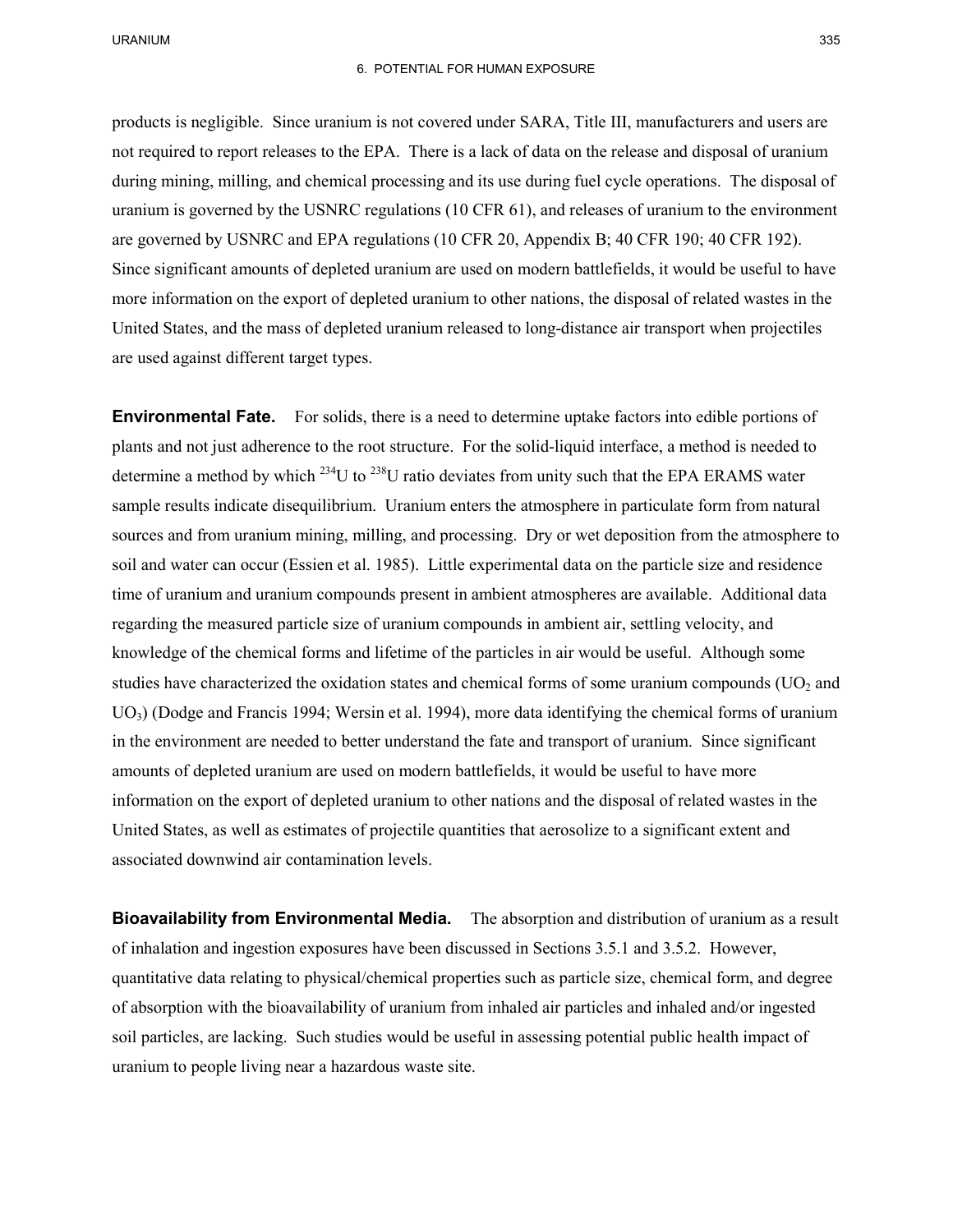products is negligible. Since uranium is not covered under SARA, Title III, manufacturers and users are not required to report releases to the EPA. There is a lack of data on the release and disposal of uranium during mining, milling, and chemical processing and its use during fuel cycle operations. The disposal of uranium is governed by the USNRC regulations (10 CFR 61), and releases of uranium to the environment are governed by USNRC and EPA regulations (10 CFR 20, Appendix B; 40 CFR 190; 40 CFR 192). Since significant amounts of depleted uranium are used on modern battlefields, it would be useful to have more information on the export of depleted uranium to other nations, the disposal of related wastes in the United States, and the mass of depleted uranium released to long-distance air transport when projectiles are used against different target types.

**Environmental Fate.** For solids, there is a need to determine uptake factors into edible portions of plants and not just adherence to the root structure. For the solid-liquid interface, a method is needed to determine a method by which $^{234}U$ to $^{238}U$ ratio deviates from unity such that the EPA ERAMS water sample results indicate disequilibrium. Uranium enters the atmosphere in particulate form from natural sources and from uranium mining, milling, and processing. Dry or wet deposition from the atmosphere to soil and water can occur (Essien et al. 1985). Little experimental data on the particle size and residence time of uranium and uranium compounds present in ambient atmospheres are available. Additional data regarding the measured particle size of uranium compounds in ambient air, settling velocity, and knowledge of the chemical forms and lifetime of the particles in air would be useful. Although some studies have characterized the oxidation states and chemical forms of some uranium compounds ($UO_2$ and $UO_3$) (Dodge and Francis 1994; Wersin et al. 1994), more data identifying the chemical forms of uranium in the environment are needed to better understand the fate and transport of uranium. Since significant amounts of depleted uranium are used on modern battlefields, it would be useful to have more information on the export of depleted uranium to other nations and the disposal of related wastes in the United States, as well as estimates of projectile quantities that aerosolize to a significant extent and associated downwind air contamination levels.

**Bioavailability from Environmental Media.** The absorption and distribution of uranium as a result of inhalation and ingestion exposures have been discussed in Sections 3.5.1 and 3.5.2. However, quantitative data relating to physical/chemical properties such as particle size, chemical form, and degree of absorption with the bioavailability of uranium from inhaled air particles and inhaled and/or ingested soil particles, are lacking. Such studies would be useful in assessing potential public health impact of uranium to people living near a hazardous waste site.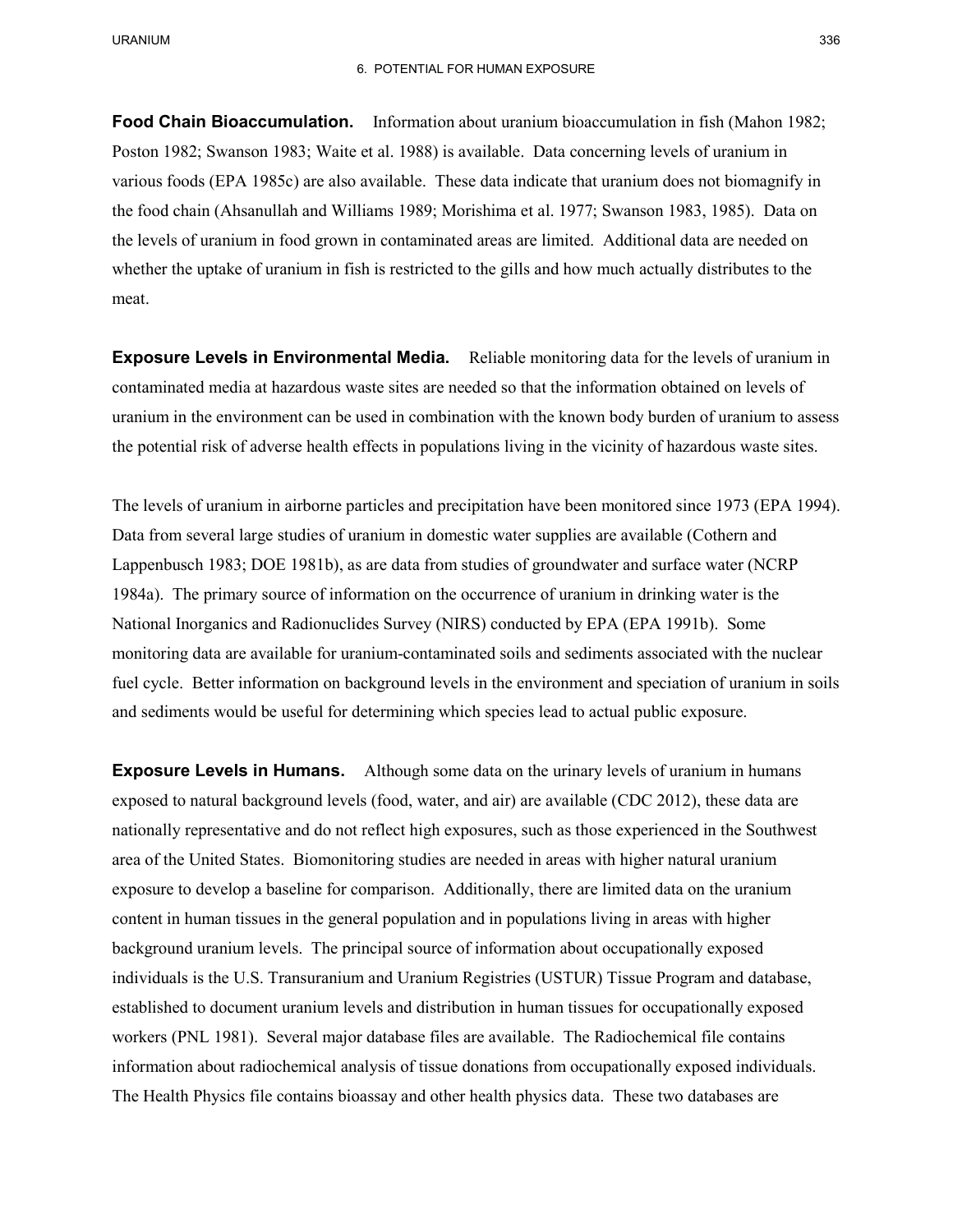**Food Chain Bioaccumulation.** Information about uranium bioaccumulation in fish (Mahon 1982; Poston 1982; Swanson 1983; Waite et al. 1988) is available. Data concerning levels of uranium in various foods (EPA 1985c) are also available. These data indicate that uranium does not biomagnify in the food chain (Ahsanullah and Williams 1989; Morishima et al. 1977; Swanson 1983, 1985). Data on the levels of uranium in food grown in contaminated areas are limited. Additional data are needed on whether the uptake of uranium in fish is restricted to the gills and how much actually distributes to the meat.

**Exposure Levels in Environmental Media.** Reliable monitoring data for the levels of uranium in contaminated media at hazardous waste sites are needed so that the information obtained on levels of uranium in the environment can be used in combination with the known body burden of uranium to assess the potential risk of adverse health effects in populations living in the vicinity of hazardous waste sites.

The levels of uranium in airborne particles and precipitation have been monitored since 1973 (EPA 1994). Data from several large studies of uranium in domestic water supplies are available (Cothern and Lappenbusch 1983; DOE 1981b), as are data from studies of groundwater and surface water (NCRP 1984a). The primary source of information on the occurrence of uranium in drinking water is the National Inorganics and Radionuclides Survey (NIRS) conducted by EPA (EPA 1991b). Some monitoring data are available for uranium-contaminated soils and sediments associated with the nuclear fuel cycle. Better information on background levels in the environment and speciation of uranium in soils and sediments would be useful for determining which species lead to actual public exposure.

**Exposure Levels in Humans.** Although some data on the urinary levels of uranium in humans exposed to natural background levels (food, water, and air) are available (CDC 2012), these data are nationally representative and do not reflect high exposures, such as those experienced in the Southwest area of the United States. Biomonitoring studies are needed in areas with higher natural uranium exposure to develop a baseline for comparison. Additionally, there are limited data on the uranium content in human tissues in the general population and in populations living in areas with higher background uranium levels. The principal source of information about occupationally exposed individuals is the U.S. Transuranium and Uranium Registries (USTUR) Tissue Program and database, established to document uranium levels and distribution in human tissues for occupationally exposed workers (PNL 1981). Several major database files are available. The Radiochemical file contains information about radiochemical analysis of tissue donations from occupationally exposed individuals. The Health Physics file contains bioassay and other health physics data. These two databases are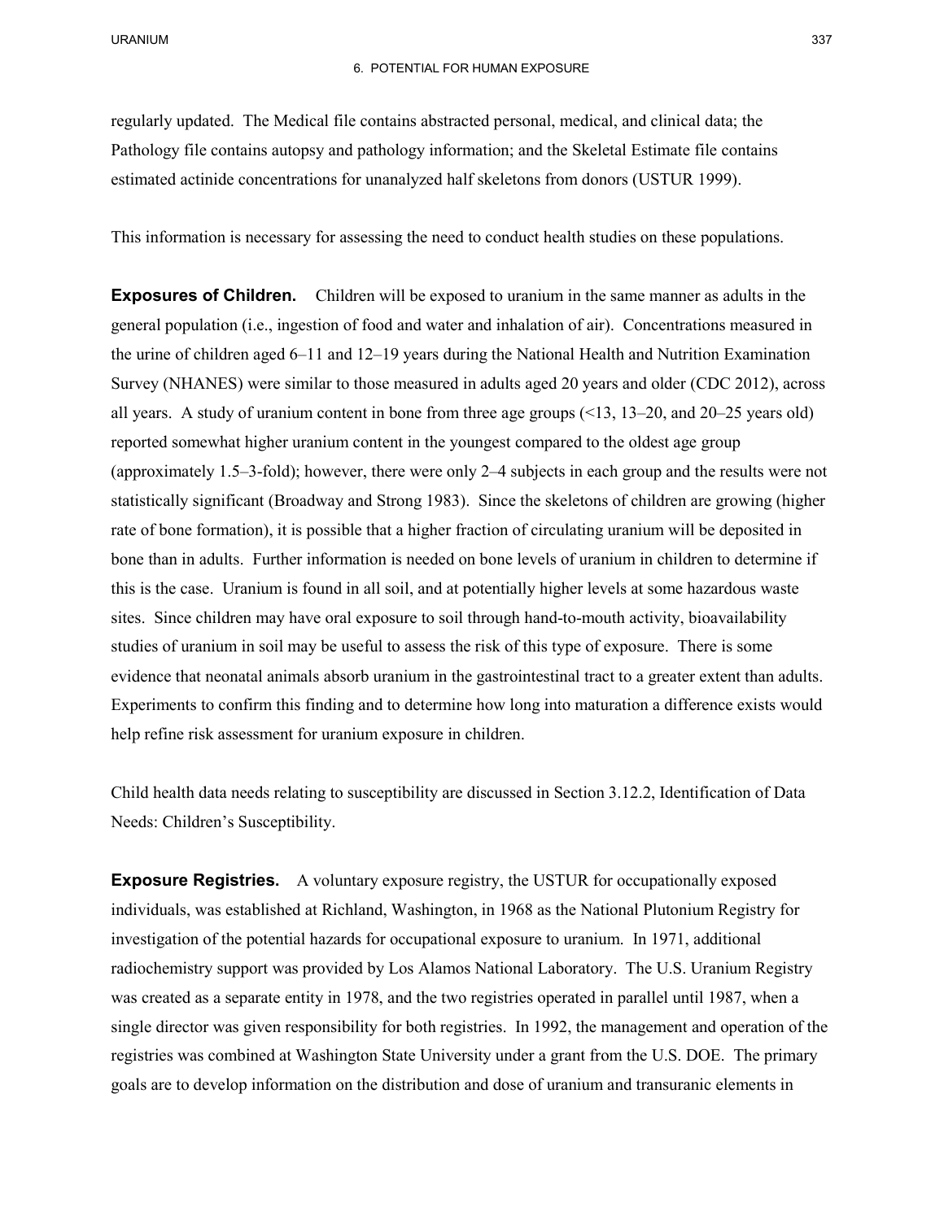regularly updated. The Medical file contains abstracted personal, medical, and clinical data; the Pathology file contains autopsy and pathology information; and the Skeletal Estimate file contains estimated actinide concentrations for unanalyzed half skeletons from donors (USTUR 1999).

This information is necessary for assessing the need to conduct health studies on these populations.

**Exposures of Children.** Children will be exposed to uranium in the same manner as adults in the general population (i.e., ingestion of food and water and inhalation of air). Concentrations measured in the urine of children aged 6–11 and 12–19 years during the National Health and Nutrition Examination Survey (NHANES) were similar to those measured in adults aged 20 years and older (CDC 2012), across all years. A study of uranium content in bone from three age groups (<13, 13–20, and 20–25 years old) reported somewhat higher uranium content in the youngest compared to the oldest age group (approximately 1.5–3-fold); however, there were only 2–4 subjects in each group and the results were not statistically significant (Broadway and Strong 1983). Since the skeletons of children are growing (higher rate of bone formation), it is possible that a higher fraction of circulating uranium will be deposited in bone than in adults. Further information is needed on bone levels of uranium in children to determine if this is the case. Uranium is found in all soil, and at potentially higher levels at some hazardous waste sites. Since children may have oral exposure to soil through hand-to-mouth activity, bioavailability studies of uranium in soil may be useful to assess the risk of this type of exposure. There is some evidence that neonatal animals absorb uranium in the gastrointestinal tract to a greater extent than adults. Experiments to confirm this finding and to determine how long into maturation a difference exists would help refine risk assessment for uranium exposure in children.

Child health data needs relating to susceptibility are discussed in Section 3.12.2, Identification of Data Needs: Children's Susceptibility.

**Exposure Registries.** A voluntary exposure registry, the USTUR for occupationally exposed individuals, was established at Richland, Washington, in 1968 as the National Plutonium Registry for investigation of the potential hazards for occupational exposure to uranium. In 1971, additional radiochemistry support was provided by Los Alamos National Laboratory. The U.S. Uranium Registry was created as a separate entity in 1978, and the two registries operated in parallel until 1987, when a single director was given responsibility for both registries. In 1992, the management and operation of the registries was combined at Washington State University under a grant from the U.S. DOE. The primary goals are to develop information on the distribution and dose of uranium and transuranic elements in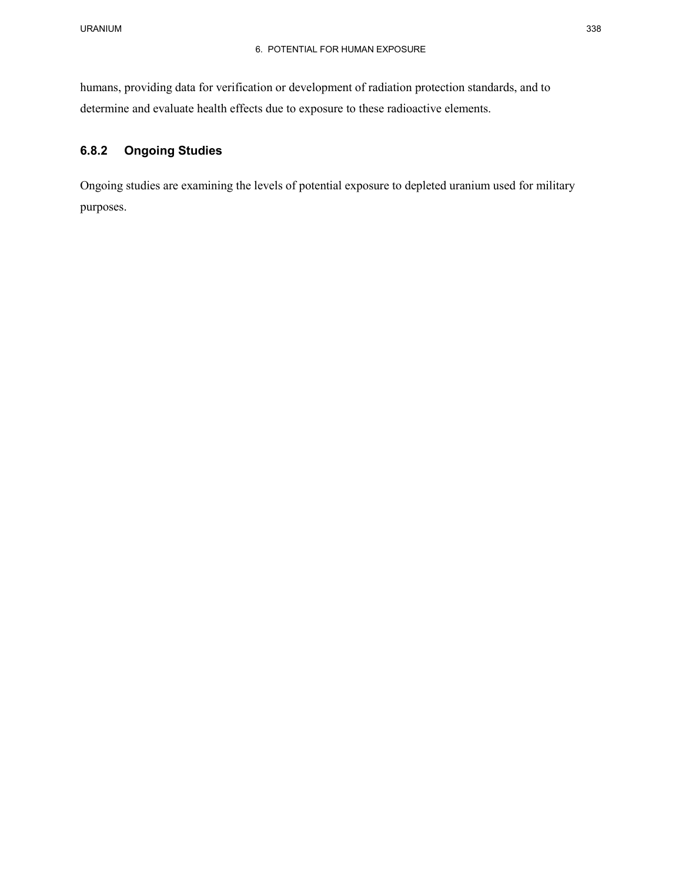humans, providing data for verification or development of radiation protection standards, and to determine and evaluate health effects due to exposure to these radioactive elements.

### 6.8.2 Ongoing Studies

Ongoing studies are examining the levels of potential exposure to depleted uranium used for military purposes.